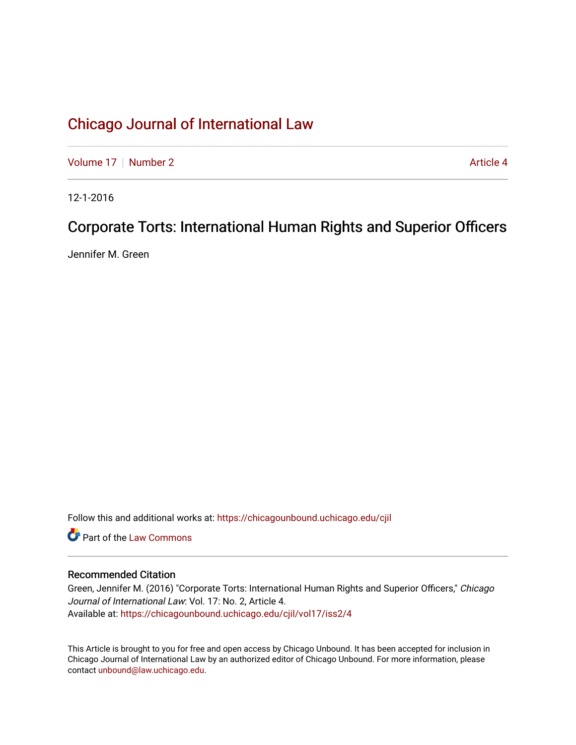# Chicago Journal of International Law

Volume 17 | Number 2 | Article 4

12-1-2016

## Corporate Torts: International Human Rights and Superior Officers

Jennifer M. Green

Follow this and additional works at: https://chicagounbound.uchicago.edu/cjil

Part of the Law Commons

### Recommended Citation

Green, Jennifer M. (2016) "Corporate Torts: International Human Rights and Superior Officers," *Chicago Journal of International Law*: Vol. 17: No. 2, Article 4.
Available at: https://chicagounbound.uchicago.edu/cjil/vol17/iss2/4

This Article is brought to you for free and open access by Chicago Unbound. It has been accepted for inclusion in Chicago Journal of International Law by an authorized editor of Chicago Unbound. For more information, please contact unbound@law.uchicago.edu.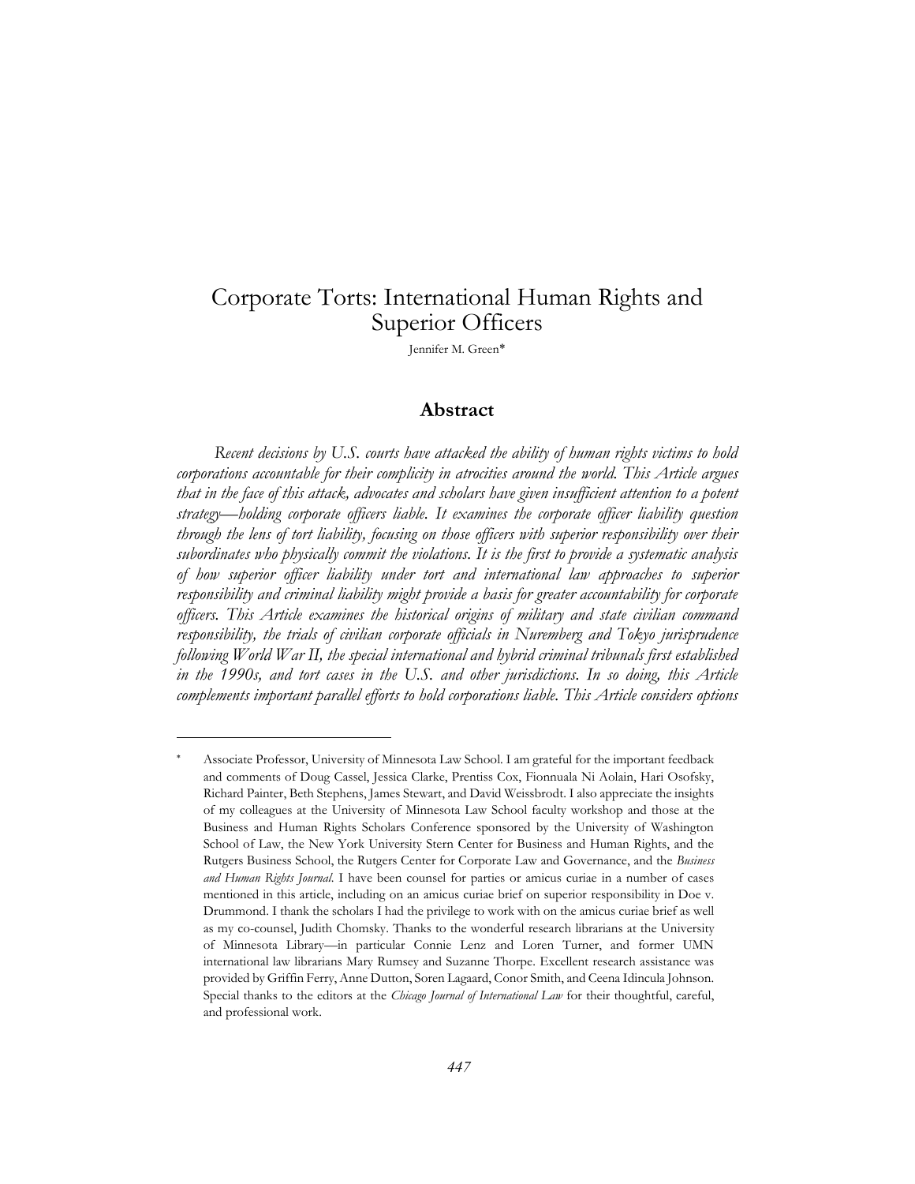# Corporate Torts: International Human Rights and Superior Officers

Jennifer M. Green*

## Abstract

*Recent decisions by U.S. courts have attacked the ability of human rights victims to hold corporations accountable for their complicity in atrocities around the world. This Article argues that in the face of this attack, advocates and scholars have given insufficient attention to a potent strategy—holding corporate officers liable. It examines the corporate officer liability question through the lens of tort liability, focusing on those officers with superior responsibility over their subordinates who physically commit the violations. It is the first to provide a systematic analysis of how superior officer liability under tort and international law approaches to superior responsibility and criminal liability might provide a basis for greater accountability for corporate officers. This Article examines the historical origins of military and state civilian command responsibility, the trials of civilian corporate officials in Nuremberg and Tokyo jurisprudence following World War II, the special international and hybrid criminal tribunals first established in the 1990s, and tort cases in the U.S. and other jurisdictions. In so doing, this Article complements important parallel efforts to hold corporations liable. This Article considers options*

---

\* Associate Professor, University of Minnesota Law School. I am grateful for the important feedback and comments of Doug Cassel, Jessica Clarke, Prentiss Cox, Fionnuala Ni Aolain, Hari Osofsky, Richard Painter, Beth Stephens, James Stewart, and David Weissbrodt. I also appreciate the insights of my colleagues at the University of Minnesota Law School faculty workshop and those at the Business and Human Rights Scholars Conference sponsored by the University of Washington School of Law, the New York University Stern Center for Business and Human Rights, and the Rutgers Business School, the Rutgers Center for Corporate Law and Governance, and the *Business and Human Rights Journal*. I have been counsel for parties or amicus curiae in a number of cases mentioned in this article, including on an amicus curiae brief on superior responsibility in Doe v. Drummond. I thank the scholars I had the privilege to work with on the amicus curiae brief as well as my co-counsel, Judith Chomsky. Thanks to the wonderful research librarians at the University of Minnesota Library—in particular Connie Lenz and Loren Turner, and former UMN international law librarians Mary Rumsey and Suzanne Thorpe. Excellent research assistance was provided by Griffin Ferry, Anne Dutton, Soren Lagaard, Conor Smith, and Ceena Idincula Johnson. Special thanks to the editors at the *Chicago Journal of International Law* for their thoughtful, careful, and professional work.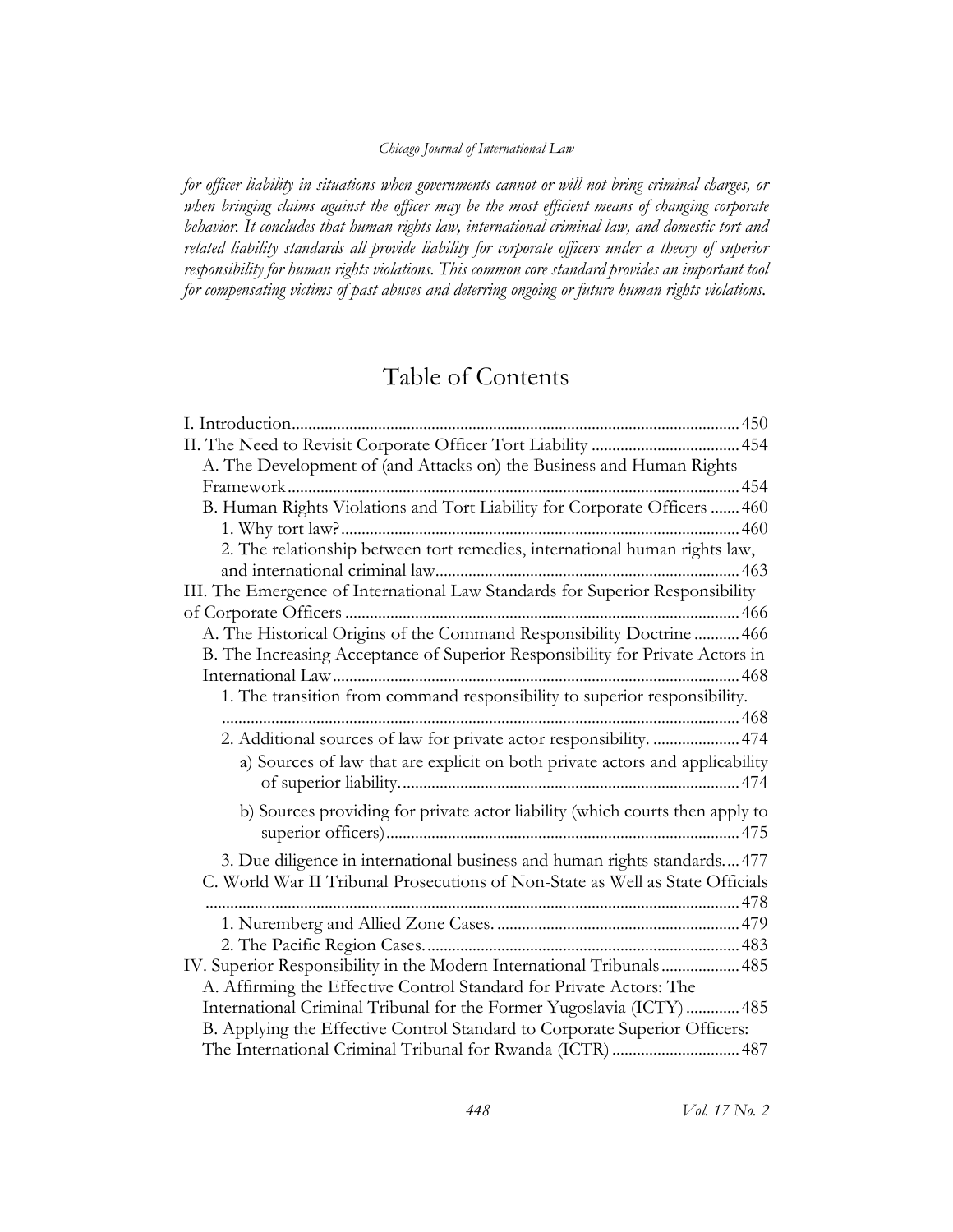*for officer liability in situations when governments cannot or will not bring criminal charges, or when bringing claims against the officer may be the most efficient means of changing corporate behavior. It concludes that human rights law, international criminal law, and domestic tort and related liability standards all provide liability for corporate officers under a theory of superior responsibility for human rights violations. This common core standard provides an important tool for compensating victims of past abuses and deterring ongoing or future human rights violations.*

## Table of Contents

I. Introduction ........ 450
II. The Need to Revisit Corporate Officer Tort Liability ........ 454
  A. The Development of (and Attacks on) the Business and Human Rights Framework ........ 454
  B. Human Rights Violations and Tort Liability for Corporate Officers ........ 460
    1. Why tort law? ........ 460
    2. The relationship between tort remedies, international human rights law, and international criminal law ........ 463
III. The Emergence of International Law Standards for Superior Responsibility of Corporate Officers ........ 466
  A. The Historical Origins of the Command Responsibility Doctrine ........ 466
  B. The Increasing Acceptance of Superior Responsibility for Private Actors in International Law ........ 468
    1. The transition from command responsibility to superior responsibility. ........ 468
    2. Additional sources of law for private actor responsibility. ........ 474
      a) Sources of law that are explicit on both private actors and applicability of superior liability. ........ 474
      b) Sources providing for private actor liability (which courts then apply to superior officers) ........ 475
    3. Due diligence in international business and human rights standards. ... 477
  C. World War II Tribunal Prosecutions of Non-State as Well as State Officials ........ 478
    1. Nuremberg and Allied Zone Cases. ........ 479
    2. The Pacific Region Cases. ........ 483
IV. Superior Responsibility in the Modern International Tribunals ........ 485
  A. Affirming the Effective Control Standard for Private Actors: The International Criminal Tribunal for the Former Yugoslavia (ICTY) ........ 485
  B. Applying the Effective Control Standard to Corporate Superior Officers: The International Criminal Tribunal for Rwanda (ICTR) ........ 487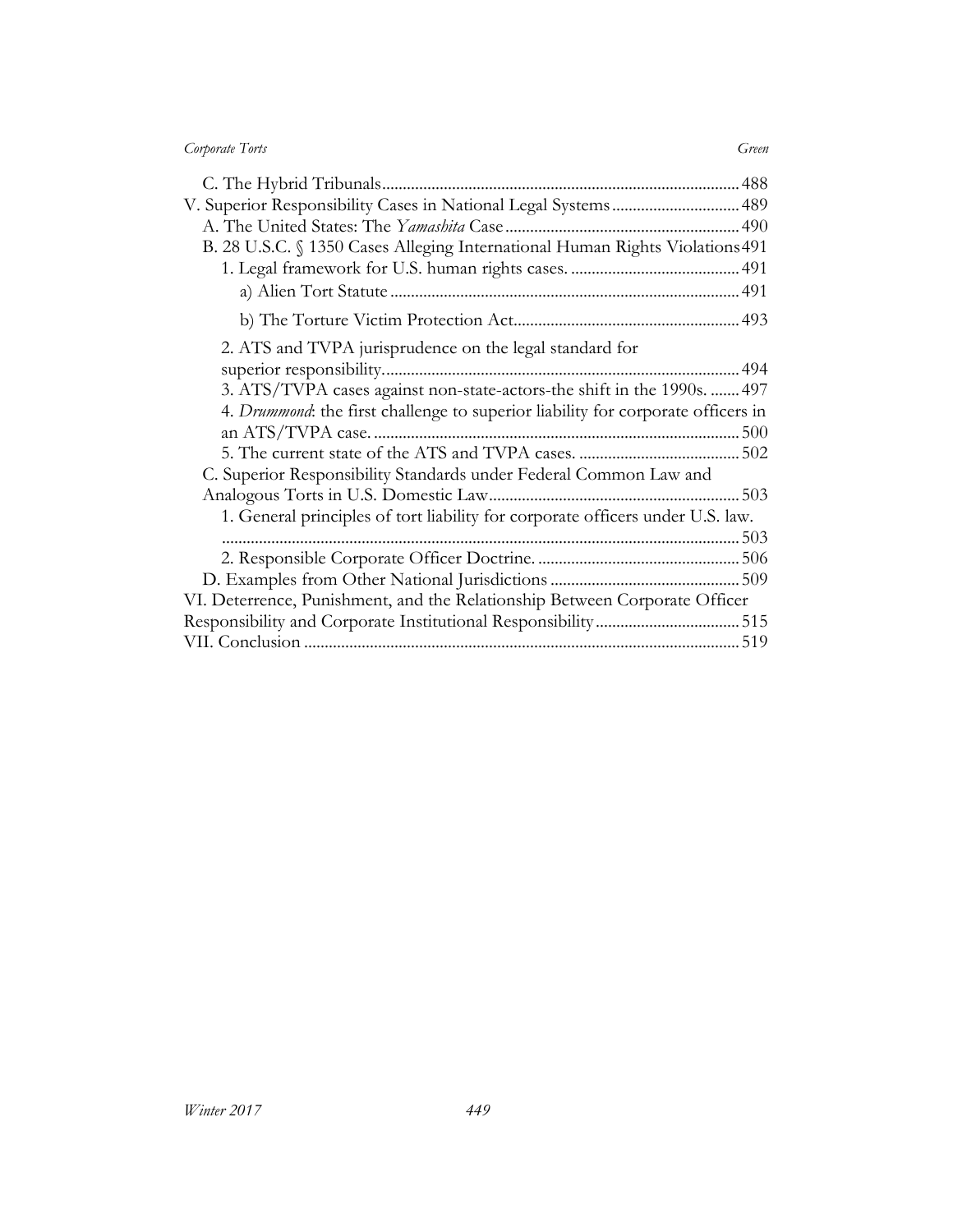C. The Hybrid Tribunals ... 488

V. Superior Responsibility Cases in National Legal Systems ... 489

A. The United States: The *Yamashita* Case ... 490

B. 28 U.S.C. § 1350 Cases Alleging International Human Rights Violations ... 491

1. Legal framework for U.S. human rights cases. ... 491

a) Alien Tort Statute ... 491

b) The Torture Victim Protection Act ... 493

2. ATS and TVPA jurisprudence on the legal standard for superior responsibility. ... 494

3. ATS/TVPA cases against non-state-actors-the shift in the 1990s. ... 497

4. *Drummond*: the first challenge to superior liability for corporate officers in an ATS/TVPA case. ... 500

5. The current state of the ATS and TVPA cases. ... 502

C. Superior Responsibility Standards under Federal Common Law and Analogous Torts in U.S. Domestic Law ... 503

1. General principles of tort liability for corporate officers under U.S. law. ... 503

2. Responsible Corporate Officer Doctrine. ... 506

D. Examples from Other National Jurisdictions ... 509

VI. Deterrence, Punishment, and the Relationship Between Corporate Officer Responsibility and Corporate Institutional Responsibility ... 515

VII. Conclusion ... 519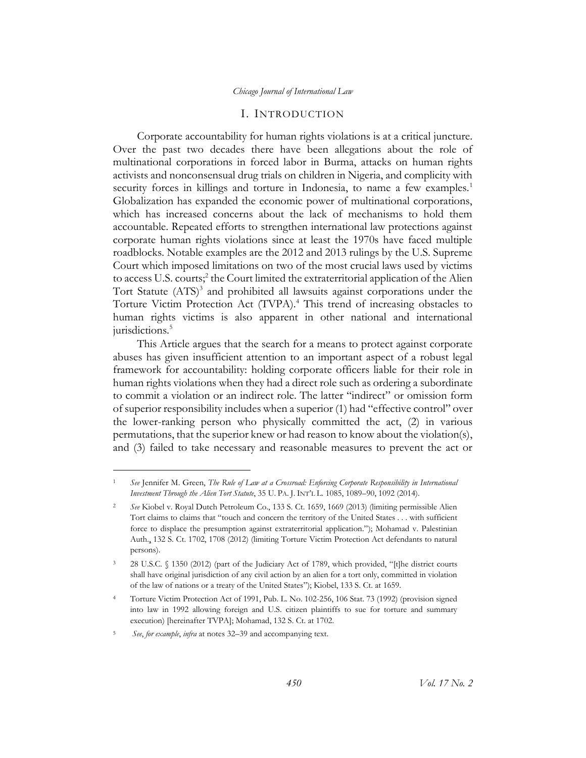## I. INTRODUCTION

Corporate accountability for human rights violations is at a critical juncture. Over the past two decades there have been allegations about the role of multinational corporations in forced labor in Burma, attacks on human rights activists and nonconsensual drug trials on children in Nigeria, and complicity with security forces in killings and torture in Indonesia, to name a few examples.[1] Globalization has expanded the economic power of multinational corporations, which has increased concerns about the lack of mechanisms to hold them accountable. Repeated efforts to strengthen international law protections against corporate human rights violations since at least the 1970s have faced multiple roadblocks. Notable examples are the 2012 and 2013 rulings by the U.S. Supreme Court which imposed limitations on two of the most crucial laws used by victims to access U.S. courts;[2] the Court limited the extraterritorial application of the Alien Tort Statute (ATS)[3] and prohibited all lawsuits against corporations under the Torture Victim Protection Act (TVPA).[4] This trend of increasing obstacles to human rights victims is also apparent in other national and international jurisdictions.[5]

This Article argues that the search for a means to protect against corporate abuses has given insufficient attention to an important aspect of a robust legal framework for accountability: holding corporate officers liable for their role in human rights violations when they had a direct role such as ordering a subordinate to commit a violation or an indirect role. The latter "indirect" or omission form of superior responsibility includes when a superior (1) had "effective control" over the lower-ranking person who physically committed the act, (2) in various permutations, that the superior knew or had reason to know about the violation(s), and (3) failed to take necessary and reasonable measures to prevent the act or

---

[1] *See* Jennifer M. Green, *The Rule of Law at a Crossroad: Enforcing Corporate Responsibility in International Investment Through the Alien Tort Statute*, 35 U. PA. J. INT'L L. 1085, 1089–90, 1092 (2014).

[2] *See* Kiobel v. Royal Dutch Petroleum Co., 133 S. Ct. 1659, 1669 (2013) (limiting permissible Alien Tort claims to claims that "touch and concern the territory of the United States . . . with sufficient force to displace the presumption against extraterritorial application."); Mohamad v. Palestinian Auth., 132 S. Ct. 1702, 1708 (2012) (limiting Torture Victim Protection Act defendants to natural persons).

[3] 28 U.S.C. § 1350 (2012) (part of the Judiciary Act of 1789, which provided, "[t]he district courts shall have original jurisdiction of any civil action by an alien for a tort only, committed in violation of the law of nations or a treaty of the United States"); Kiobel, 133 S. Ct. at 1659.

[4] Torture Victim Protection Act of 1991, Pub. L. No. 102-256, 106 Stat. 73 (1992) (provision signed into law in 1992 allowing foreign and U.S. citizen plaintiffs to sue for torture and summary execution) [hereinafter TVPA]; Mohamad, 132 S. Ct. at 1702.

[5] *See*, *for example*, *infra* at notes 32–39 and accompanying text.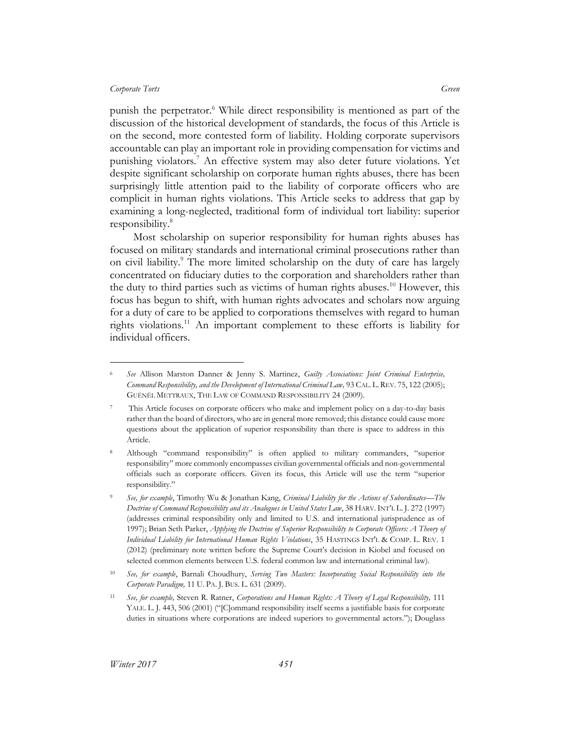punish the perpetrator.[6] While direct responsibility is mentioned as part of the discussion of the historical development of standards, the focus of this Article is on the second, more contested form of liability. Holding corporate supervisors accountable can play an important role in providing compensation for victims and punishing violators.[7] An effective system may also deter future violations. Yet despite significant scholarship on corporate human rights abuses, there has been surprisingly little attention paid to the liability of corporate officers who are complicit in human rights violations. This Article seeks to address that gap by examining a long-neglected, traditional form of individual tort liability: superior responsibility.[8]

Most scholarship on superior responsibility for human rights abuses has focused on military standards and international criminal prosecutions rather than on civil liability.[9] The more limited scholarship on the duty of care has largely concentrated on fiduciary duties to the corporation and shareholders rather than the duty to third parties such as victims of human rights abuses.[10] However, this focus has begun to shift, with human rights advocates and scholars now arguing for a duty of care to be applied to corporations themselves with regard to human rights violations.[11] An important complement to these efforts is liability for individual officers.

---

[6] *See* Allison Marston Danner & Jenny S. Martinez, *Guilty Associations: Joint Criminal Enterprise, Command Responsibility, and the Development of International Criminal Law,* 93 CAL. L. REV. 75, 122 (2005); GUÉNÄEL METTRAUX, THE LAW OF COMMAND RESPONSIBILITY 24 (2009).

[7] This Article focuses on corporate officers who make and implement policy on a day-to-day basis rather than the board of directors, who are in general more removed; this distance could cause more questions about the application of superior responsibility than there is space to address in this Article.

[8] Although "command responsibility" is often applied to military commanders, "superior responsibility" more commonly encompasses civilian governmental officials and non-governmental officials such as corporate officers. Given its focus, this Article will use the term "superior responsibility."

[9] *See, for example*, Timothy Wu & Jonathan Kang, *Criminal Liability for the Actions of Subordinates—The Doctrine of Command Responsibility and its Analogues in United States Law*, 38 HARV. INT'L L. J. 272 (1997) (addresses criminal responsibility only and limited to U.S. and international jurisprudence as of 1997); Brian Seth Parker, *Applying the Doctrine of Superior Responsibility to Corporate Officers: A Theory of Individual Liability for International Human Rights Violations*, 35 HASTINGS INT'L & COMP. L. REV. 1 (2012) (preliminary note written before the Supreme Court's decision in Kiobel and focused on selected common elements between U.S. federal common law and international criminal law).

[10] *See, for example*, Barnali Choudhury, *Serving Two Masters: Incorporating Social Responsibility into the Corporate Paradigm,* 11 U. PA. J. BUS. L. 631 (2009).

[11] *See, for example,* Steven R. Ratner, *Corporations and Human Rights: A Theory of Legal Responsibility,* 111 YALE. L. J. 443, 506 (2001) ("[C]ommand responsibility itself seems a justifiable basis for corporate duties in situations where corporations are indeed superiors to governmental actors."); Douglass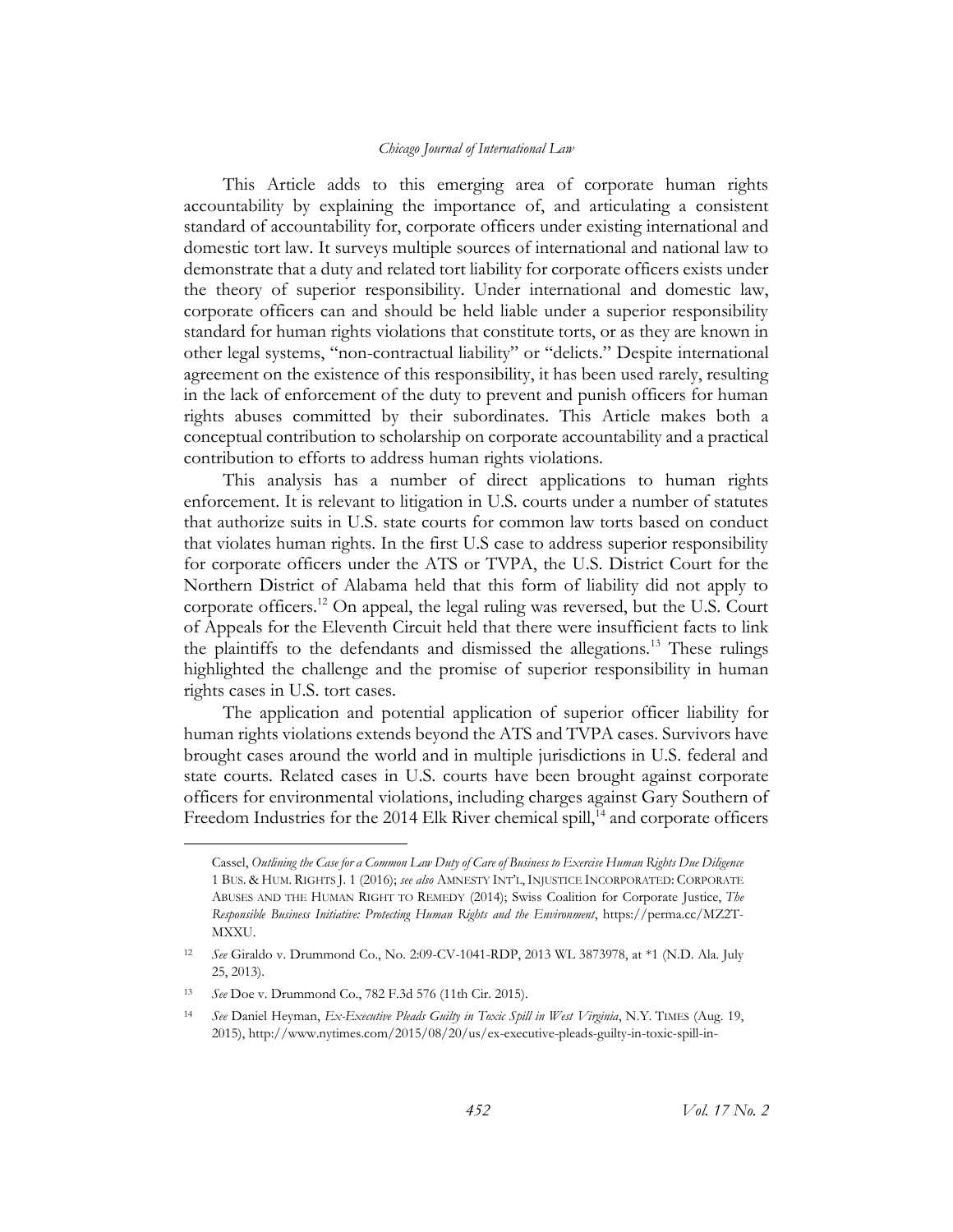This Article adds to this emerging area of corporate human rights accountability by explaining the importance of, and articulating a consistent standard of accountability for, corporate officers under existing international and domestic tort law. It surveys multiple sources of international and national law to demonstrate that a duty and related tort liability for corporate officers exists under the theory of superior responsibility. Under international and domestic law, corporate officers can and should be held liable under a superior responsibility standard for human rights violations that constitute torts, or as they are known in other legal systems, "non-contractual liability" or "delicts." Despite international agreement on the existence of this responsibility, it has been used rarely, resulting in the lack of enforcement of the duty to prevent and punish officers for human rights abuses committed by their subordinates. This Article makes both a conceptual contribution to scholarship on corporate accountability and a practical contribution to efforts to address human rights violations.

This analysis has a number of direct applications to human rights enforcement. It is relevant to litigation in U.S. courts under a number of statutes that authorize suits in U.S. state courts for common law torts based on conduct that violates human rights. In the first U.S case to address superior responsibility for corporate officers under the ATS or TVPA, the U.S. District Court for the Northern District of Alabama held that this form of liability did not apply to corporate officers.[12] On appeal, the legal ruling was reversed, but the U.S. Court of Appeals for the Eleventh Circuit held that there were insufficient facts to link the plaintiffs to the defendants and dismissed the allegations.[13] These rulings highlighted the challenge and the promise of superior responsibility in human rights cases in U.S. tort cases.

The application and potential application of superior officer liability for human rights violations extends beyond the ATS and TVPA cases. Survivors have brought cases around the world and in multiple jurisdictions in U.S. federal and state courts. Related cases in U.S. courts have been brought against corporate officers for environmental violations, including charges against Gary Southern of Freedom Industries for the 2014 Elk River chemical spill,[14] and corporate officers

---

Cassel, *Outlining the Case for a Common Law Duty of Care of Business to Exercise Human Rights Due Diligence* 1 BUS. & HUM. RIGHTS J. 1 (2016); *see also* AMNESTY INT'L, INJUSTICE INCORPORATED: CORPORATE ABUSES AND THE HUMAN RIGHT TO REMEDY (2014); Swiss Coalition for Corporate Justice, *The Responsible Business Initiative: Protecting Human Rights and the Environment*, https://perma.cc/MZ2T-MXXU.

[12] *See* Giraldo v. Drummond Co., No. 2:09-CV-1041-RDP, 2013 WL 3873978, at *1 (N.D. Ala. July 25, 2013).

[13] *See* Doe v. Drummond Co., 782 F.3d 576 (11th Cir. 2015).

[14] *See* Daniel Heyman, *Ex-Executive Pleads Guilty in Toxic Spill in West Virginia*, N.Y. TIMES (Aug. 19, 2015), http://www.nytimes.com/2015/08/20/us/ex-executive-pleads-guilty-in-toxic-spill-in-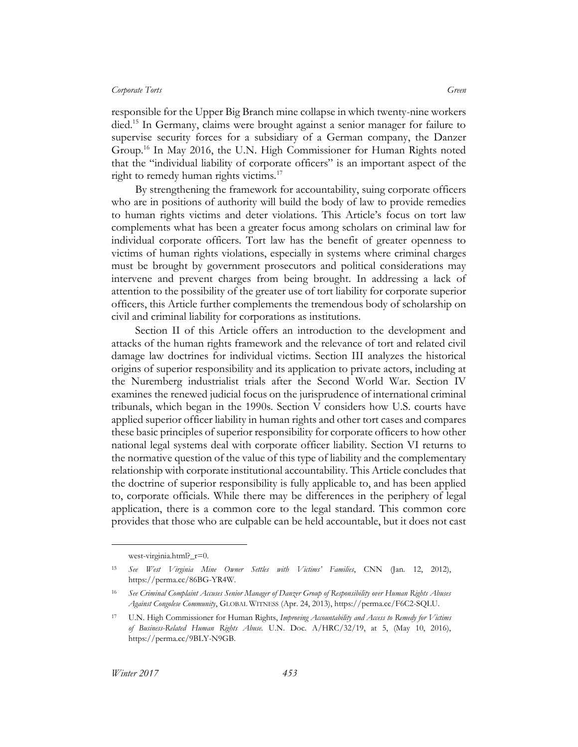responsible for the Upper Big Branch mine collapse in which twenty-nine workers died.[15] In Germany, claims were brought against a senior manager for failure to supervise security forces for a subsidiary of a German company, the Danzer Group.[16] In May 2016, the U.N. High Commissioner for Human Rights noted that the "individual liability of corporate officers" is an important aspect of the right to remedy human rights victims.[17]

By strengthening the framework for accountability, suing corporate officers who are in positions of authority will build the body of law to provide remedies to human rights victims and deter violations. This Article's focus on tort law complements what has been a greater focus among scholars on criminal law for individual corporate officers. Tort law has the benefit of greater openness to victims of human rights violations, especially in systems where criminal charges must be brought by government prosecutors and political considerations may intervene and prevent charges from being brought. In addressing a lack of attention to the possibility of the greater use of tort liability for corporate superior officers, this Article further complements the tremendous body of scholarship on civil and criminal liability for corporations as institutions.

Section II of this Article offers an introduction to the development and attacks of the human rights framework and the relevance of tort and related civil damage law doctrines for individual victims. Section III analyzes the historical origins of superior responsibility and its application to private actors, including at the Nuremberg industrialist trials after the Second World War. Section IV examines the renewed judicial focus on the jurisprudence of international criminal tribunals, which began in the 1990s. Section V considers how U.S. courts have applied superior officer liability in human rights and other tort cases and compares these basic principles of superior responsibility for corporate officers to how other national legal systems deal with corporate officer liability. Section VI returns to the normative question of the value of this type of liability and the complementary relationship with corporate institutional accountability. This Article concludes that the doctrine of superior responsibility is fully applicable to, and has been applied to, corporate officials. While there may be differences in the periphery of legal application, there is a common core to the legal standard. This common core provides that those who are culpable can be held accountable, but it does not cast

---

west-virginia.html?_r=0.

[15] *See West Virginia Mine Owner Settles with Victims' Families*, CNN (Jan. 12, 2012), https://perma.cc/86BG-YR4W.

[16] *See Criminal Complaint Accuses Senior Manager of Danzer Group of Responsibility over Human Rights Abuses Against Congolese Community*, GLOBAL WITNESS (Apr. 24, 2013), https://perma.cc/F6C2-SQLU.

[17] U.N. High Commissioner for Human Rights, *Improving Accountability and Access to Remedy for Victims of Business-Related Human Rights Abuse.* U.N. Doc. A/HRC/32/19, at 5, (May 10, 2016), https://perma.cc/9BLY-N9GB.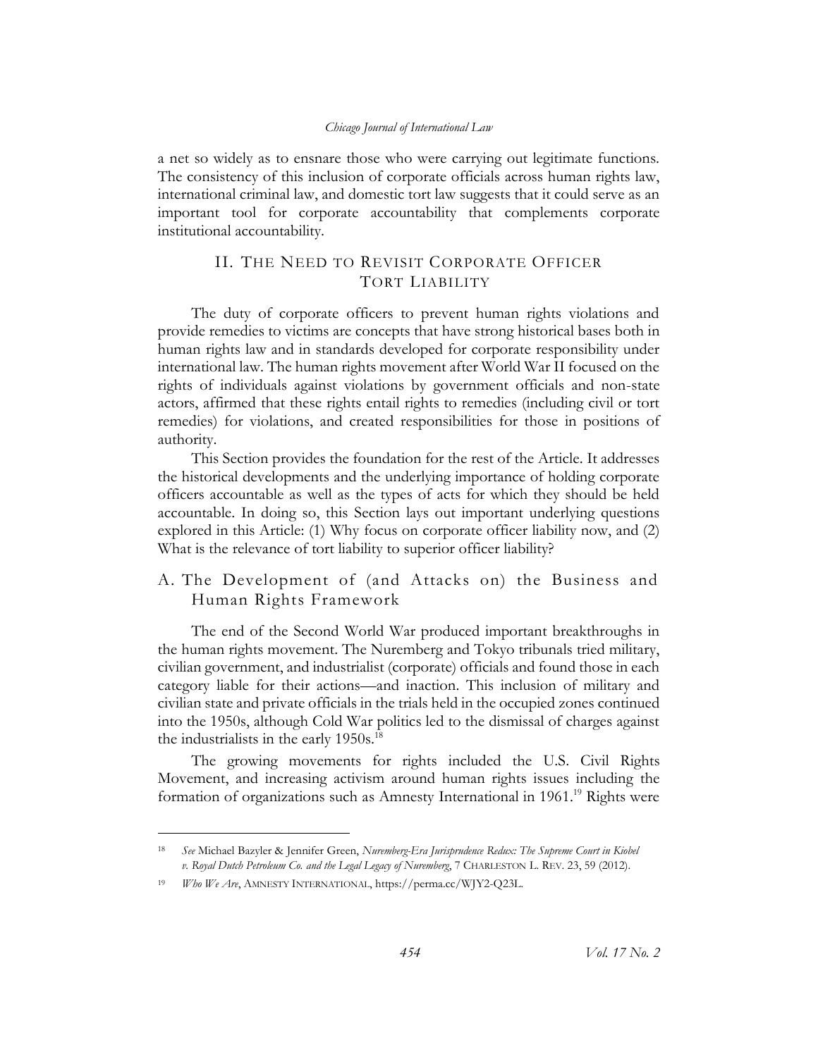a net so widely as to ensnare those who were carrying out legitimate functions. The consistency of this inclusion of corporate officials across human rights law, international criminal law, and domestic tort law suggests that it could serve as an important tool for corporate accountability that complements corporate institutional accountability.

## II. The Need to Revisit Corporate Officer Tort Liability

The duty of corporate officers to prevent human rights violations and provide remedies to victims are concepts that have strong historical bases both in human rights law and in standards developed for corporate responsibility under international law. The human rights movement after World War II focused on the rights of individuals against violations by government officials and non-state actors, affirmed that these rights entail rights to remedies (including civil or tort remedies) for violations, and created responsibilities for those in positions of authority.

This Section provides the foundation for the rest of the Article. It addresses the historical developments and the underlying importance of holding corporate officers accountable as well as the types of acts for which they should be held accountable. In doing so, this Section lays out important underlying questions explored in this Article: (1) Why focus on corporate officer liability now, and (2) What is the relevance of tort liability to superior officer liability?

### A. The Development of (and Attacks on) the Business and Human Rights Framework

The end of the Second World War produced important breakthroughs in the human rights movement. The Nuremberg and Tokyo tribunals tried military, civilian government, and industrialist (corporate) officials and found those in each category liable for their actions—and inaction. This inclusion of military and civilian state and private officials in the trials held in the occupied zones continued into the 1950s, although Cold War politics led to the dismissal of charges against the industrialists in the early 1950s.[18]

The growing movements for rights included the U.S. Civil Rights Movement, and increasing activism around human rights issues including the formation of organizations such as Amnesty International in 1961.[19] Rights were

---

[18] *See* Michael Bazyler & Jennifer Green, *Nuremberg-Era Jurisprudence Redux: The Supreme Court in Kiobel v. Royal Dutch Petroleum Co. and the Legal Legacy of Nuremberg*, 7 CHARLESTON L. REV. 23, 59 (2012).

[19] *Who We Are*, AMNESTY INTERNATIONAL, https://perma.cc/WJY2-Q23L.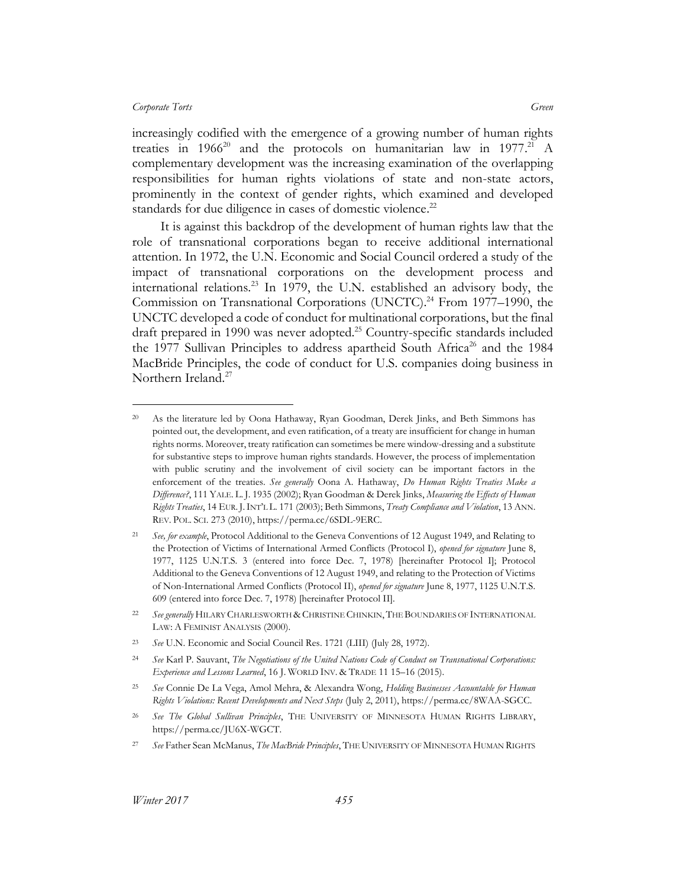increasingly codified with the emergence of a growing number of human rights treaties in 1966[20] and the protocols on humanitarian law in 1977.[21] A complementary development was the increasing examination of the overlapping responsibilities for human rights violations of state and non-state actors, prominently in the context of gender rights, which examined and developed standards for due diligence in cases of domestic violence.[22]

It is against this backdrop of the development of human rights law that the role of transnational corporations began to receive additional international attention. In 1972, the U.N. Economic and Social Council ordered a study of the impact of transnational corporations on the development process and international relations.[23] In 1979, the U.N. established an advisory body, the Commission on Transnational Corporations (UNCTC).[24] From 1977–1990, the UNCTC developed a code of conduct for multinational corporations, but the final draft prepared in 1990 was never adopted.[25] Country-specific standards included the 1977 Sullivan Principles to address apartheid South Africa[26] and the 1984 MacBride Principles, the code of conduct for U.S. companies doing business in Northern Ireland.[27]

---

[20] As the literature led by Oona Hathaway, Ryan Goodman, Derek Jinks, and Beth Simmons has pointed out, the development, and even ratification, of a treaty are insufficient for change in human rights norms. Moreover, treaty ratification can sometimes be mere window-dressing and a substitute for substantive steps to improve human rights standards. However, the process of implementation with public scrutiny and the involvement of civil society can be important factors in the enforcement of the treaties. *See generally* Oona A. Hathaway, *Do Human Rights Treaties Make a Difference?*, 111 YALE. L. J. 1935 (2002); Ryan Goodman & Derek Jinks, *Measuring the Effects of Human Rights Treaties*, 14 EUR. J. INT'L L. 171 (2003); Beth Simmons, *Treaty Compliance and Violation*, 13 ANN. REV. POL. SCI. 273 (2010), https://perma.cc/6SDL-9ERC.

[21] *See, for example*, Protocol Additional to the Geneva Conventions of 12 August 1949, and Relating to the Protection of Victims of International Armed Conflicts (Protocol I), *opened for signature* June 8, 1977, 1125 U.N.T.S. 3 (entered into force Dec. 7, 1978) [hereinafter Protocol I]; Protocol Additional to the Geneva Conventions of 12 August 1949, and relating to the Protection of Victims of Non-International Armed Conflicts (Protocol II), *opened for signature* June 8, 1977, 1125 U.N.T.S. 609 (entered into force Dec. 7, 1978) [hereinafter Protocol II].

[22] *See generally* HILARY CHARLESWORTH & CHRISTINE CHINKIN, THE BOUNDARIES OF INTERNATIONAL LAW: A FEMINIST ANALYSIS (2000).

[23] *See* U.N. Economic and Social Council Res. 1721 (LIII) (July 28, 1972).

[24] *See* Karl P. Sauvant, *The Negotiations of the United Nations Code of Conduct on Transnational Corporations: Experience and Lessons Learned*, 16 J. WORLD INV. & TRADE 11 15–16 (2015).

[25] *See* Connie De La Vega, Amol Mehra, & Alexandra Wong, *Holding Businesses Accountable for Human Rights Violations: Recent Developments and Next Steps* (July 2, 2011), https://perma.cc/8WAA-SGCC.

[26] *See The Global Sullivan Principles*, THE UNIVERSITY OF MINNESOTA HUMAN RIGHTS LIBRARY, https://perma.cc/JU6X-WGCT.

[27] *See* Father Sean McManus, *The MacBride Principles*, THE UNIVERSITY OF MINNESOTA HUMAN RIGHTS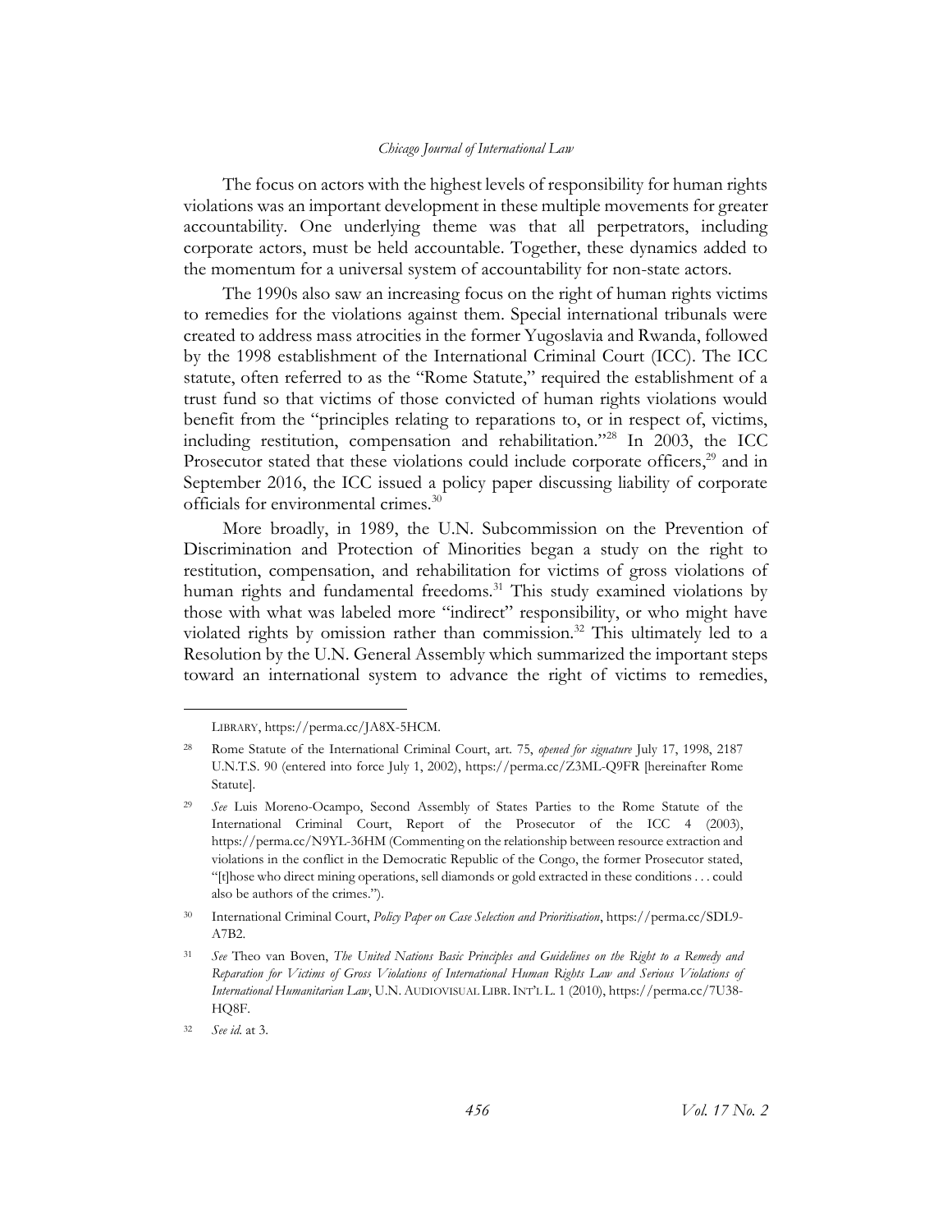The focus on actors with the highest levels of responsibility for human rights violations was an important development in these multiple movements for greater accountability. One underlying theme was that all perpetrators, including corporate actors, must be held accountable. Together, these dynamics added to the momentum for a universal system of accountability for non-state actors.

The 1990s also saw an increasing focus on the right of human rights victims to remedies for the violations against them. Special international tribunals were created to address mass atrocities in the former Yugoslavia and Rwanda, followed by the 1998 establishment of the International Criminal Court (ICC). The ICC statute, often referred to as the "Rome Statute," required the establishment of a trust fund so that victims of those convicted of human rights violations would benefit from the "principles relating to reparations to, or in respect of, victims, including restitution, compensation and rehabilitation."[28] In 2003, the ICC Prosecutor stated that these violations could include corporate officers,[29] and in September 2016, the ICC issued a policy paper discussing liability of corporate officials for environmental crimes.[30]

More broadly, in 1989, the U.N. Subcommission on the Prevention of Discrimination and Protection of Minorities began a study on the right to restitution, compensation, and rehabilitation for victims of gross violations of human rights and fundamental freedoms.[31] This study examined violations by those with what was labeled more "indirect" responsibility, or who might have violated rights by omission rather than commission.[32] This ultimately led to a Resolution by the U.N. General Assembly which summarized the important steps toward an international system to advance the right of victims to remedies,

---

LIBRARY, https://perma.cc/JA8X-5HCM.

[28] Rome Statute of the International Criminal Court, art. 75, *opened for signature* July 17, 1998, 2187 U.N.T.S. 90 (entered into force July 1, 2002), https://perma.cc/Z3ML-Q9FR [hereinafter Rome Statute].

[29] *See* Luis Moreno-Ocampo, Second Assembly of States Parties to the Rome Statute of the International Criminal Court, Report of the Prosecutor of the ICC 4 (2003), https://perma.cc/N9YL-36HM (Commenting on the relationship between resource extraction and violations in the conflict in the Democratic Republic of the Congo, the former Prosecutor stated, "[t]hose who direct mining operations, sell diamonds or gold extracted in these conditions . . . could also be authors of the crimes.").

[30] International Criminal Court, *Policy Paper on Case Selection and Prioritisation*, https://perma.cc/SDL9-A7B2.

[31] *See* Theo van Boven, *The United Nations Basic Principles and Guidelines on the Right to a Remedy and Reparation for Victims of Gross Violations of International Human Rights Law and Serious Violations of International Humanitarian Law*, U.N. AUDIOVISUAL LIBR. INT'L L. 1 (2010), https://perma.cc/7U38-HQ8F.

[32] *See id.* at 3.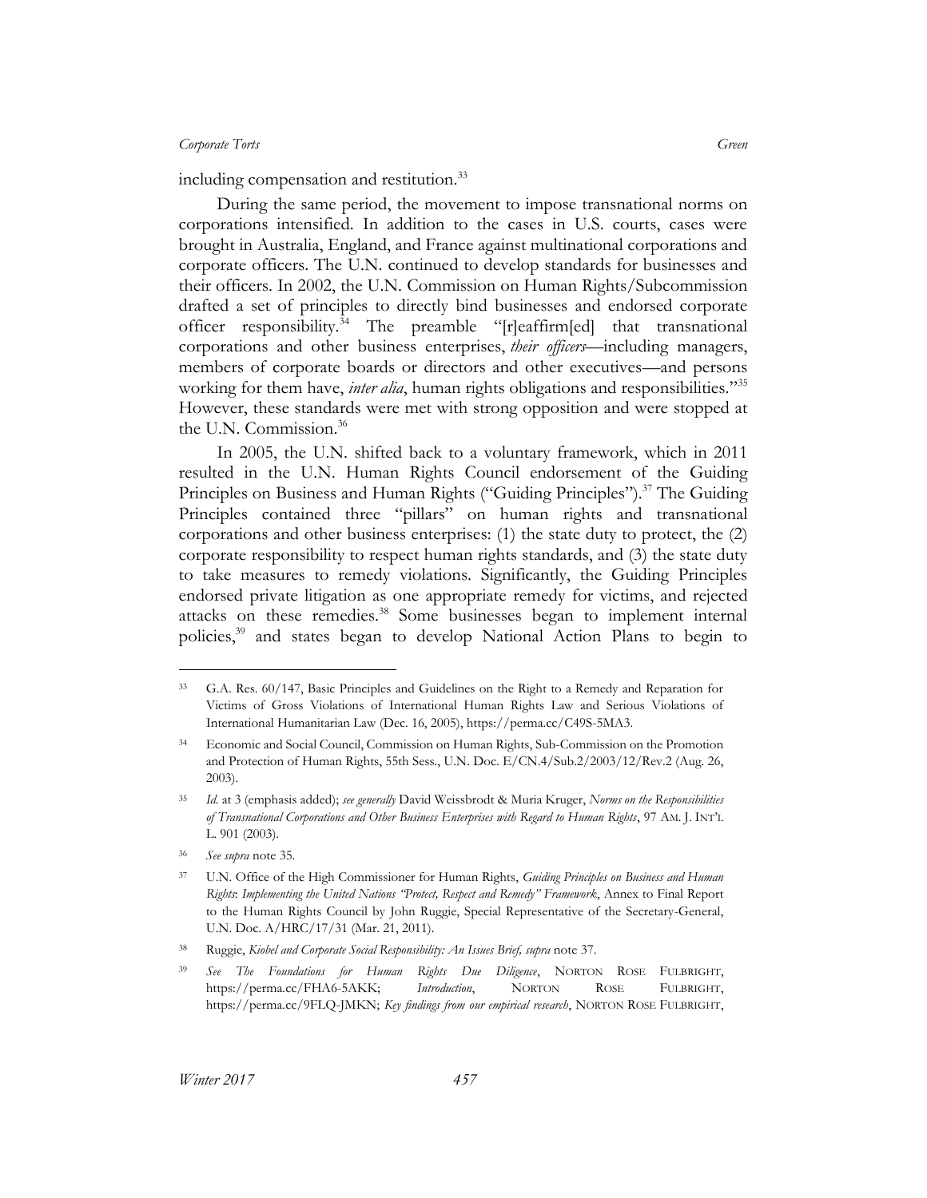including compensation and restitution.[33]

During the same period, the movement to impose transnational norms on corporations intensified. In addition to the cases in U.S. courts, cases were brought in Australia, England, and France against multinational corporations and corporate officers. The U.N. continued to develop standards for businesses and their officers. In 2002, the U.N. Commission on Human Rights/Subcommission drafted a set of principles to directly bind businesses and endorsed corporate officer responsibility.[34] The preamble "[r]eaffirm[ed] that transnational corporations and other business enterprises, *their officers*—including managers, members of corporate boards or directors and other executives—and persons working for them have, *inter alia*, human rights obligations and responsibilities."[35] However, these standards were met with strong opposition and were stopped at the U.N. Commission.[36]

In 2005, the U.N. shifted back to a voluntary framework, which in 2011 resulted in the U.N. Human Rights Council endorsement of the Guiding Principles on Business and Human Rights ("Guiding Principles").[37] The Guiding Principles contained three "pillars" on human rights and transnational corporations and other business enterprises: (1) the state duty to protect, the (2) corporate responsibility to respect human rights standards, and (3) the state duty to take measures to remedy violations. Significantly, the Guiding Principles endorsed private litigation as one appropriate remedy for victims, and rejected attacks on these remedies.[38] Some businesses began to implement internal policies,[39] and states began to develop National Action Plans to begin to

---

[33] G.A. Res. 60/147, Basic Principles and Guidelines on the Right to a Remedy and Reparation for Victims of Gross Violations of International Human Rights Law and Serious Violations of International Humanitarian Law (Dec. 16, 2005), https://perma.cc/C49S-5MA3.

[34] Economic and Social Council, Commission on Human Rights, Sub-Commission on the Promotion and Protection of Human Rights, 55th Sess., U.N. Doc. E/CN.4/Sub.2/2003/12/Rev.2 (Aug. 26, 2003).

[35] *Id.* at 3 (emphasis added); *see generally* David Weissbrodt & Muria Kruger, *Norms on the Responsibilities of Transnational Corporations and Other Business Enterprises with Regard to Human Rights*, 97 AM. J. INT'L L. 901 (2003).

[36] *See supra* note 35.

[37] U.N. Office of the High Commissioner for Human Rights, *Guiding Principles on Business and Human Rights*: *Implementing the United Nations "Protect, Respect and Remedy" Framework*, Annex to Final Report to the Human Rights Council by John Ruggie, Special Representative of the Secretary-General, U.N. Doc. A/HRC/17/31 (Mar. 21, 2011).

[38] Ruggie, *Kiobel and Corporate Social Responsibility: An Issues Brief, supra* note 37.

[39] *See The Foundations for Human Rights Due Diligence*, NORTON ROSE FULBRIGHT, https://perma.cc/FHA6-5AKK; *Introduction*, NORTON ROSE FULBRIGHT, https://perma.cc/9FLQ-JMKN; *Key findings from our empirical research*, NORTON ROSE FULBRIGHT,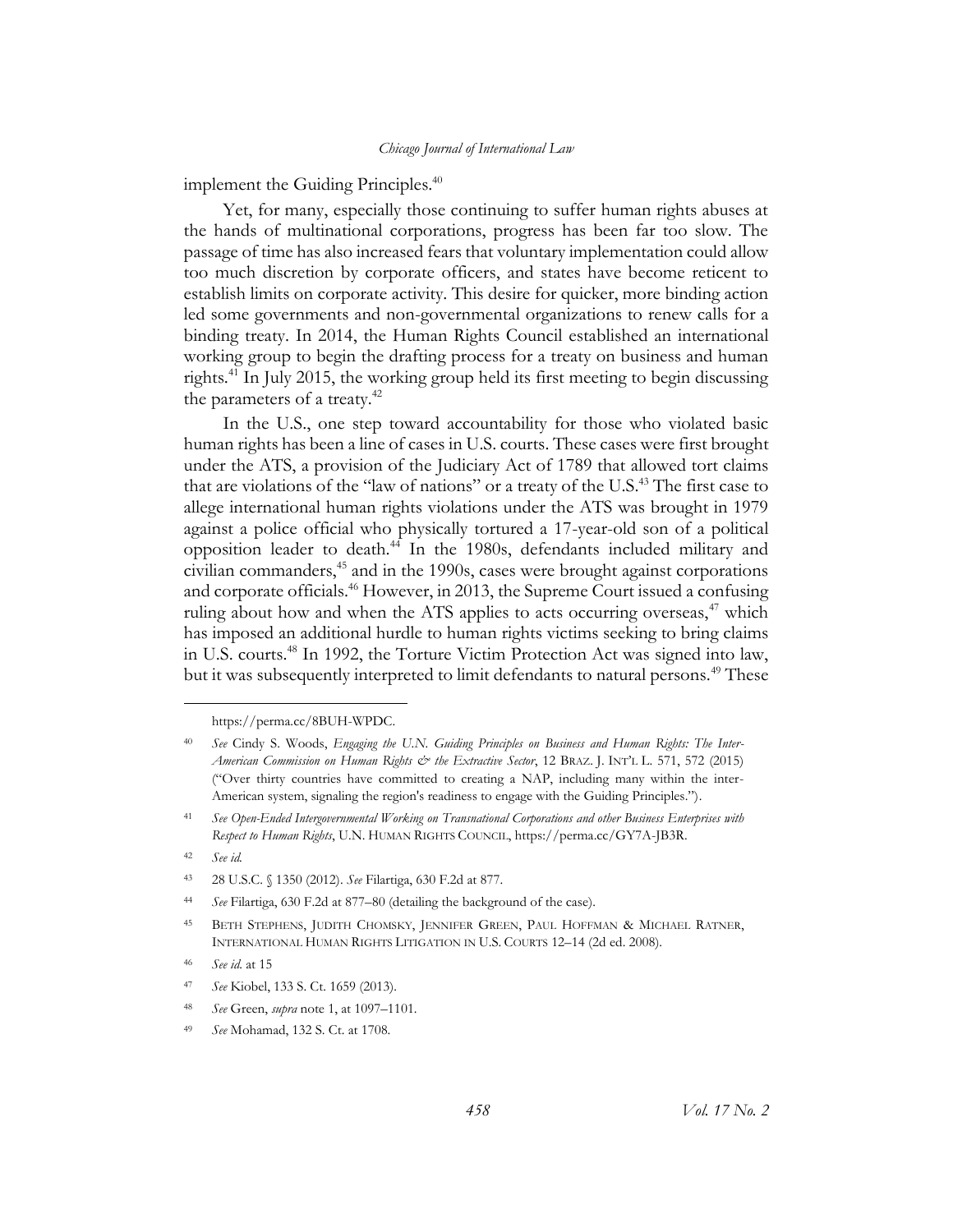implement the Guiding Principles.[40]

Yet, for many, especially those continuing to suffer human rights abuses at the hands of multinational corporations, progress has been far too slow. The passage of time has also increased fears that voluntary implementation could allow too much discretion by corporate officers, and states have become reticent to establish limits on corporate activity. This desire for quicker, more binding action led some governments and non-governmental organizations to renew calls for a binding treaty. In 2014, the Human Rights Council established an international working group to begin the drafting process for a treaty on business and human rights.[41] In July 2015, the working group held its first meeting to begin discussing the parameters of a treaty.[42]

In the U.S., one step toward accountability for those who violated basic human rights has been a line of cases in U.S. courts. These cases were first brought under the ATS, a provision of the Judiciary Act of 1789 that allowed tort claims that are violations of the "law of nations" or a treaty of the U.S.[43] The first case to allege international human rights violations under the ATS was brought in 1979 against a police official who physically tortured a 17-year-old son of a political opposition leader to death.[44] In the 1980s, defendants included military and civilian commanders,[45] and in the 1990s, cases were brought against corporations and corporate officials.[46] However, in 2013, the Supreme Court issued a confusing ruling about how and when the ATS applies to acts occurring overseas,[47] which has imposed an additional hurdle to human rights victims seeking to bring claims in U.S. courts.[48] In 1992, the Torture Victim Protection Act was signed into law, but it was subsequently interpreted to limit defendants to natural persons.[49] These

---

https://perma.cc/8BUH-WPDC.

[40] *See* Cindy S. Woods, *Engaging the U.N. Guiding Principles on Business and Human Rights: The Inter-American Commission on Human Rights & the Extractive Sector*, 12 BRAZ. J. INT'L L. 571, 572 (2015) ("Over thirty countries have committed to creating a NAP, including many within the inter-American system, signaling the region's readiness to engage with the Guiding Principles.").

[41] *See Open-Ended Intergovernmental Working on Transnational Corporations and other Business Enterprises with Respect to Human Rights*, U.N. HUMAN RIGHTS COUNCIL, https://perma.cc/GY7A-JB3R.

[42] *See id.*

[43] 28 U.S.C. § 1350 (2012). *See* Filartiga, 630 F.2d at 877.

[44] *See* Filartiga, 630 F.2d at 877–80 (detailing the background of the case).

[45] BETH STEPHENS, JUDITH CHOMSKY, JENNIFER GREEN, PAUL HOFFMAN & MICHAEL RATNER, INTERNATIONAL HUMAN RIGHTS LITIGATION IN U.S. COURTS 12–14 (2d ed. 2008).

[46] *See id.* at 15

[47] *See* Kiobel, 133 S. Ct. 1659 (2013).

[48] *See* Green, *supra* note 1, at 1097–1101.

[49] *See* Mohamad, 132 S. Ct. at 1708.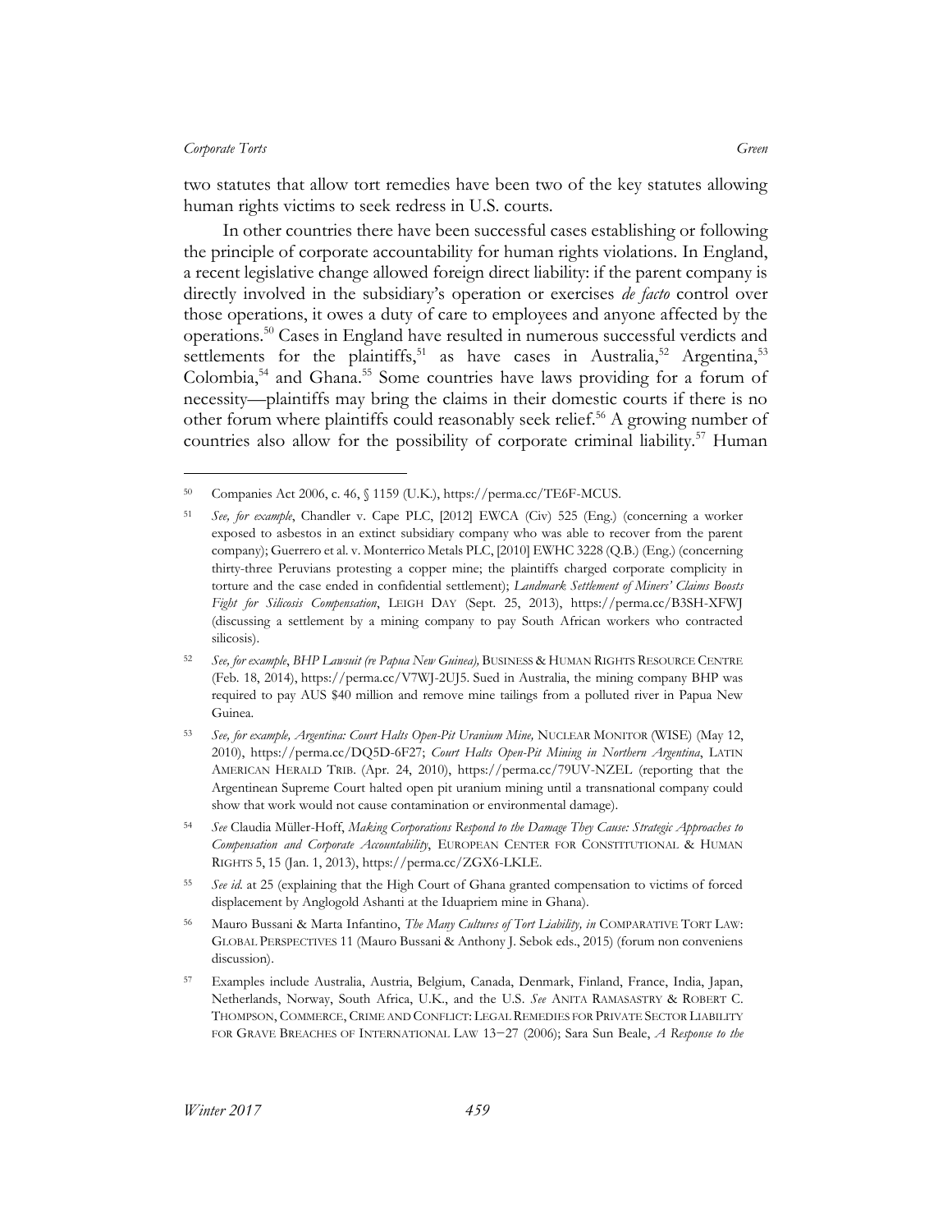two statutes that allow tort remedies have been two of the key statutes allowing human rights victims to seek redress in U.S. courts.

In other countries there have been successful cases establishing or following the principle of corporate accountability for human rights violations. In England, a recent legislative change allowed foreign direct liability: if the parent company is directly involved in the subsidiary's operation or exercises *de facto* control over those operations, it owes a duty of care to employees and anyone affected by the operations.[50] Cases in England have resulted in numerous successful verdicts and settlements for the plaintiffs,[51] as have cases in Australia,[52] Argentina,[53] Colombia,[54] and Ghana.[55] Some countries have laws providing for a forum of necessity—plaintiffs may bring the claims in their domestic courts if there is no other forum where plaintiffs could reasonably seek relief.[56] A growing number of countries also allow for the possibility of corporate criminal liability.[57] Human

---

[50] Companies Act 2006, c. 46, § 1159 (U.K.), https://perma.cc/TE6F-MCUS.

[51] *See, for example*, Chandler v. Cape PLC, [2012] EWCA (Civ) 525 (Eng.) (concerning a worker exposed to asbestos in an extinct subsidiary company who was able to recover from the parent company); Guerrero et al. v. Monterrico Metals PLC, [2010] EWHC 3228 (Q.B.) (Eng.) (concerning thirty-three Peruvians protesting a copper mine; the plaintiffs charged corporate complicity in torture and the case ended in confidential settlement); *Landmark Settlement of Miners' Claims Boosts Fight for Silicosis Compensation*, LEIGH DAY (Sept. 25, 2013), https://perma.cc/B3SH-XFWJ (discussing a settlement by a mining company to pay South African workers who contracted silicosis).

[52] *See, for example*, *BHP Lawsuit (re Papua New Guinea),* BUSINESS & HUMAN RIGHTS RESOURCE CENTRE (Feb. 18, 2014), https://perma.cc/V7WJ-2UJ5. Sued in Australia, the mining company BHP was required to pay AUS $40 million and remove mine tailings from a polluted river in Papua New Guinea.

[53] *See, for example, Argentina: Court Halts Open-Pit Uranium Mine,* NUCLEAR MONITOR (WISE) (May 12, 2010), https://perma.cc/DQ5D-6F27; *Court Halts Open-Pit Mining in Northern Argentina*, LATIN AMERICAN HERALD TRIB. (Apr. 24, 2010), https://perma.cc/79UV-NZEL (reporting that the Argentinean Supreme Court halted open pit uranium mining until a transnational company could show that work would not cause contamination or environmental damage).

[54] *See* Claudia Müller-Hoff, *Making Corporations Respond to the Damage They Cause: Strategic Approaches to Compensation and Corporate Accountability*, EUROPEAN CENTER FOR CONSTITUTIONAL & HUMAN RIGHTS 5, 15 (Jan. 1, 2013), https://perma.cc/ZGX6-LKLE.

[55] *See id.* at 25 (explaining that the High Court of Ghana granted compensation to victims of forced displacement by Anglogold Ashanti at the Iduapriem mine in Ghana).

[56] Mauro Bussani & Marta Infantino, *The Many Cultures of Tort Liability, in* COMPARATIVE TORT LAW: GLOBAL PERSPECTIVES 11 (Mauro Bussani & Anthony J. Sebok eds., 2015) (forum non conveniens discussion).

[57] Examples include Australia, Austria, Belgium, Canada, Denmark, Finland, France, India, Japan, Netherlands, Norway, South Africa, U.K., and the U.S. *See* ANITA RAMASASTRY & ROBERT C. THOMPSON, COMMERCE, CRIME AND CONFLICT: LEGAL REMEDIES FOR PRIVATE SECTOR LIABILITY FOR GRAVE BREACHES OF INTERNATIONAL LAW 13–27 (2006); Sara Sun Beale, *A Response to the*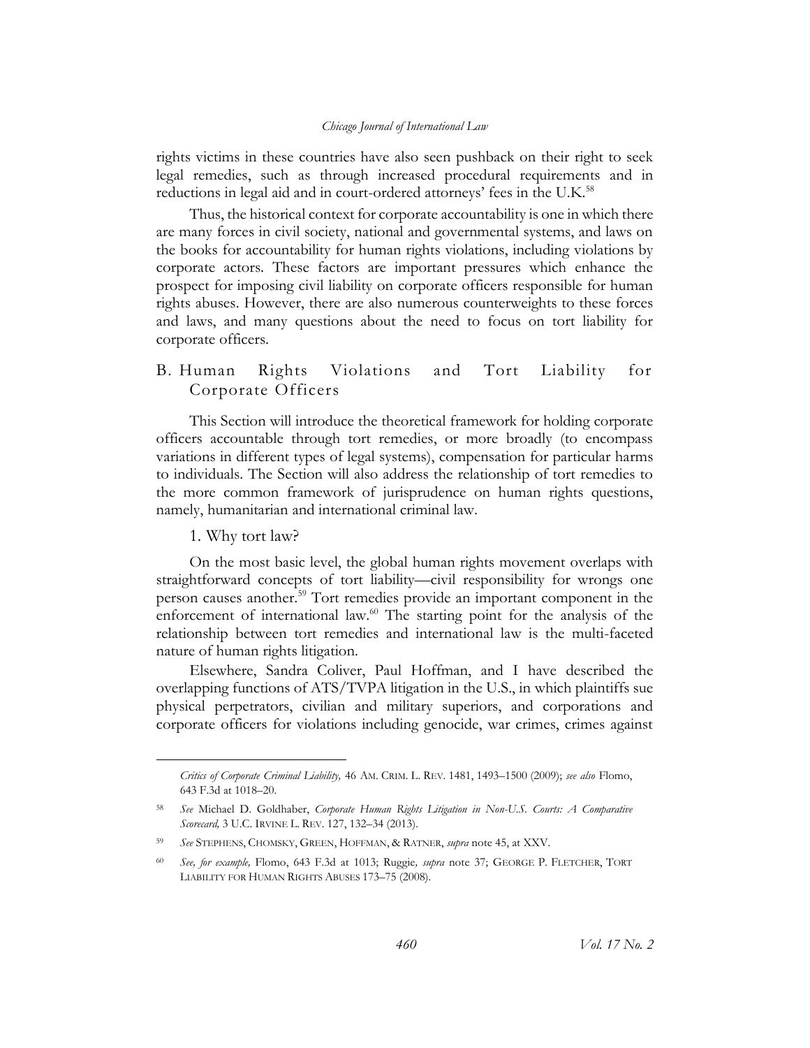rights victims in these countries have also seen pushback on their right to seek legal remedies, such as through increased procedural requirements and in reductions in legal aid and in court-ordered attorneys' fees in the U.K.[58]

Thus, the historical context for corporate accountability is one in which there are many forces in civil society, national and governmental systems, and laws on the books for accountability for human rights violations, including violations by corporate actors. These factors are important pressures which enhance the prospect for imposing civil liability on corporate officers responsible for human rights abuses. However, there are also numerous counterweights to these forces and laws, and many questions about the need to focus on tort liability for corporate officers.

## B. Human Rights Violations and Tort Liability for Corporate Officers

This Section will introduce the theoretical framework for holding corporate officers accountable through tort remedies, or more broadly (to encompass variations in different types of legal systems), compensation for particular harms to individuals. The Section will also address the relationship of tort remedies to the more common framework of jurisprudence on human rights questions, namely, humanitarian and international criminal law.

### 1. Why tort law?

On the most basic level, the global human rights movement overlaps with straightforward concepts of tort liability—civil responsibility for wrongs one person causes another.[59] Tort remedies provide an important component in the enforcement of international law.[60] The starting point for the analysis of the relationship between tort remedies and international law is the multi-faceted nature of human rights litigation.

Elsewhere, Sandra Coliver, Paul Hoffman, and I have described the overlapping functions of ATS/TVPA litigation in the U.S., in which plaintiffs sue physical perpetrators, civilian and military superiors, and corporations and corporate officers for violations including genocide, war crimes, crimes against

---

*Critics of Corporate Criminal Liability,* 46 AM. CRIM. L. REV. 1481, 1493–1500 (2009); *see also* Flomo, 643 F.3d at 1018–20.

58 *See* Michael D. Goldhaber, *Corporate Human Rights Litigation in Non-U.S. Courts: A Comparative Scorecard,* 3 U.C. IRVINE L. REV. 127, 132–34 (2013).

59 *See* STEPHENS, CHOMSKY, GREEN, HOFFMAN, & RATNER, *supra* note 45, at XXV.

60 *See, for example,* Flomo, 643 F.3d at 1013; Ruggie*, supra* note 37; GEORGE P. FLETCHER, TORT LIABILITY FOR HUMAN RIGHTS ABUSES 173–75 (2008).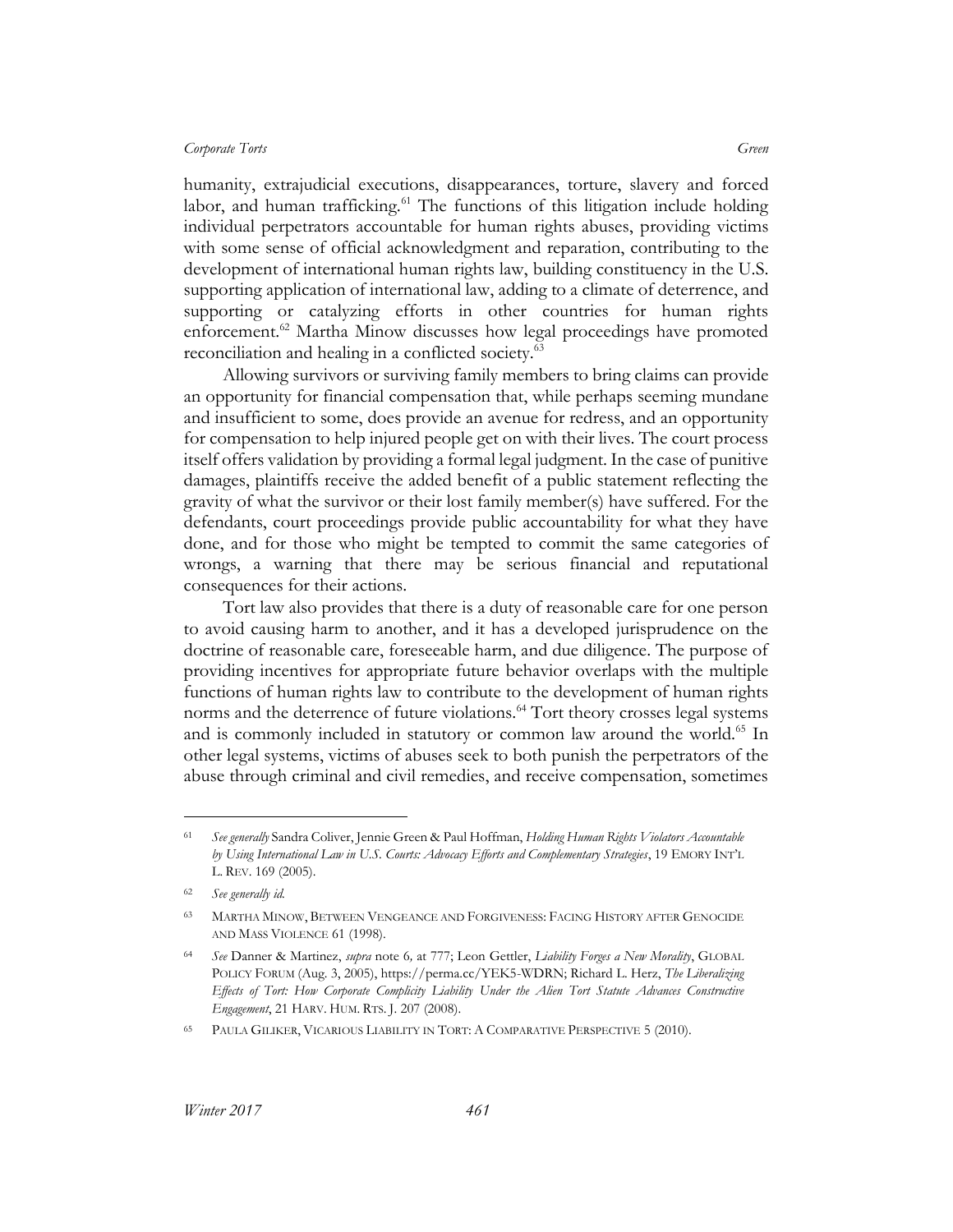humanity, extrajudicial executions, disappearances, torture, slavery and forced labor, and human trafficking.[61] The functions of this litigation include holding individual perpetrators accountable for human rights abuses, providing victims with some sense of official acknowledgment and reparation, contributing to the development of international human rights law, building constituency in the U.S. supporting application of international law, adding to a climate of deterrence, and supporting or catalyzing efforts in other countries for human rights enforcement.[62] Martha Minow discusses how legal proceedings have promoted reconciliation and healing in a conflicted society.[63]

Allowing survivors or surviving family members to bring claims can provide an opportunity for financial compensation that, while perhaps seeming mundane and insufficient to some, does provide an avenue for redress, and an opportunity for compensation to help injured people get on with their lives. The court process itself offers validation by providing a formal legal judgment. In the case of punitive damages, plaintiffs receive the added benefit of a public statement reflecting the gravity of what the survivor or their lost family member(s) have suffered. For the defendants, court proceedings provide public accountability for what they have done, and for those who might be tempted to commit the same categories of wrongs, a warning that there may be serious financial and reputational consequences for their actions.

Tort law also provides that there is a duty of reasonable care for one person to avoid causing harm to another, and it has a developed jurisprudence on the doctrine of reasonable care, foreseeable harm, and due diligence. The purpose of providing incentives for appropriate future behavior overlaps with the multiple functions of human rights law to contribute to the development of human rights norms and the deterrence of future violations.[64] Tort theory crosses legal systems and is commonly included in statutory or common law around the world.[65] In other legal systems, victims of abuses seek to both punish the perpetrators of the abuse through criminal and civil remedies, and receive compensation, sometimes

---

[61] *See generally* Sandra Coliver, Jennie Green & Paul Hoffman, *Holding Human Rights Violators Accountable by Using International Law in U.S. Courts: Advocacy Efforts and Complementary Strategies*, 19 EMORY INT'L L. REV. 169 (2005).

[62] *See generally id.*

[63] MARTHA MINOW, BETWEEN VENGEANCE AND FORGIVENESS: FACING HISTORY AFTER GENOCIDE AND MASS VIOLENCE 61 (1998).

[64] *See* Danner & Martinez, *supra* note 6, at 777; Leon Gettler, *Liability Forges a New Morality*, GLOBAL POLICY FORUM (Aug. 3, 2005), https://perma.cc/YEK5-WDRN; Richard L. Herz, *The Liberalizing Effects of Tort: How Corporate Complicity Liability Under the Alien Tort Statute Advances Constructive Engagement*, 21 HARV. HUM. RTS. J. 207 (2008).

[65] PAULA GILIKER, VICARIOUS LIABILITY IN TORT: A COMPARATIVE PERSPECTIVE 5 (2010).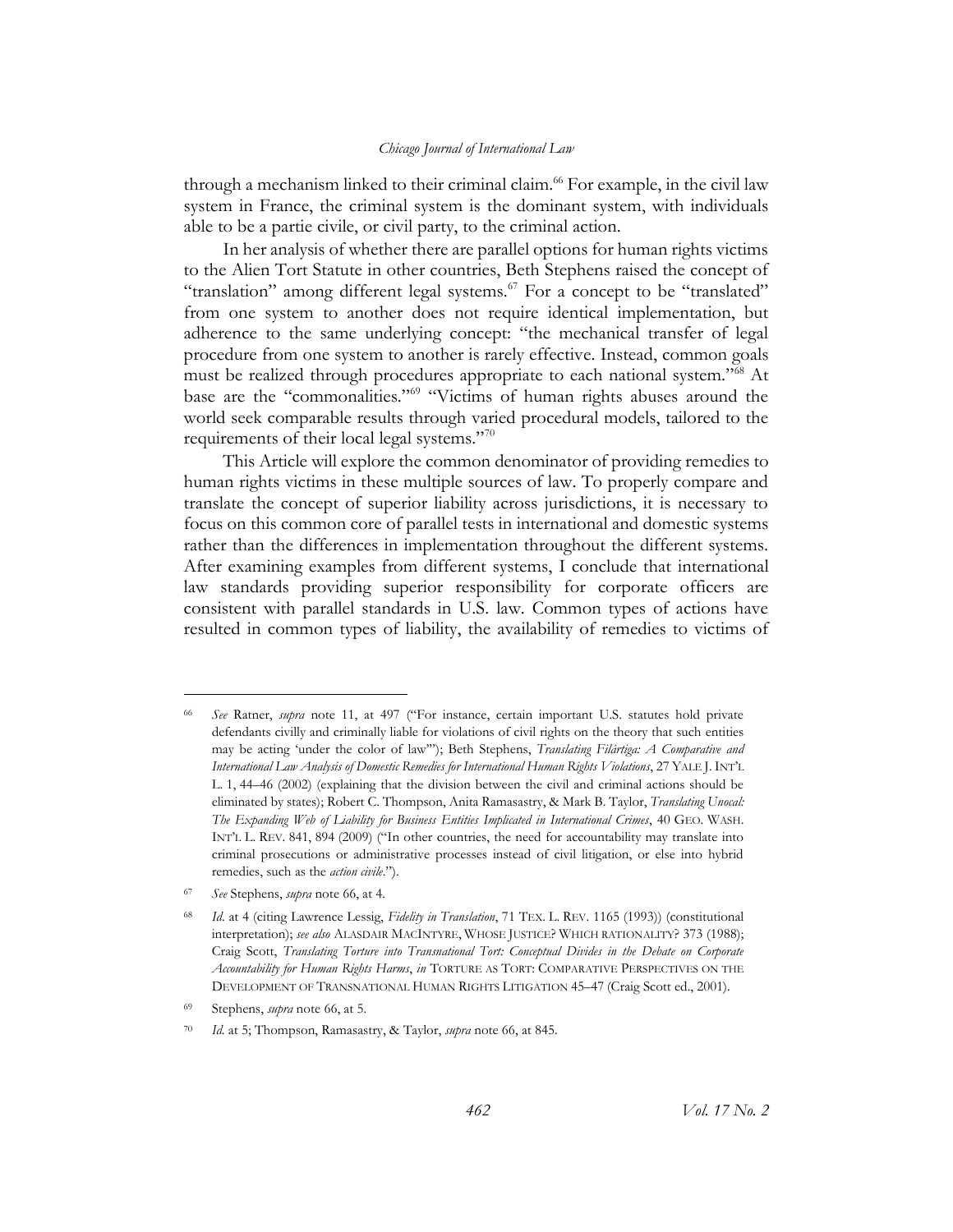through a mechanism linked to their criminal claim.[66] For example, in the civil law system in France, the criminal system is the dominant system, with individuals able to be a partie civile, or civil party, to the criminal action.

In her analysis of whether there are parallel options for human rights victims to the Alien Tort Statute in other countries, Beth Stephens raised the concept of "translation" among different legal systems.[67] For a concept to be "translated" from one system to another does not require identical implementation, but adherence to the same underlying concept: "the mechanical transfer of legal procedure from one system to another is rarely effective. Instead, common goals must be realized through procedures appropriate to each national system."[68] At base are the "commonalities."[69] "Victims of human rights abuses around the world seek comparable results through varied procedural models, tailored to the requirements of their local legal systems."[70]

This Article will explore the common denominator of providing remedies to human rights victims in these multiple sources of law. To properly compare and translate the concept of superior liability across jurisdictions, it is necessary to focus on this common core of parallel tests in international and domestic systems rather than the differences in implementation throughout the different systems. After examining examples from different systems, I conclude that international law standards providing superior responsibility for corporate officers are consistent with parallel standards in U.S. law. Common types of actions have resulted in common types of liability, the availability of remedies to victims of

---

[66] *See* Ratner, *supra* note 11, at 497 ("For instance, certain important U.S. statutes hold private defendants civilly and criminally liable for violations of civil rights on the theory that such entities may be acting 'under the color of law'"); Beth Stephens, *Translating Filártiga: A Comparative and International Law Analysis of Domestic Remedies for International Human Rights Violations*, 27 YALE J. INT'L L. 1, 44–46 (2002) (explaining that the division between the civil and criminal actions should be eliminated by states); Robert C. Thompson, Anita Ramasastry, & Mark B. Taylor, *Translating Unocal: The Expanding Web of Liability for Business Entities Implicated in International Crimes*, 40 GEO. WASH. INT'L L. REV. 841, 894 (2009) ("In other countries, the need for accountability may translate into criminal prosecutions or administrative processes instead of civil litigation, or else into hybrid remedies, such as the *action civile*.").

[67] *See* Stephens, *supra* note 66, at 4.

[68] *Id.* at 4 (citing Lawrence Lessig, *Fidelity in Translation*, 71 TEX. L. REV. 1165 (1993)) (constitutional interpretation); *see also* ALASDAIR MACINTYRE, WHOSE JUSTICE? WHICH RATIONALITY? 373 (1988); Craig Scott, *Translating Torture into Transnational Tort: Conceptual Divides in the Debate on Corporate Accountability for Human Rights Harms*, *in* TORTURE AS TORT: COMPARATIVE PERSPECTIVES ON THE DEVELOPMENT OF TRANSNATIONAL HUMAN RIGHTS LITIGATION 45–47 (Craig Scott ed., 2001).

[69] Stephens, *supra* note 66, at 5.

[70] *Id.* at 5; Thompson, Ramasastry, & Taylor, *supra* note 66, at 845.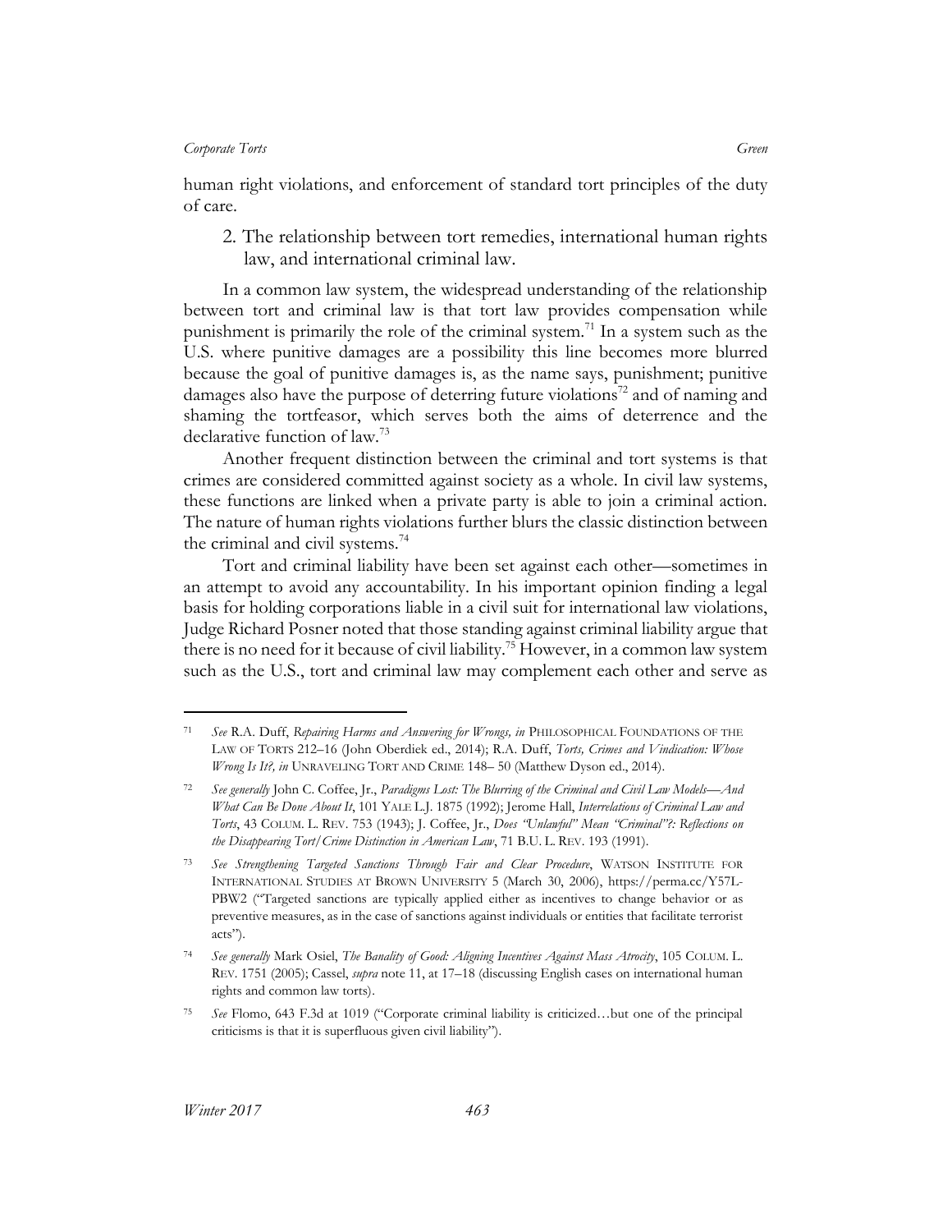human right violations, and enforcement of standard tort principles of the duty of care.

2. The relationship between tort remedies, international human rights law, and international criminal law.

In a common law system, the widespread understanding of the relationship between tort and criminal law is that tort law provides compensation while punishment is primarily the role of the criminal system.[71] In a system such as the U.S. where punitive damages are a possibility this line becomes more blurred because the goal of punitive damages is, as the name says, punishment; punitive damages also have the purpose of deterring future violations[72] and of naming and shaming the tortfeasor, which serves both the aims of deterrence and the declarative function of law.[73]

Another frequent distinction between the criminal and tort systems is that crimes are considered committed against society as a whole. In civil law systems, these functions are linked when a private party is able to join a criminal action. The nature of human rights violations further blurs the classic distinction between the criminal and civil systems.[74]

Tort and criminal liability have been set against each other—sometimes in an attempt to avoid any accountability. In his important opinion finding a legal basis for holding corporations liable in a civil suit for international law violations, Judge Richard Posner noted that those standing against criminal liability argue that there is no need for it because of civil liability.[75] However, in a common law system such as the U.S., tort and criminal law may complement each other and serve as

---

[71] *See* R.A. Duff, *Repairing Harms and Answering for Wrongs, in* PHILOSOPHICAL FOUNDATIONS OF THE LAW OF TORTS 212–16 (John Oberdiek ed., 2014); R.A. Duff, *Torts, Crimes and Vindication: Whose Wrong Is It?, in* UNRAVELING TORT AND CRIME 148– 50 (Matthew Dyson ed., 2014).

[72] *See generally* John C. Coffee, Jr., *Paradigms Lost: The Blurring of the Criminal and Civil Law Models—And What Can Be Done About It*, 101 YALE L.J. 1875 (1992); Jerome Hall, *Interrelations of Criminal Law and Torts*, 43 COLUM. L. REV. 753 (1943); J. Coffee, Jr., *Does "Unlawful" Mean "Criminal"?: Reflections on the Disappearing Tort/Crime Distinction in American Law*, 71 B.U. L. REV. 193 (1991).

[73] *See Strengthening Targeted Sanctions Through Fair and Clear Procedure*, WATSON INSTITUTE FOR INTERNATIONAL STUDIES AT BROWN UNIVERSITY 5 (March 30, 2006), https://perma.cc/Y57L-PBW2 ("Targeted sanctions are typically applied either as incentives to change behavior or as preventive measures, as in the case of sanctions against individuals or entities that facilitate terrorist acts").

[74] *See generally* Mark Osiel, *The Banality of Good: Aligning Incentives Against Mass Atrocity*, 105 COLUM. L. REV. 1751 (2005); Cassel, *supra* note 11, at 17–18 (discussing English cases on international human rights and common law torts).

[75] *See* Flomo, 643 F.3d at 1019 ("Corporate criminal liability is criticized…but one of the principal criticisms is that it is superfluous given civil liability").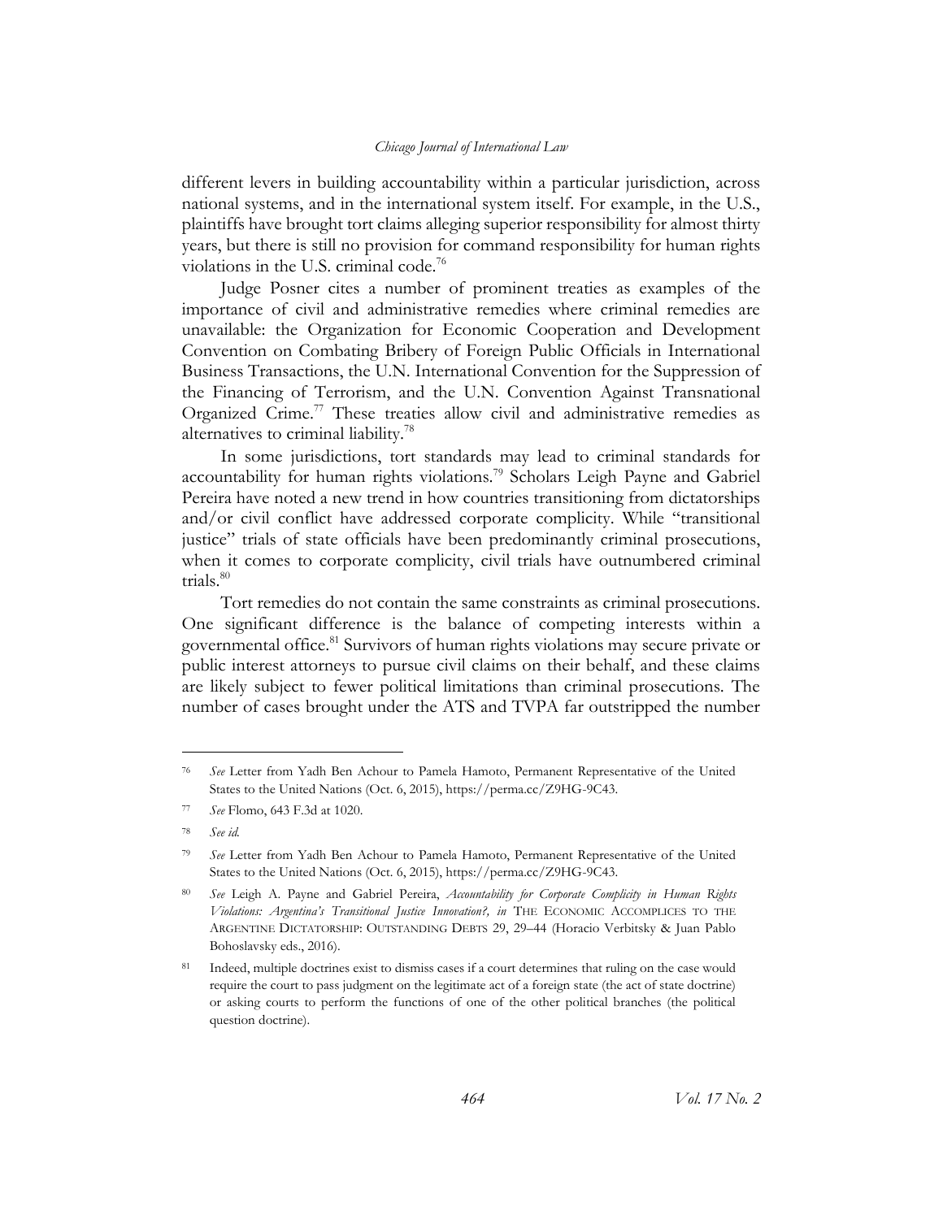different levers in building accountability within a particular jurisdiction, across national systems, and in the international system itself. For example, in the U.S., plaintiffs have brought tort claims alleging superior responsibility for almost thirty years, but there is still no provision for command responsibility for human rights violations in the U.S. criminal code.[76]

Judge Posner cites a number of prominent treaties as examples of the importance of civil and administrative remedies where criminal remedies are unavailable: the Organization for Economic Cooperation and Development Convention on Combating Bribery of Foreign Public Officials in International Business Transactions, the U.N. International Convention for the Suppression of the Financing of Terrorism, and the U.N. Convention Against Transnational Organized Crime.[77] These treaties allow civil and administrative remedies as alternatives to criminal liability.[78]

In some jurisdictions, tort standards may lead to criminal standards for accountability for human rights violations.[79] Scholars Leigh Payne and Gabriel Pereira have noted a new trend in how countries transitioning from dictatorships and/or civil conflict have addressed corporate complicity. While "transitional justice" trials of state officials have been predominantly criminal prosecutions, when it comes to corporate complicity, civil trials have outnumbered criminal trials.[80]

Tort remedies do not contain the same constraints as criminal prosecutions. One significant difference is the balance of competing interests within a governmental office.[81] Survivors of human rights violations may secure private or public interest attorneys to pursue civil claims on their behalf, and these claims are likely subject to fewer political limitations than criminal prosecutions. The number of cases brought under the ATS and TVPA far outstripped the number

---

[76] *See* Letter from Yadh Ben Achour to Pamela Hamoto, Permanent Representative of the United States to the United Nations (Oct. 6, 2015), https://perma.cc/Z9HG-9C43.

[77] *See* Flomo, 643 F.3d at 1020.

[78] *See id.*

[79] *See* Letter from Yadh Ben Achour to Pamela Hamoto, Permanent Representative of the United States to the United Nations (Oct. 6, 2015), https://perma.cc/Z9HG-9C43.

[80] *See* Leigh A. Payne and Gabriel Pereira, *Accountability for Corporate Complicity in Human Rights Violations: Argentina's Transitional Justice Innovation?*, *in* THE ECONOMIC ACCOMPLICES TO THE ARGENTINE DICTATORSHIP: OUTSTANDING DEBTS 29, 29–44 (Horacio Verbitsky & Juan Pablo Bohoslavsky eds., 2016).

[81] Indeed, multiple doctrines exist to dismiss cases if a court determines that ruling on the case would require the court to pass judgment on the legitimate act of a foreign state (the act of state doctrine) or asking courts to perform the functions of one of the other political branches (the political question doctrine).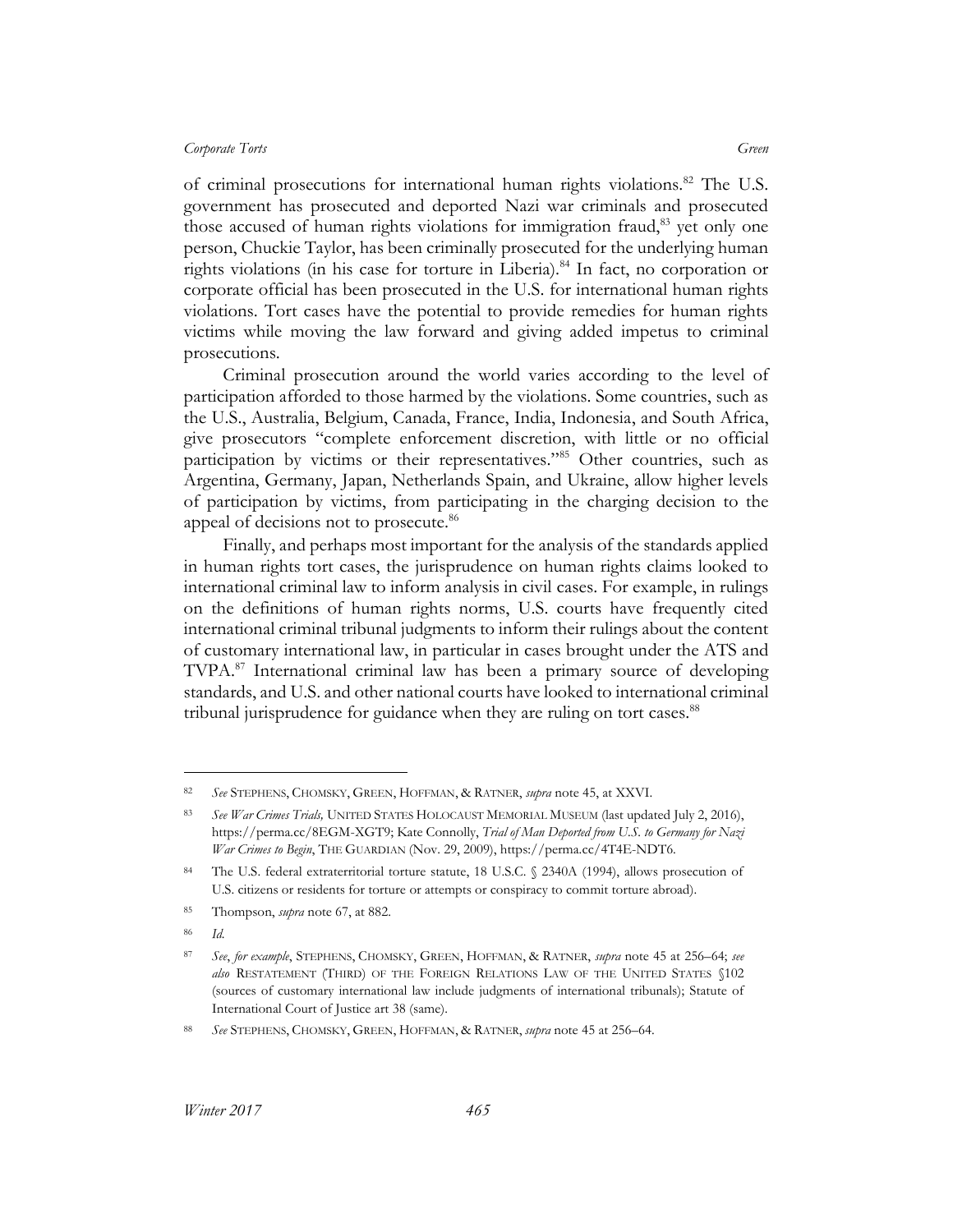of criminal prosecutions for international human rights violations.[82] The U.S. government has prosecuted and deported Nazi war criminals and prosecuted those accused of human rights violations for immigration fraud,[83] yet only one person, Chuckie Taylor, has been criminally prosecuted for the underlying human rights violations (in his case for torture in Liberia).[84] In fact, no corporation or corporate official has been prosecuted in the U.S. for international human rights violations. Tort cases have the potential to provide remedies for human rights victims while moving the law forward and giving added impetus to criminal prosecutions.

Criminal prosecution around the world varies according to the level of participation afforded to those harmed by the violations. Some countries, such as the U.S., Australia, Belgium, Canada, France, India, Indonesia, and South Africa, give prosecutors "complete enforcement discretion, with little or no official participation by victims or their representatives."[85] Other countries, such as Argentina, Germany, Japan, Netherlands Spain, and Ukraine, allow higher levels of participation by victims, from participating in the charging decision to the appeal of decisions not to prosecute.[86]

Finally, and perhaps most important for the analysis of the standards applied in human rights tort cases, the jurisprudence on human rights claims looked to international criminal law to inform analysis in civil cases. For example, in rulings on the definitions of human rights norms, U.S. courts have frequently cited international criminal tribunal judgments to inform their rulings about the content of customary international law, in particular in cases brought under the ATS and TVPA.[87] International criminal law has been a primary source of developing standards, and U.S. and other national courts have looked to international criminal tribunal jurisprudence for guidance when they are ruling on tort cases.[88]

---

[82] *See* STEPHENS, CHOMSKY, GREEN, HOFFMAN, & RATNER, *supra* note 45, at XXVI.

[83] *See War Crimes Trials,* UNITED STATES HOLOCAUST MEMORIAL MUSEUM (last updated July 2, 2016), https://perma.cc/8EGM-XGT9; Kate Connolly, *Trial of Man Deported from U.S. to Germany for Nazi War Crimes to Begin*, THE GUARDIAN (Nov. 29, 2009), https://perma.cc/4T4E-NDT6.

[84] The U.S. federal extraterritorial torture statute, 18 U.S.C. § 2340A (1994), allows prosecution of U.S. citizens or residents for torture or attempts or conspiracy to commit torture abroad).

[85] Thompson, *supra* note 67, at 882.

[86] *Id.*

[87] *See*, *for example*, STEPHENS, CHOMSKY, GREEN, HOFFMAN, & RATNER, *supra* note 45 at 256–64; *see also* RESTATEMENT (THIRD) OF THE FOREIGN RELATIONS LAW OF THE UNITED STATES §102 (sources of customary international law include judgments of international tribunals); Statute of International Court of Justice art 38 (same).

[88] *See* STEPHENS, CHOMSKY, GREEN, HOFFMAN, & RATNER, *supra* note 45 at 256–64.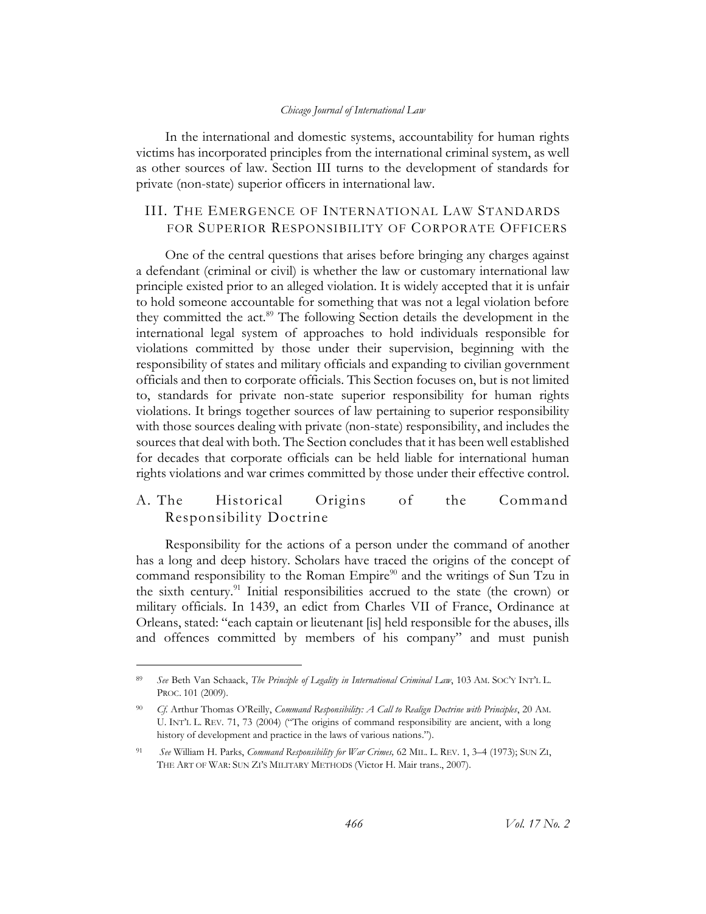In the international and domestic systems, accountability for human rights victims has incorporated principles from the international criminal system, as well as other sources of law. Section III turns to the development of standards for private (non-state) superior officers in international law.

## III. The Emergence of International Law Standards for Superior Responsibility of Corporate Officers

One of the central questions that arises before bringing any charges against a defendant (criminal or civil) is whether the law or customary international law principle existed prior to an alleged violation. It is widely accepted that it is unfair to hold someone accountable for something that was not a legal violation before they committed the act.[89] The following Section details the development in the international legal system of approaches to hold individuals responsible for violations committed by those under their supervision, beginning with the responsibility of states and military officials and expanding to civilian government officials and then to corporate officials. This Section focuses on, but is not limited to, standards for private non-state superior responsibility for human rights violations. It brings together sources of law pertaining to superior responsibility with those sources dealing with private (non-state) responsibility, and includes the sources that deal with both. The Section concludes that it has been well established for decades that corporate officials can be held liable for international human rights violations and war crimes committed by those under their effective control.

### A. The Historical Origins of the Command Responsibility Doctrine

Responsibility for the actions of a person under the command of another has a long and deep history. Scholars have traced the origins of the concept of command responsibility to the Roman Empire[90] and the writings of Sun Tzu in the sixth century.[91] Initial responsibilities accrued to the state (the crown) or military officials. In 1439, an edict from Charles VII of France, Ordinance at Orleans, stated: "each captain or lieutenant [is] held responsible for the abuses, ills and offences committed by members of his company" and must punish

---

[89] *See* Beth Van Schaack, *The Principle of Legality in International Criminal Law*, 103 AM. SOC'Y INT'L L. PROC. 101 (2009).

[90] *Cf.* Arthur Thomas O'Reilly, *Command Responsibility: A Call to Realign Doctrine with Principles*, 20 AM. U. INT'L L. REV. 71, 73 (2004) ("The origins of command responsibility are ancient, with a long history of development and practice in the laws of various nations.").

[91] *See* William H. Parks, *Command Responsibility for War Crimes,* 62 MIL. L. REV. 1, 3–4 (1973); SUN ZI, THE ART OF WAR: SUN ZI'S MILITARY METHODS (Victor H. Mair trans., 2007).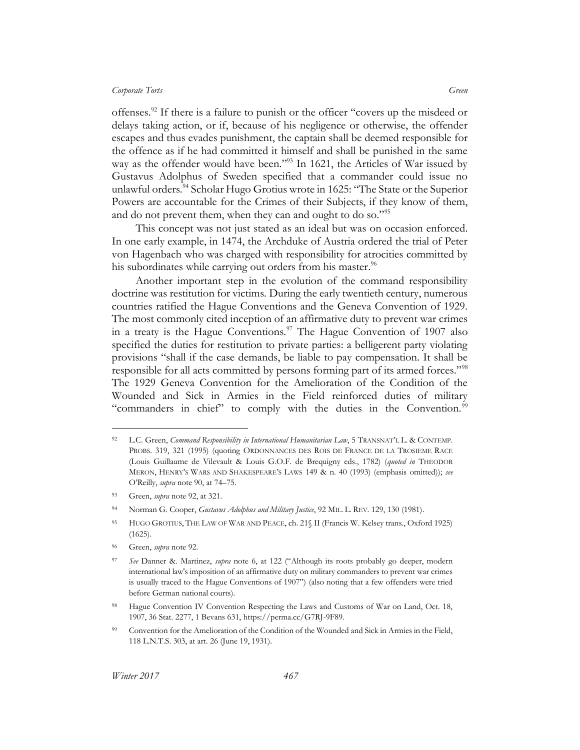offenses.[92] If there is a failure to punish or the officer "covers up the misdeed or delays taking action, or if, because of his negligence or otherwise, the offender escapes and thus evades punishment, the captain shall be deemed responsible for the offence as if he had committed it himself and shall be punished in the same way as the offender would have been."[93] In 1621, the Articles of War issued by Gustavus Adolphus of Sweden specified that a commander could issue no unlawful orders.[94] Scholar Hugo Grotius wrote in 1625: "The State or the Superior Powers are accountable for the Crimes of their Subjects, if they know of them, and do not prevent them, when they can and ought to do so."[95]

This concept was not just stated as an ideal but was on occasion enforced. In one early example, in 1474, the Archduke of Austria ordered the trial of Peter von Hagenbach who was charged with responsibility for atrocities committed by his subordinates while carrying out orders from his master.[96]

Another important step in the evolution of the command responsibility doctrine was restitution for victims. During the early twentieth century, numerous countries ratified the Hague Conventions and the Geneva Convention of 1929. The most commonly cited inception of an affirmative duty to prevent war crimes in a treaty is the Hague Conventions.[97] The Hague Convention of 1907 also specified the duties for restitution to private parties: a belligerent party violating provisions "shall if the case demands, be liable to pay compensation. It shall be responsible for all acts committed by persons forming part of its armed forces."[98] The 1929 Geneva Convention for the Amelioration of the Condition of the Wounded and Sick in Armies in the Field reinforced duties of military "commanders in chief" to comply with the duties in the Convention.[99]

---

[92] L.C. Green, *Command Responsibility in International Humanitarian Law*, 5 TRANSNAT'L L. & CONTEMP. PROBS. 319, 321 (1995) (quoting ORDONNANCES DES ROIS DE FRANCE DE LA TROSIEME RACE (Louis Guillaume de Vilevault & Louis G.O.F. de Brequigny eds., 1782) (*quoted in* THEODOR MERON, HENRY'S WARS AND SHAKESPEARE'S LAWS 149 & n. 40 (1993) (emphasis omitted)); *see* O'Reilly, *supra* note 90, at 74–75.

[93] Green, *supra* note 92, at 321.

[94] Norman G. Cooper, *Gustavus Adolphus and Military Justice*, 92 MIL. L. REV. 129, 130 (1981).

[95] HUGO GROTIUS, THE LAW OF WAR AND PEACE, ch. 21§ II (Francis W. Kelsey trans., Oxford 1925) (1625).

[96] Green, *supra* note 92.

[97] *See* Danner &. Martinez, *supra* note 6, at 122 ("Although its roots probably go deeper, modern international law's imposition of an affirmative duty on military commanders to prevent war crimes is usually traced to the Hague Conventions of 1907") (also noting that a few offenders were tried before German national courts).

[98] Hague Convention IV Convention Respecting the Laws and Customs of War on Land, Oct. 18, 1907, 36 Stat. 2277, 1 Bevans 631, https://perma.cc/G7RJ-9F89.

[99] Convention for the Amelioration of the Condition of the Wounded and Sick in Armies in the Field, 118 L.N.T.S. 303, at art. 26 (June 19, 1931).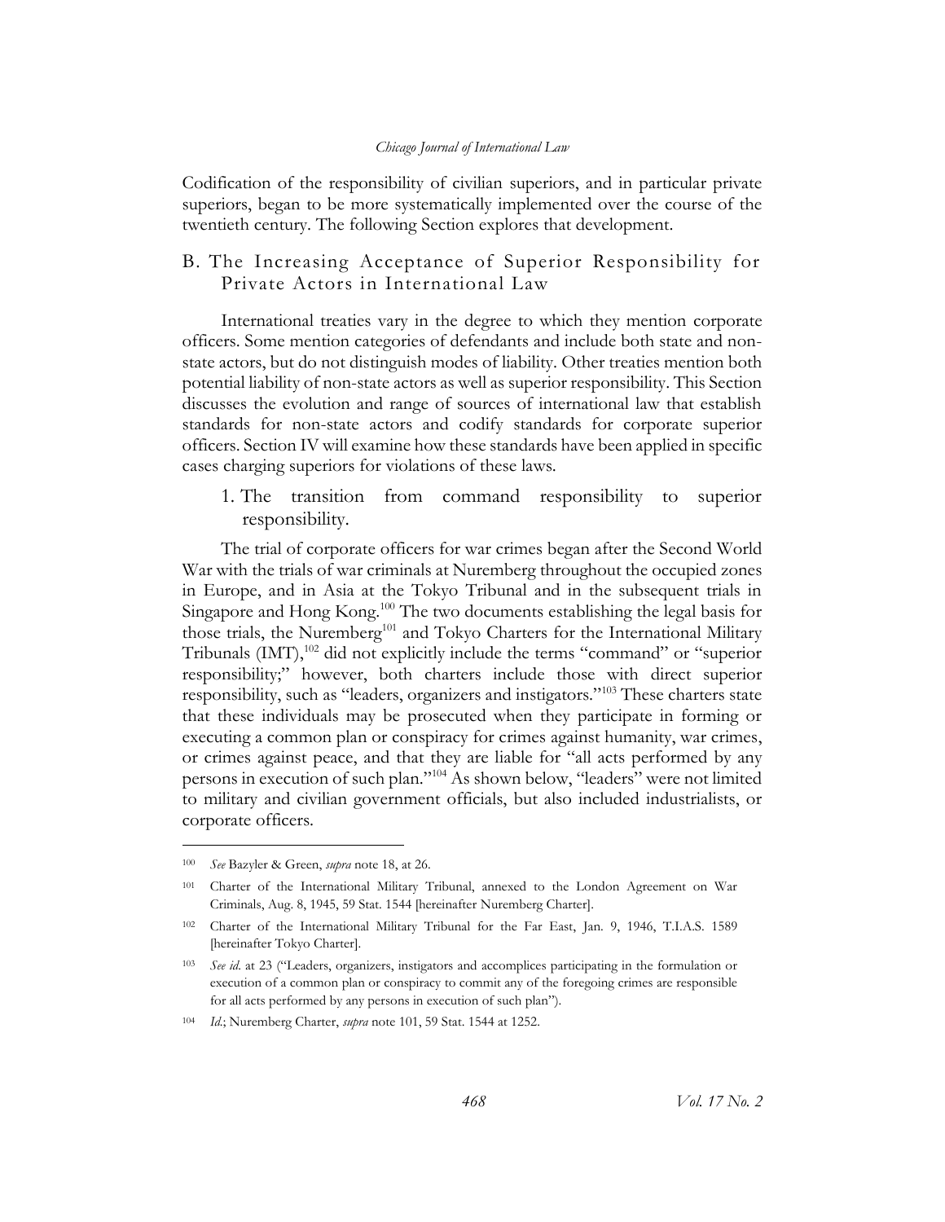Codification of the responsibility of civilian superiors, and in particular private superiors, began to be more systematically implemented over the course of the twentieth century. The following Section explores that development.

## B. The Increasing Acceptance of Superior Responsibility for Private Actors in International Law

International treaties vary in the degree to which they mention corporate officers. Some mention categories of defendants and include both state and non-state actors, but do not distinguish modes of liability. Other treaties mention both potential liability of non-state actors as well as superior responsibility. This Section discusses the evolution and range of sources of international law that establish standards for non-state actors and codify standards for corporate superior officers. Section IV will examine how these standards have been applied in specific cases charging superiors for violations of these laws.

### 1. The transition from command responsibility to superior responsibility.

The trial of corporate officers for war crimes began after the Second World War with the trials of war criminals at Nuremberg throughout the occupied zones in Europe, and in Asia at the Tokyo Tribunal and in the subsequent trials in Singapore and Hong Kong.[100] The two documents establishing the legal basis for those trials, the Nuremberg[101] and Tokyo Charters for the International Military Tribunals (IMT),[102] did not explicitly include the terms "command" or "superior responsibility;" however, both charters include those with direct superior responsibility, such as "leaders, organizers and instigators."[103] These charters state that these individuals may be prosecuted when they participate in forming or executing a common plan or conspiracy for crimes against humanity, war crimes, or crimes against peace, and that they are liable for "all acts performed by any persons in execution of such plan."[104] As shown below, "leaders" were not limited to military and civilian government officials, but also included industrialists, or corporate officers.

---

[100] *See* Bazyler & Green, *supra* note 18, at 26.

[101] Charter of the International Military Tribunal, annexed to the London Agreement on War Criminals, Aug. 8, 1945, 59 Stat. 1544 [hereinafter Nuremberg Charter].

[102] Charter of the International Military Tribunal for the Far East, Jan. 9, 1946, T.I.A.S. 1589 [hereinafter Tokyo Charter].

[103] *See id.* at 23 ("Leaders, organizers, instigators and accomplices participating in the formulation or execution of a common plan or conspiracy to commit any of the foregoing crimes are responsible for all acts performed by any persons in execution of such plan").

[104] *Id.*; Nuremberg Charter, *supra* note 101, 59 Stat. 1544 at 1252.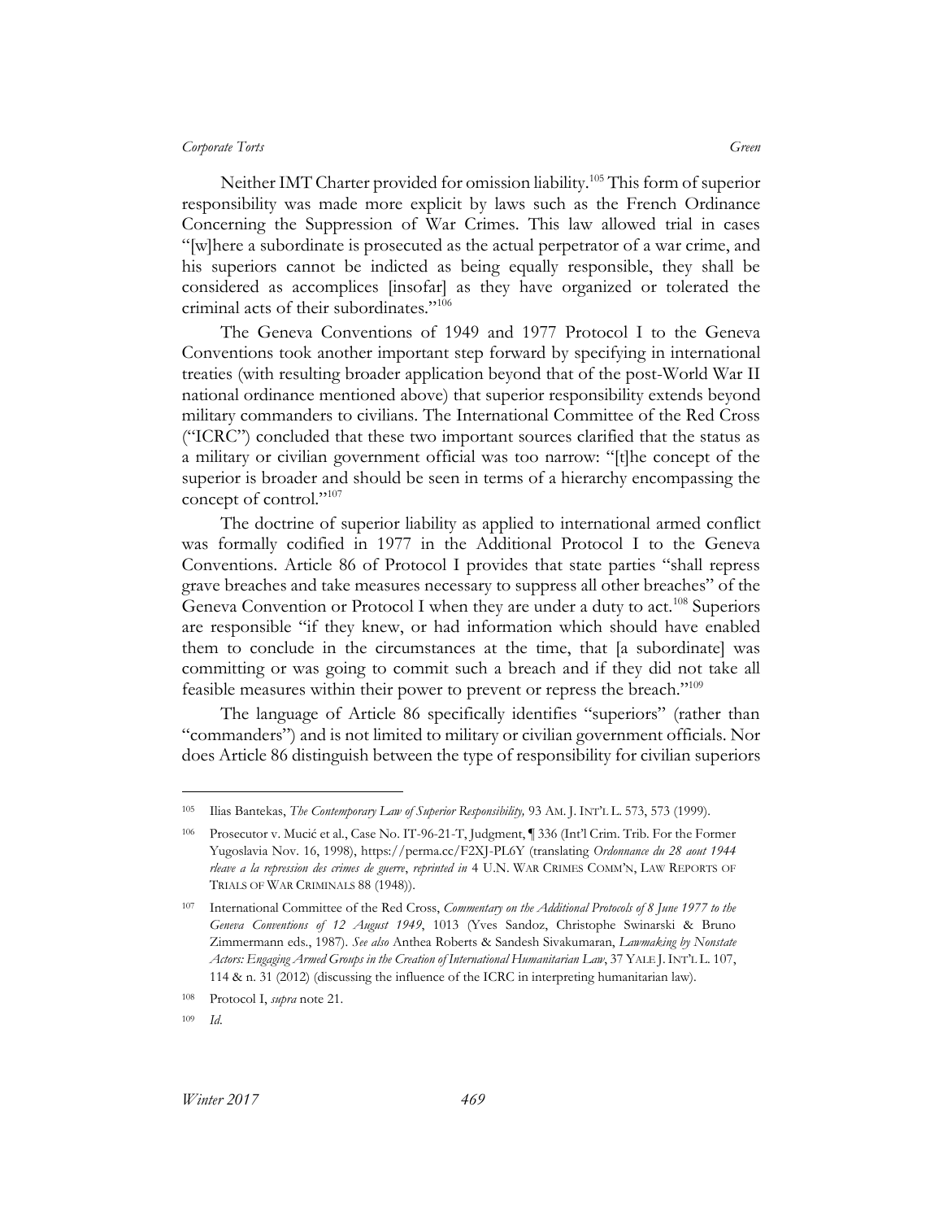Neither IMT Charter provided for omission liability.[105] This form of superior responsibility was made more explicit by laws such as the French Ordinance Concerning the Suppression of War Crimes. This law allowed trial in cases "[w]here a subordinate is prosecuted as the actual perpetrator of a war crime, and his superiors cannot be indicted as being equally responsible, they shall be considered as accomplices [insofar] as they have organized or tolerated the criminal acts of their subordinates."[106]

The Geneva Conventions of 1949 and 1977 Protocol I to the Geneva Conventions took another important step forward by specifying in international treaties (with resulting broader application beyond that of the post-World War II national ordinance mentioned above) that superior responsibility extends beyond military commanders to civilians. The International Committee of the Red Cross ("ICRC") concluded that these two important sources clarified that the status as a military or civilian government official was too narrow: "[t]he concept of the superior is broader and should be seen in terms of a hierarchy encompassing the concept of control."[107]

The doctrine of superior liability as applied to international armed conflict was formally codified in 1977 in the Additional Protocol I to the Geneva Conventions. Article 86 of Protocol I provides that state parties "shall repress grave breaches and take measures necessary to suppress all other breaches" of the Geneva Convention or Protocol I when they are under a duty to act.[108] Superiors are responsible "if they knew, or had information which should have enabled them to conclude in the circumstances at the time, that [a subordinate] was committing or was going to commit such a breach and if they did not take all feasible measures within their power to prevent or repress the breach."[109]

The language of Article 86 specifically identifies "superiors" (rather than "commanders") and is not limited to military or civilian government officials. Nor does Article 86 distinguish between the type of responsibility for civilian superiors

---

[105] Ilias Bantekas, *The Contemporary Law of Superior Responsibility,* 93 AM. J. INT'L L. 573, 573 (1999).

[106] Prosecutor v. Mucić et al., Case No. IT-96-21-T, Judgment, ¶ 336 (Int'l Crim. Trib. For the Former Yugoslavia Nov. 16, 1998), https://perma.cc/F2XJ-PL6Y (translating *Ordonnance du 28 aout 1944 rleave a la repression des crimes de guerre*, *reprinted in* 4 U.N. WAR CRIMES COMM'N, LAW REPORTS OF TRIALS OF WAR CRIMINALS 88 (1948)).

[107] International Committee of the Red Cross, *Commentary on the Additional Protocols of 8 June 1977 to the Geneva Conventions of 12 August 1949*, 1013 (Yves Sandoz, Christophe Swinarski & Bruno Zimmermann eds., 1987). *See also* Anthea Roberts & Sandesh Sivakumaran, *Lawmaking by Nonstate Actors: Engaging Armed Groups in the Creation of International Humanitarian Law*, 37 YALE J. INT'L L. 107, 114 & n. 31 (2012) (discussing the influence of the ICRC in interpreting humanitarian law).

[108] Protocol I, *supra* note 21.

[109] *Id*.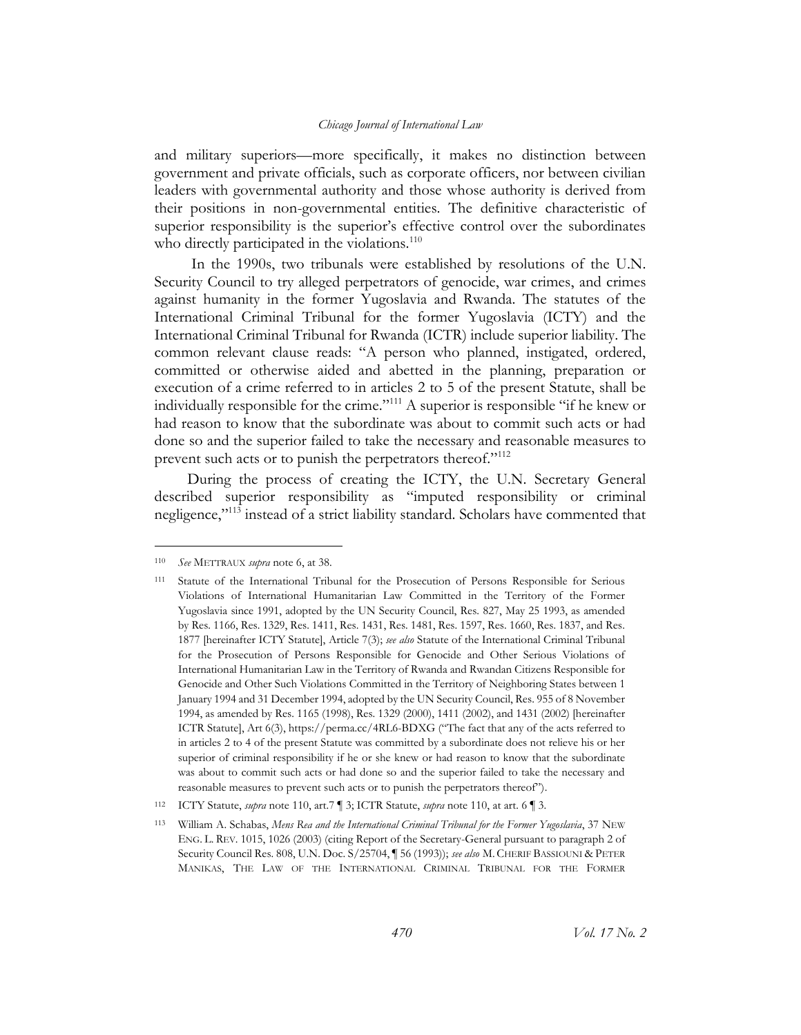and military superiors—more specifically, it makes no distinction between government and private officials, such as corporate officers, nor between civilian leaders with governmental authority and those whose authority is derived from their positions in non-governmental entities. The definitive characteristic of superior responsibility is the superior's effective control over the subordinates who directly participated in the violations.[110]

In the 1990s, two tribunals were established by resolutions of the U.N. Security Council to try alleged perpetrators of genocide, war crimes, and crimes against humanity in the former Yugoslavia and Rwanda. The statutes of the International Criminal Tribunal for the former Yugoslavia (ICTY) and the International Criminal Tribunal for Rwanda (ICTR) include superior liability. The common relevant clause reads: "A person who planned, instigated, ordered, committed or otherwise aided and abetted in the planning, preparation or execution of a crime referred to in articles 2 to 5 of the present Statute, shall be individually responsible for the crime."[111] A superior is responsible "if he knew or had reason to know that the subordinate was about to commit such acts or had done so and the superior failed to take the necessary and reasonable measures to prevent such acts or to punish the perpetrators thereof."[112]

During the process of creating the ICTY, the U.N. Secretary General described superior responsibility as "imputed responsibility or criminal negligence,"[113] instead of a strict liability standard. Scholars have commented that

---

[110] *See* METTRAUX *supra* note 6, at 38.

[111] Statute of the International Tribunal for the Prosecution of Persons Responsible for Serious Violations of International Humanitarian Law Committed in the Territory of the Former Yugoslavia since 1991, adopted by the UN Security Council, Res. 827, May 25 1993, as amended by Res. 1166, Res. 1329, Res. 1411, Res. 1431, Res. 1481, Res. 1597, Res. 1660, Res. 1837, and Res. 1877 [hereinafter ICTY Statute], Article 7(3); *see also* Statute of the International Criminal Tribunal for the Prosecution of Persons Responsible for Genocide and Other Serious Violations of International Humanitarian Law in the Territory of Rwanda and Rwandan Citizens Responsible for Genocide and Other Such Violations Committed in the Territory of Neighboring States between 1 January 1994 and 31 December 1994, adopted by the UN Security Council, Res. 955 of 8 November 1994, as amended by Res. 1165 (1998), Res. 1329 (2000), 1411 (2002), and 1431 (2002) [hereinafter ICTR Statute], Art 6(3), https://perma.cc/4RL6-BDXG ("The fact that any of the acts referred to in articles 2 to 4 of the present Statute was committed by a subordinate does not relieve his or her superior of criminal responsibility if he or she knew or had reason to know that the subordinate was about to commit such acts or had done so and the superior failed to take the necessary and reasonable measures to prevent such acts or to punish the perpetrators thereof").

[112] ICTY Statute, *supra* note 110, art.7 ¶ 3; ICTR Statute, *supra* note 110, at art. 6 ¶ 3.

[113] William A. Schabas, *Mens Rea and the International Criminal Tribunal for the Former Yugoslavia*, 37 NEW ENG. L. REV. 1015, 1026 (2003) (citing Report of the Secretary-General pursuant to paragraph 2 of Security Council Res. 808, U.N. Doc. S/25704, ¶ 56 (1993)); *see also* M. CHERIF BASSIOUNI & PETER MANIKAS, THE LAW OF THE INTERNATIONAL CRIMINAL TRIBUNAL FOR THE FORMER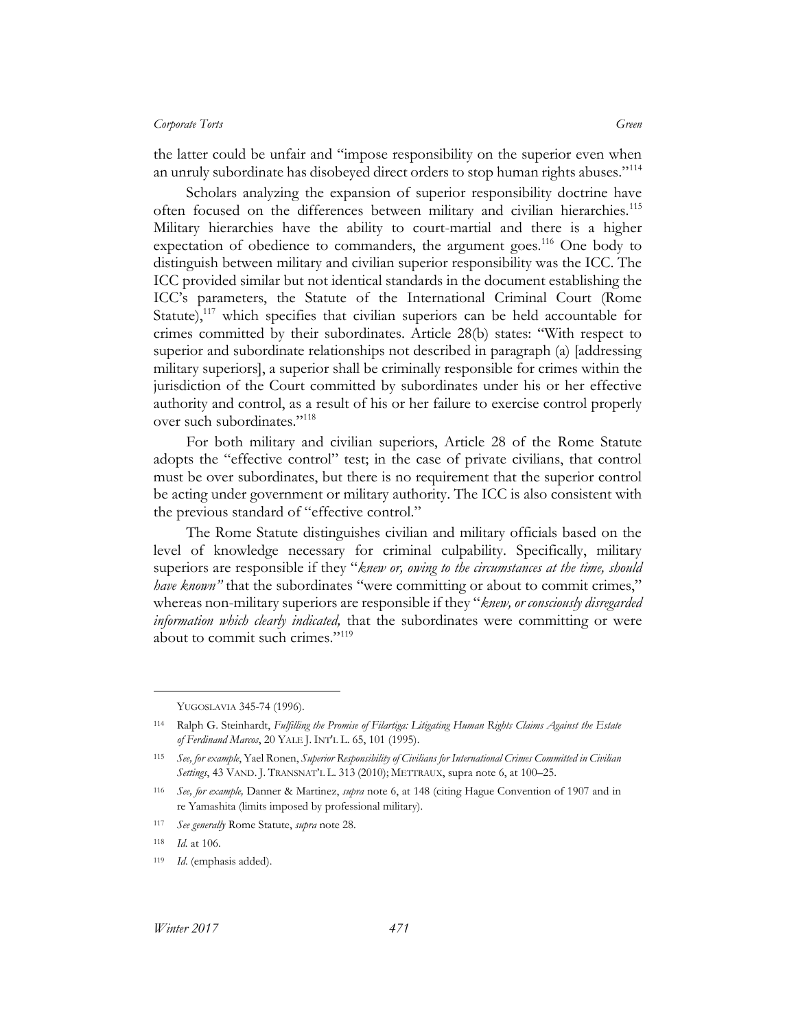the latter could be unfair and "impose responsibility on the superior even when an unruly subordinate has disobeyed direct orders to stop human rights abuses."[114]

Scholars analyzing the expansion of superior responsibility doctrine have often focused on the differences between military and civilian hierarchies.[115] Military hierarchies have the ability to court-martial and there is a higher expectation of obedience to commanders, the argument goes.[116] One body to distinguish between military and civilian superior responsibility was the ICC. The ICC provided similar but not identical standards in the document establishing the ICC's parameters, the Statute of the International Criminal Court (Rome Statute),[117] which specifies that civilian superiors can be held accountable for crimes committed by their subordinates. Article 28(b) states: "With respect to superior and subordinate relationships not described in paragraph (a) [addressing military superiors], a superior shall be criminally responsible for crimes within the jurisdiction of the Court committed by subordinates under his or her effective authority and control, as a result of his or her failure to exercise control properly over such subordinates."[118]

For both military and civilian superiors, Article 28 of the Rome Statute adopts the "effective control" test; in the case of private civilians, that control must be over subordinates, but there is no requirement that the superior control be acting under government or military authority. The ICC is also consistent with the previous standard of "effective control."

The Rome Statute distinguishes civilian and military officials based on the level of knowledge necessary for criminal culpability. Specifically, military superiors are responsible if they "*knew or, owing to the circumstances at the time, should have known"* that the subordinates "were committing or about to commit crimes," whereas non-military superiors are responsible if they "*knew, or consciously disregarded information which clearly indicated,* that the subordinates were committing or were about to commit such crimes."[119]

---

YUGOSLAVIA 345-74 (1996).

114 Ralph G. Steinhardt, *Fulfilling the Promise of Filartiga: Litigating Human Rights Claims Against the Estate of Ferdinand Marcos*, 20 YALE J. INT'L L. 65, 101 (1995).

115 *See, for example*, Yael Ronen, *Superior Responsibility of Civilians for International Crimes Committed in Civilian Settings*, 43 VAND. J. TRANSNAT'L L. 313 (2010); METTRAUX, supra note 6, at 100–25.

116 *See, for example,* Danner & Martinez, *supra* note 6, at 148 (citing Hague Convention of 1907 and in re Yamashita (limits imposed by professional military).

117 *See generally* Rome Statute, *supra* note 28.

118 *Id.* at 106.

119 *Id.* (emphasis added).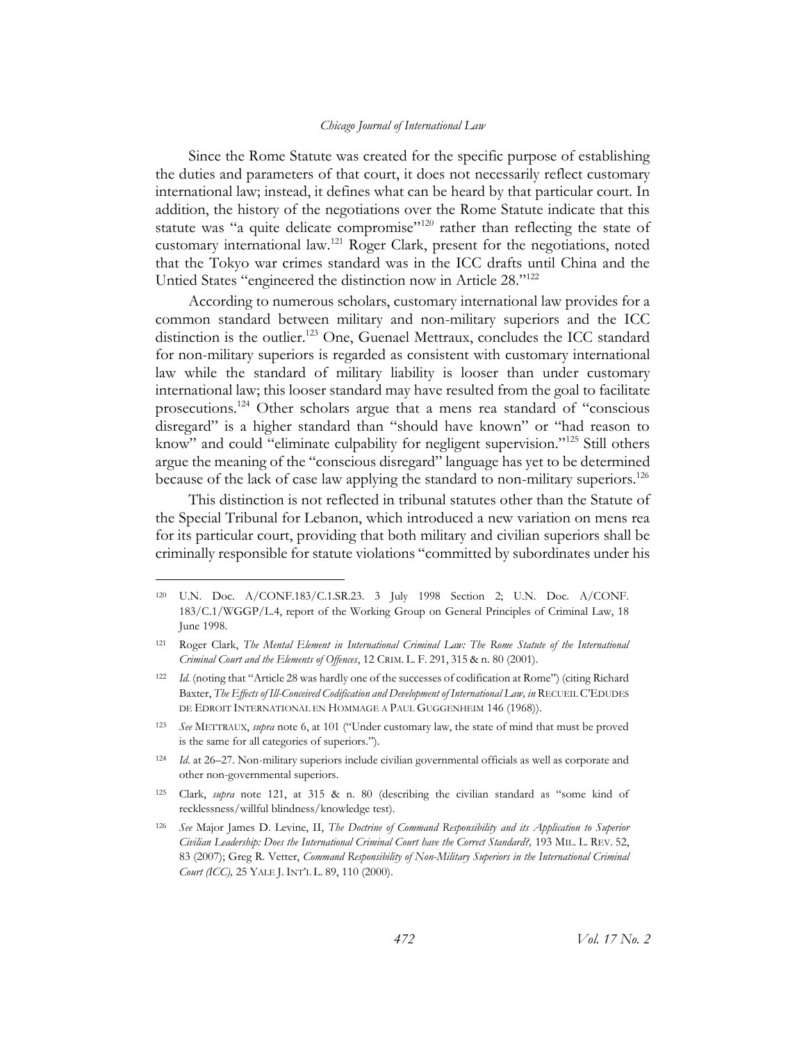Since the Rome Statute was created for the specific purpose of establishing the duties and parameters of that court, it does not necessarily reflect customary international law; instead, it defines what can be heard by that particular court. In addition, the history of the negotiations over the Rome Statute indicate that this statute was "a quite delicate compromise"[120] rather than reflecting the state of customary international law.[121] Roger Clark, present for the negotiations, noted that the Tokyo war crimes standard was in the ICC drafts until China and the Untied States "engineered the distinction now in Article 28."[122]

According to numerous scholars, customary international law provides for a common standard between military and non-military superiors and the ICC distinction is the outlier.[123] One, Guenael Mettraux, concludes the ICC standard for non-military superiors is regarded as consistent with customary international law while the standard of military liability is looser than under customary international law; this looser standard may have resulted from the goal to facilitate prosecutions.[124] Other scholars argue that a mens rea standard of "conscious disregard" is a higher standard than "should have known" or "had reason to know" and could "eliminate culpability for negligent supervision."[125] Still others argue the meaning of the "conscious disregard" language has yet to be determined because of the lack of case law applying the standard to non-military superiors.[126]

This distinction is not reflected in tribunal statutes other than the Statute of the Special Tribunal for Lebanon, which introduced a new variation on mens rea for its particular court, providing that both military and civilian superiors shall be criminally responsible for statute violations "committed by subordinates under his

---

[120] U.N. Doc. A/CONF.183/C.1.SR.23. 3 July 1998 Section 2; U.N. Doc. A/CONF. 183/C.1/WGGP/L.4, report of the Working Group on General Principles of Criminal Law, 18 June 1998.

[121] Roger Clark, *The Mental Element in International Criminal Law: The Rome Statute of the International Criminal Court and the Elements of Offences*, 12 CRIM. L. F. 291, 315 & n. 80 (2001).

[122] *Id.* (noting that "Article 28 was hardly one of the successes of codification at Rome") (citing Richard Baxter, *The Effects of Ill-Conceived Codification and Development of International Law, in* RECUEIL C'EDUDES DE EDROIT INTERNATIONAL EN HOMMAGE A PAUL GUGGENHEIM 146 (1968)).

[123] *See* METTRAUX, *supra* note 6, at 101 ("Under customary law, the state of mind that must be proved is the same for all categories of superiors.").

[124] *Id.* at 26–27. Non-military superiors include civilian governmental officials as well as corporate and other non-governmental superiors.

[125] Clark, *supra* note 121, at 315 & n. 80 (describing the civilian standard as "some kind of recklessness/willful blindness/knowledge test).

[126] *See* Major James D. Levine, II, *The Doctrine of Command Responsibility and its Application to Superior Civilian Leadership: Does the International Criminal Court have the Correct Standard?,* 193 MIL. L. REV. 52, 83 (2007); Greg R. Vetter, *Command Responsibility of Non-Military Superiors in the International Criminal Court (ICC),* 25 YALE J. INT'L L. 89, 110 (2000).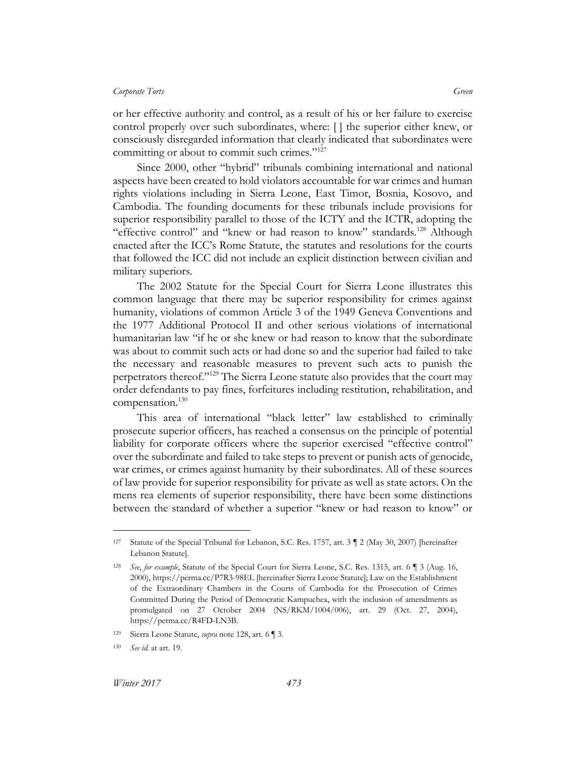or her effective authority and control, as a result of his or her failure to exercise control properly over such subordinates, where: [ ] the superior either knew, or consciously disregarded information that clearly indicated that subordinates were committing or about to commit such crimes."[127]

Since 2000, other "hybrid" tribunals combining international and national aspects have been created to hold violators accountable for war crimes and human rights violations including in Sierra Leone, East Timor, Bosnia, Kosovo, and Cambodia. The founding documents for these tribunals include provisions for superior responsibility parallel to those of the ICTY and the ICTR, adopting the "effective control" and "knew or had reason to know" standards.[128] Although enacted after the ICC's Rome Statute, the statutes and resolutions for the courts that followed the ICC did not include an explicit distinction between civilian and military superiors.

The 2002 Statute for the Special Court for Sierra Leone illustrates this common language that there may be superior responsibility for crimes against humanity, violations of common Article 3 of the 1949 Geneva Conventions and the 1977 Additional Protocol II and other serious violations of international humanitarian law "if he or she knew or had reason to know that the subordinate was about to commit such acts or had done so and the superior had failed to take the necessary and reasonable measures to prevent such acts to punish the perpetrators thereof."[129] The Sierra Leone statute also provides that the court may order defendants to pay fines, forfeitures including restitution, rehabilitation, and compensation.[130]

This area of international "black letter" law established to criminally prosecute superior officers, has reached a consensus on the principle of potential liability for corporate officers where the superior exercised "effective control" over the subordinate and failed to take steps to prevent or punish acts of genocide, war crimes, or crimes against humanity by their subordinates. All of these sources of law provide for superior responsibility for private as well as state actors. On the mens rea elements of superior responsibility, there have been some distinctions between the standard of whether a superior "knew or had reason to know" or

---

[127] Statute of the Special Tribunal for Lebanon, S.C. Res. 1757, art. 3 ¶ 2 (May 30, 2007) [hereinafter Lebanon Statute].

[128] *See*, *for example*, Statute of the Special Court for Sierra Leone, S.C. Res. 1315, art. 6 ¶ 3 (Aug. 16, 2000), https://perma.cc/P7R3-98EL [hereinafter Sierra Leone Statute]; Law on the Establishment of the Extraordinary Chambers in the Courts of Cambodia for the Prosecution of Crimes Committed During the Period of Democratic Kampuchea, with the inclusion of amendments as promulgated on 27 October 2004 (NS/RKM/1004/006), art. 29 (Oct. 27, 2004), https://perma.cc/R4FD-LN3B.

[129] Sierra Leone Statute, *supra* note 128, art. 6 ¶ 3.

[130] *See id.* at art. 19.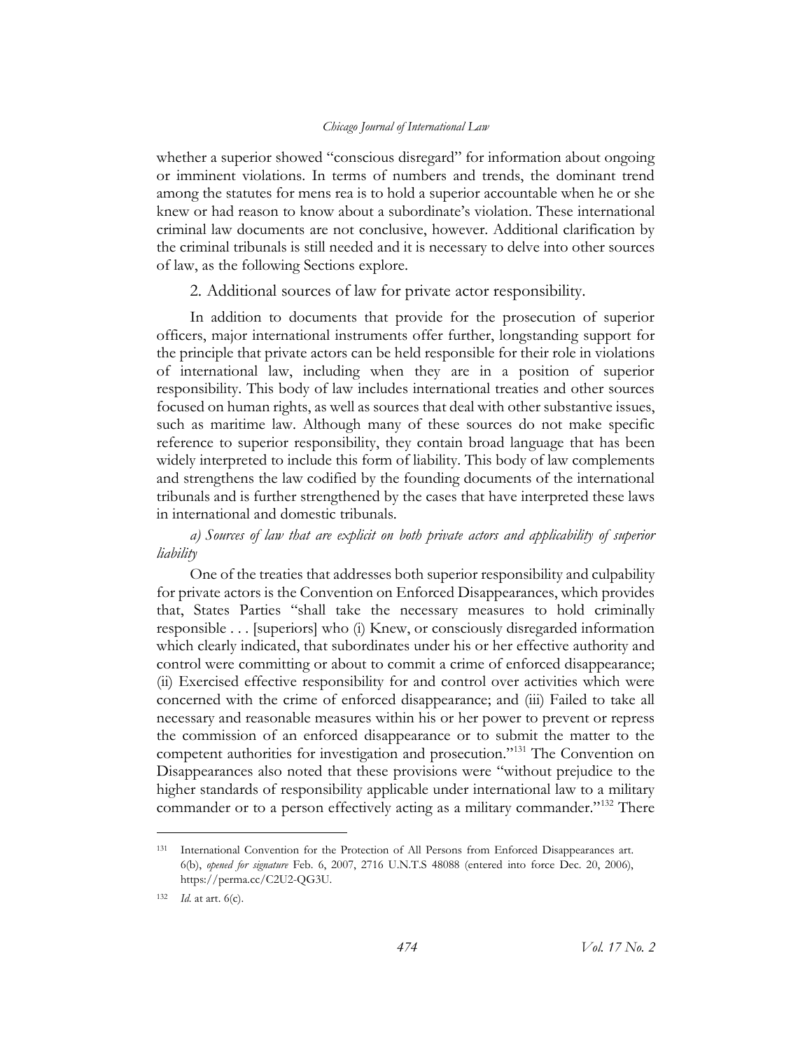whether a superior showed "conscious disregard" for information about ongoing or imminent violations. In terms of numbers and trends, the dominant trend among the statutes for mens rea is to hold a superior accountable when he or she knew or had reason to know about a subordinate's violation. These international criminal law documents are not conclusive, however. Additional clarification by the criminal tribunals is still needed and it is necessary to delve into other sources of law, as the following Sections explore.

### 2. Additional sources of law for private actor responsibility.

In addition to documents that provide for the prosecution of superior officers, major international instruments offer further, longstanding support for the principle that private actors can be held responsible for their role in violations of international law, including when they are in a position of superior responsibility. This body of law includes international treaties and other sources focused on human rights, as well as sources that deal with other substantive issues, such as maritime law. Although many of these sources do not make specific reference to superior responsibility, they contain broad language that has been widely interpreted to include this form of liability. This body of law complements and strengthens the law codified by the founding documents of the international tribunals and is further strengthened by the cases that have interpreted these laws in international and domestic tribunals.

#### *a) Sources of law that are explicit on both private actors and applicability of superior liability*

One of the treaties that addresses both superior responsibility and culpability for private actors is the Convention on Enforced Disappearances, which provides that, States Parties "shall take the necessary measures to hold criminally responsible . . . [superiors] who (i) Knew, or consciously disregarded information which clearly indicated, that subordinates under his or her effective authority and control were committing or about to commit a crime of enforced disappearance; (ii) Exercised effective responsibility for and control over activities which were concerned with the crime of enforced disappearance; and (iii) Failed to take all necessary and reasonable measures within his or her power to prevent or repress the commission of an enforced disappearance or to submit the matter to the competent authorities for investigation and prosecution."[131] The Convention on Disappearances also noted that these provisions were "without prejudice to the higher standards of responsibility applicable under international law to a military commander or to a person effectively acting as a military commander."[132] There

---

[131] International Convention for the Protection of All Persons from Enforced Disappearances art. 6(b), *opened for signature* Feb. 6, 2007, 2716 U.N.T.S 48088 (entered into force Dec. 20, 2006), https://perma.cc/C2U2-QG3U.

[132] *Id.* at art. 6(c).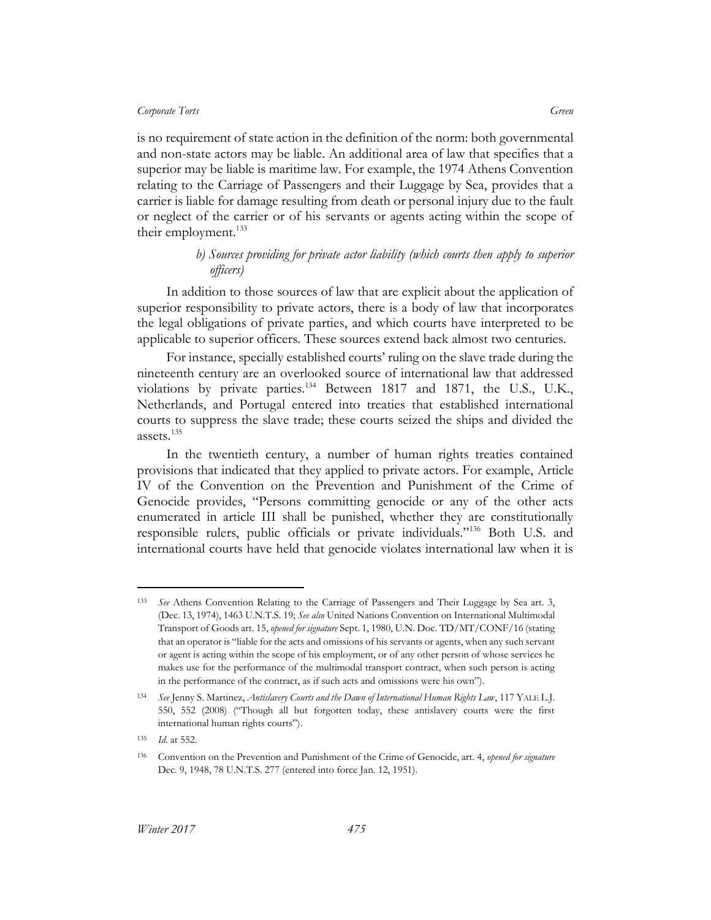is no requirement of state action in the definition of the norm: both governmental and non-state actors may be liable. An additional area of law that specifies that a superior may be liable is maritime law. For example, the 1974 Athens Convention relating to the Carriage of Passengers and their Luggage by Sea, provides that a carrier is liable for damage resulting from death or personal injury due to the fault or neglect of the carrier or of his servants or agents acting within the scope of their employment.[133]

*b) Sources providing for private actor liability (which courts then apply to superior officers)*

In addition to those sources of law that are explicit about the application of superior responsibility to private actors, there is a body of law that incorporates the legal obligations of private parties, and which courts have interpreted to be applicable to superior officers. These sources extend back almost two centuries.

For instance, specially established courts' ruling on the slave trade during the nineteenth century are an overlooked source of international law that addressed violations by private parties.[134] Between 1817 and 1871, the U.S., U.K., Netherlands, and Portugal entered into treaties that established international courts to suppress the slave trade; these courts seized the ships and divided the assets.[135]

In the twentieth century, a number of human rights treaties contained provisions that indicated that they applied to private actors. For example, Article IV of the Convention on the Prevention and Punishment of the Crime of Genocide provides, "Persons committing genocide or any of the other acts enumerated in article III shall be punished, whether they are constitutionally responsible rulers, public officials or private individuals."[136] Both U.S. and international courts have held that genocide violates international law when it is

---

[133] *See* Athens Convention Relating to the Carriage of Passengers and Their Luggage by Sea art. 3, (Dec. 13, 1974), 1463 U.N.T.S. 19; *See also* United Nations Convention on International Multimodal Transport of Goods art. 15, *opened for signature* Sept. 1, 1980, U.N. Doc. TD/MT/CONF/16 (stating that an operator is "liable for the acts and omissions of his servants or agents, when any such servant or agent is acting within the scope of his employment, or of any other person of whose services he makes use for the performance of the multimodal transport contract, when such person is acting in the performance of the contract, as if such acts and omissions were his own").

[134] *See* Jenny S. Martinez, *Antislavery Courts and the Dawn of International Human Rights Law*, 117 YALE L.J. 550, 552 (2008) ("Though all but forgotten today, these antislavery courts were the first international human rights courts").

[135] *Id*. at 552.

[136] Convention on the Prevention and Punishment of the Crime of Genocide, art. 4, *opened for signature* Dec. 9, 1948, 78 U.N.T.S. 277 (entered into force Jan. 12, 1951).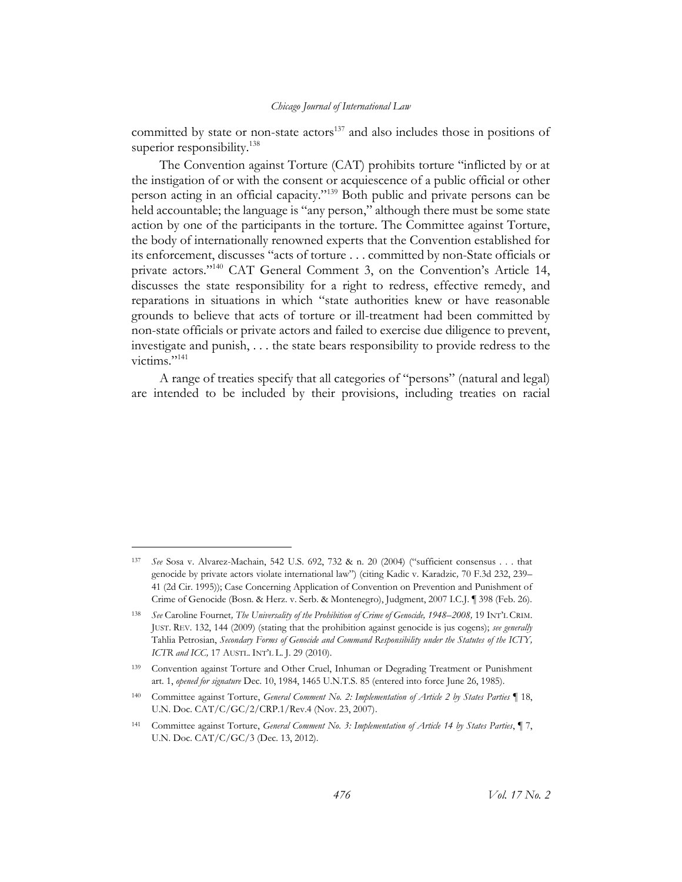committed by state or non-state actors[137] and also includes those in positions of superior responsibility.[138]

The Convention against Torture (CAT) prohibits torture "inflicted by or at the instigation of or with the consent or acquiescence of a public official or other person acting in an official capacity."[139] Both public and private persons can be held accountable; the language is "any person," although there must be some state action by one of the participants in the torture. The Committee against Torture, the body of internationally renowned experts that the Convention established for its enforcement, discusses "acts of torture . . . committed by non-State officials or private actors."[140] CAT General Comment 3, on the Convention's Article 14, discusses the state responsibility for a right to redress, effective remedy, and reparations in situations in which "state authorities knew or have reasonable grounds to believe that acts of torture or ill-treatment had been committed by non-state officials or private actors and failed to exercise due diligence to prevent, investigate and punish, . . . the state bears responsibility to provide redress to the victims."[141]

A range of treaties specify that all categories of "persons" (natural and legal) are intended to be included by their provisions, including treaties on racial

---

[137] *See* Sosa v. Alvarez-Machain, 542 U.S. 692, 732 & n. 20 (2004) ("sufficient consensus . . . that genocide by private actors violate international law") (citing Kadic v. Karadzic*,* 70 F.3d 232, 239–41 (2d Cir. 1995)); Case Concerning Application of Convention on Prevention and Punishment of Crime of Genocide (Bosn. & Herz. v. Serb. & Montenegro), Judgment, 2007 I.C.J. ¶ 398 (Feb. 26).

[138] *See* Caroline Fournet*, The Universality of the Prohibition of Crime of Genocide, 1948–2008,* 19 INT'L CRIM. JUST. REV. 132, 144 (2009) (stating that the prohibition against genocide is jus cogens); *see generally* Tahlia Petrosian, *Secondary Forms of Genocide and Command Responsibility under the Statutes of the ICTY, ICTR and ICC,* 17 AUSTL. INT'L L. J. 29 (2010).

[139] Convention against Torture and Other Cruel, Inhuman or Degrading Treatment or Punishment art. 1, *opened for signature* Dec. 10, 1984, 1465 U.N.T.S. 85 (entered into force June 26, 1985).

[140] Committee against Torture, *General Comment No. 2: Implementation of Article 2 by States Parties* ¶ 18, U.N. Doc. CAT/C/GC/2/CRP.1/Rev.4 (Nov. 23, 2007).

[141] Committee against Torture, *General Comment No. 3: Implementation of Article 14 by States Parties*, ¶ 7, U.N. Doc. CAT/C/GC/3 (Dec. 13, 2012).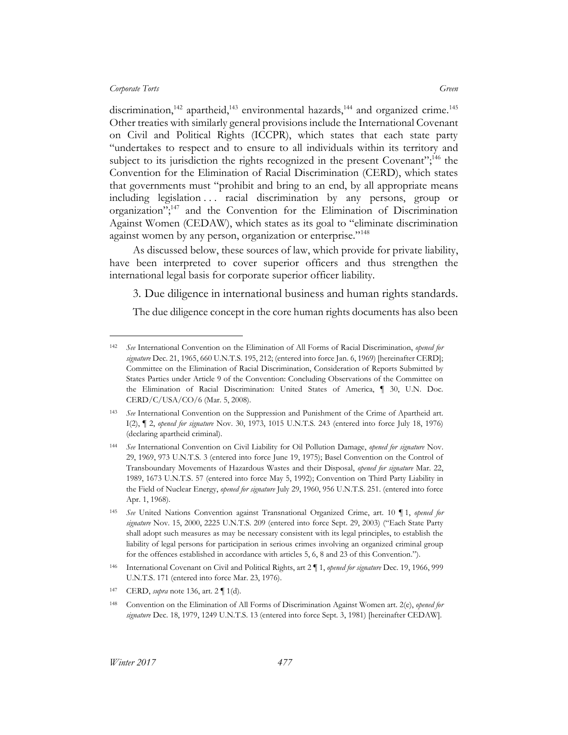discrimination,[142] apartheid,[143] environmental hazards,[144] and organized crime.[145] Other treaties with similarly general provisions include the International Covenant on Civil and Political Rights (ICCPR), which states that each state party "undertakes to respect and to ensure to all individuals within its territory and subject to its jurisdiction the rights recognized in the present Covenant";[146] the Convention for the Elimination of Racial Discrimination (CERD), which states that governments must "prohibit and bring to an end, by all appropriate means including legislation . . . racial discrimination by any persons, group or organization";[147] and the Convention for the Elimination of Discrimination Against Women (CEDAW), which states as its goal to "eliminate discrimination against women by any person, organization or enterprise."[148]

As discussed below, these sources of law, which provide for private liability, have been interpreted to cover superior officers and thus strengthen the international legal basis for corporate superior officer liability.

3. Due diligence in international business and human rights standards.

The due diligence concept in the core human rights documents has also been

---

[142] *See* International Convention on the Elimination of All Forms of Racial Discrimination, *opened for signature* Dec. 21, 1965, 660 U.N.T.S. 195, 212; (entered into force Jan. 6, 1969) [hereinafter CERD]; Committee on the Elimination of Racial Discrimination, Consideration of Reports Submitted by States Parties under Article 9 of the Convention: Concluding Observations of the Committee on the Elimination of Racial Discrimination: United States of America, ¶ 30, U.N. Doc. CERD/C/USA/CO/6 (Mar. 5, 2008).

[143] *See* International Convention on the Suppression and Punishment of the Crime of Apartheid art. I(2), ¶ 2, *opened for signature* Nov. 30, 1973, 1015 U.N.T.S. 243 (entered into force July 18, 1976) (declaring apartheid criminal).

[144] *See* International Convention on Civil Liability for Oil Pollution Damage, *opened for signature* Nov. 29, 1969, 973 U.N.T.S. 3 (entered into force June 19, 1975); Basel Convention on the Control of Transboundary Movements of Hazardous Wastes and their Disposal, *opened for signature* Mar. 22, 1989, 1673 U.N.T.S. 57 (entered into force May 5, 1992); Convention on Third Party Liability in the Field of Nuclear Energy, *opened for signature* July 29, 1960, 956 U.N.T.S. 251. (entered into force Apr. 1, 1968).

[145] *See* United Nations Convention against Transnational Organized Crime, art. 10 ¶ 1, *opened for signature* Nov. 15, 2000, 2225 U.N.T.S. 209 (entered into force Sept. 29, 2003) ("Each State Party shall adopt such measures as may be necessary consistent with its legal principles, to establish the liability of legal persons for participation in serious crimes involving an organized criminal group for the offences established in accordance with articles 5, 6, 8 and 23 of this Convention.").

[146] International Covenant on Civil and Political Rights, art 2 ¶ 1, *opened for signature* Dec. 19, 1966, 999 U.N.T.S. 171 (entered into force Mar. 23, 1976).

[147] CERD, *supra* note 136, art. 2 ¶ 1(d).

[148] Convention on the Elimination of All Forms of Discrimination Against Women art. 2(e), *opened for signature* Dec. 18, 1979, 1249 U.N.T.S. 13 (entered into force Sept. 3, 1981) [hereinafter CEDAW].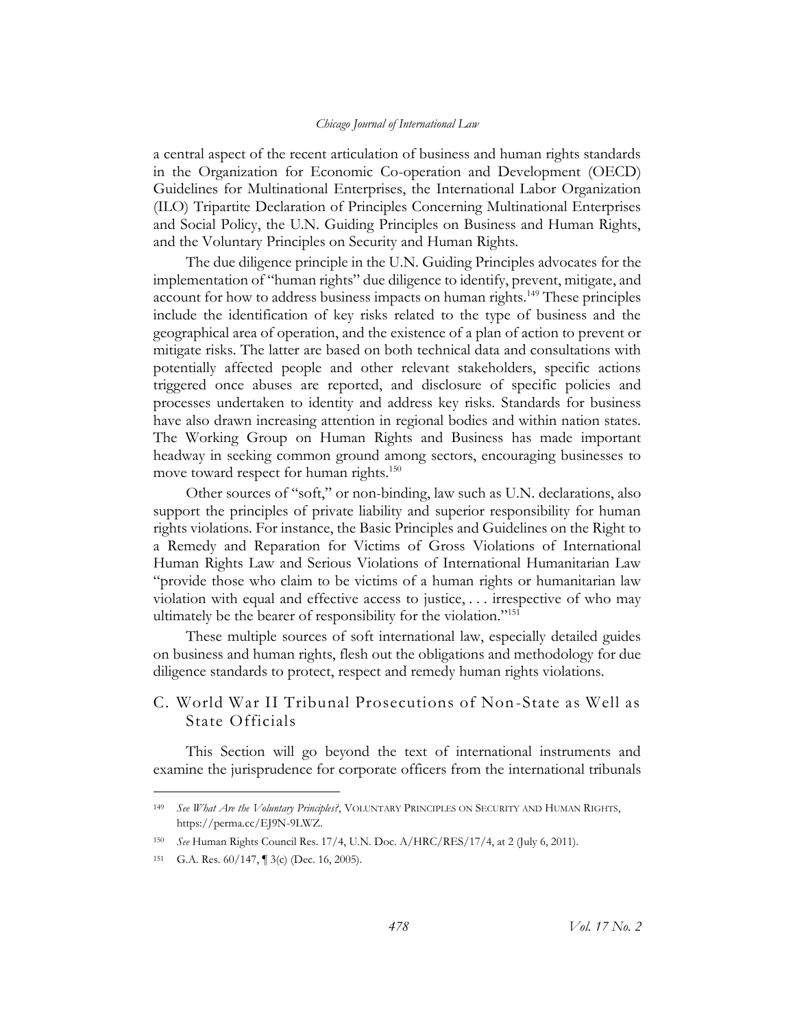a central aspect of the recent articulation of business and human rights standards in the Organization for Economic Co-operation and Development (OECD) Guidelines for Multinational Enterprises, the International Labor Organization (ILO) Tripartite Declaration of Principles Concerning Multinational Enterprises and Social Policy, the U.N. Guiding Principles on Business and Human Rights, and the Voluntary Principles on Security and Human Rights.

The due diligence principle in the U.N. Guiding Principles advocates for the implementation of "human rights" due diligence to identify, prevent, mitigate, and account for how to address business impacts on human rights.[149] These principles include the identification of key risks related to the type of business and the geographical area of operation, and the existence of a plan of action to prevent or mitigate risks. The latter are based on both technical data and consultations with potentially affected people and other relevant stakeholders, specific actions triggered once abuses are reported, and disclosure of specific policies and processes undertaken to identity and address key risks. Standards for business have also drawn increasing attention in regional bodies and within nation states. The Working Group on Human Rights and Business has made important headway in seeking common ground among sectors, encouraging businesses to move toward respect for human rights.[150]

Other sources of "soft," or non-binding, law such as U.N. declarations, also support the principles of private liability and superior responsibility for human rights violations. For instance, the Basic Principles and Guidelines on the Right to a Remedy and Reparation for Victims of Gross Violations of International Human Rights Law and Serious Violations of International Humanitarian Law "provide those who claim to be victims of a human rights or humanitarian law violation with equal and effective access to justice, . . . irrespective of who may ultimately be the bearer of responsibility for the violation."[151]

These multiple sources of soft international law, especially detailed guides on business and human rights, flesh out the obligations and methodology for due diligence standards to protect, respect and remedy human rights violations.

## C. World War II Tribunal Prosecutions of Non-State as Well as State Officials

This Section will go beyond the text of international instruments and examine the jurisprudence for corporate officers from the international tribunals

---

[149] *See What Are the Voluntary Principles?*, VOLUNTARY PRINCIPLES ON SECURITY AND HUMAN RIGHTS, https://perma.cc/EJ9N-9LWZ.

[150] *See* Human Rights Council Res. 17/4, U.N. Doc. A/HRC/RES/17/4, at 2 (July 6, 2011).

[151] G.A. Res. 60/147, ¶ 3(c) (Dec. 16, 2005).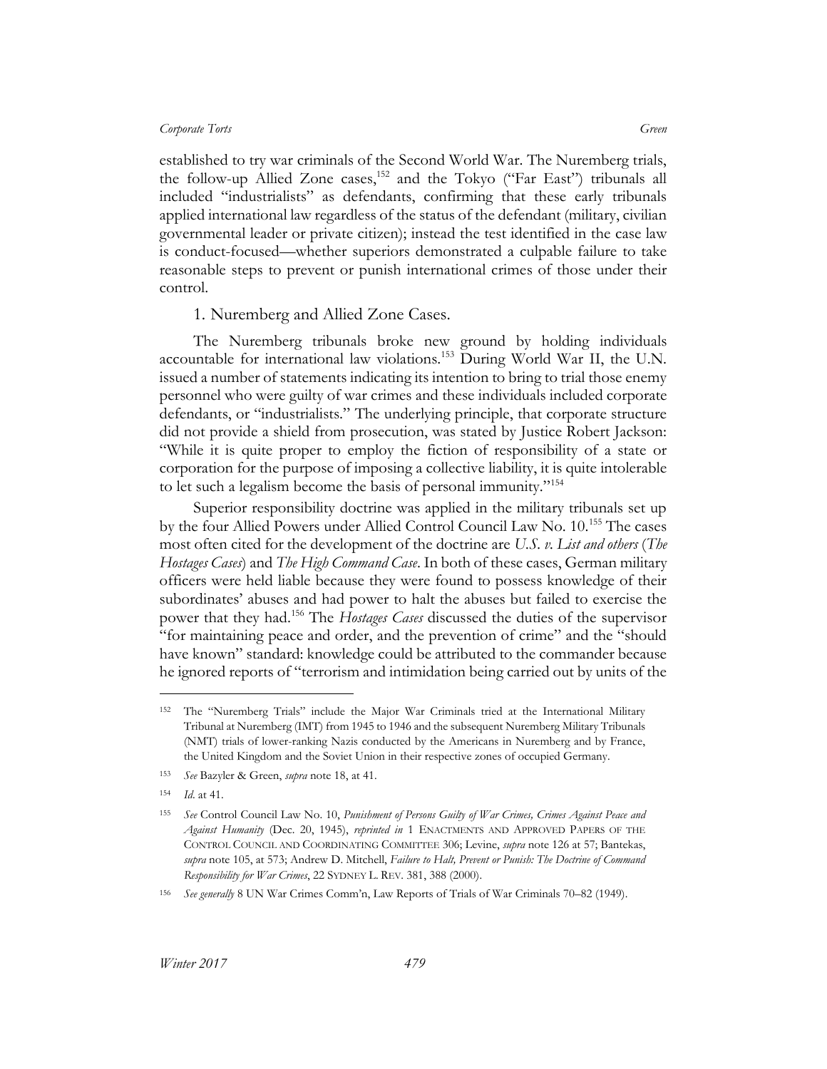established to try war criminals of the Second World War. The Nuremberg trials, the follow-up Allied Zone cases,[152] and the Tokyo ("Far East") tribunals all included "industrialists" as defendants, confirming that these early tribunals applied international law regardless of the status of the defendant (military, civilian governmental leader or private citizen); instead the test identified in the case law is conduct-focused—whether superiors demonstrated a culpable failure to take reasonable steps to prevent or punish international crimes of those under their control.

1. Nuremberg and Allied Zone Cases.

The Nuremberg tribunals broke new ground by holding individuals accountable for international law violations.[153] During World War II, the U.N. issued a number of statements indicating its intention to bring to trial those enemy personnel who were guilty of war crimes and these individuals included corporate defendants, or "industrialists." The underlying principle, that corporate structure did not provide a shield from prosecution, was stated by Justice Robert Jackson: "While it is quite proper to employ the fiction of responsibility of a state or corporation for the purpose of imposing a collective liability, it is quite intolerable to let such a legalism become the basis of personal immunity."[154]

Superior responsibility doctrine was applied in the military tribunals set up by the four Allied Powers under Allied Control Council Law No. 10.[155] The cases most often cited for the development of the doctrine are *U.S. v. List and others* (*The Hostages Cases*) and *The High Command Case*. In both of these cases, German military officers were held liable because they were found to possess knowledge of their subordinates' abuses and had power to halt the abuses but failed to exercise the power that they had.[156] The *Hostages Cases* discussed the duties of the supervisor "for maintaining peace and order, and the prevention of crime" and the "should have known" standard: knowledge could be attributed to the commander because he ignored reports of "terrorism and intimidation being carried out by units of the

---

[152] The "Nuremberg Trials" include the Major War Criminals tried at the International Military Tribunal at Nuremberg (IMT) from 1945 to 1946 and the subsequent Nuremberg Military Tribunals (NMT) trials of lower-ranking Nazis conducted by the Americans in Nuremberg and by France, the United Kingdom and the Soviet Union in their respective zones of occupied Germany.

[153] *See* Bazyler & Green, *supra* note 18, at 41.

[154] *Id.* at 41.

[155] *See* Control Council Law No. 10, *Punishment of Persons Guilty of War Crimes, Crimes Against Peace and Against Humanity* (Dec. 20, 1945), *reprinted in* 1 ENACTMENTS AND APPROVED PAPERS OF THE CONTROL COUNCIL AND COORDINATING COMMITTEE 306; Levine, *supra* note 126 at 57; Bantekas, *supra* note 105, at 573; Andrew D. Mitchell, *Failure to Halt, Prevent or Punish: The Doctrine of Command Responsibility for War Crimes*, 22 SYDNEY L. REV. 381, 388 (2000).

[156] *See generally* 8 UN War Crimes Comm'n, Law Reports of Trials of War Criminals 70–82 (1949).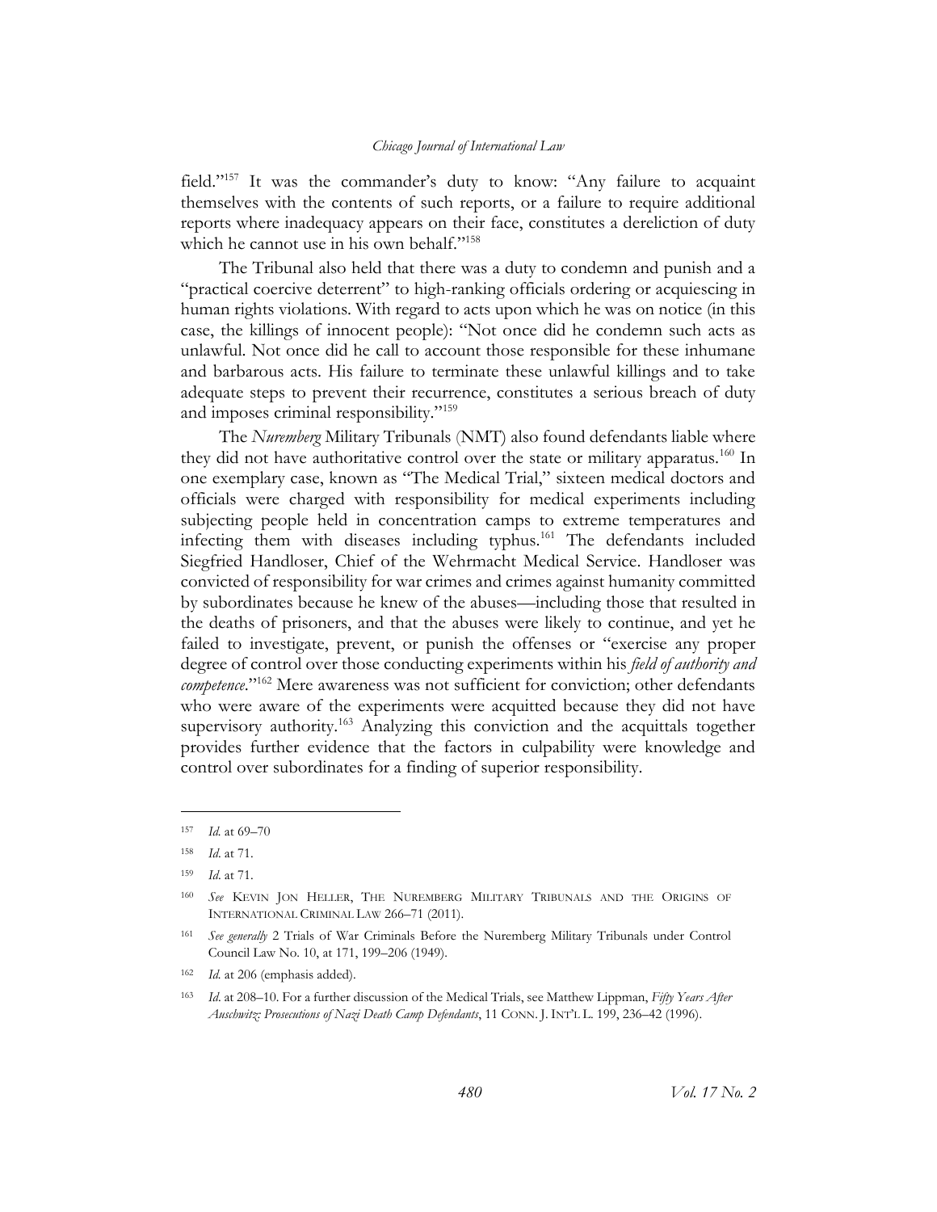field."[157] It was the commander's duty to know: "Any failure to acquaint themselves with the contents of such reports, or a failure to require additional reports where inadequacy appears on their face, constitutes a dereliction of duty which he cannot use in his own behalf."[158]

The Tribunal also held that there was a duty to condemn and punish and a "practical coercive deterrent" to high-ranking officials ordering or acquiescing in human rights violations. With regard to acts upon which he was on notice (in this case, the killings of innocent people): "Not once did he condemn such acts as unlawful. Not once did he call to account those responsible for these inhumane and barbarous acts. His failure to terminate these unlawful killings and to take adequate steps to prevent their recurrence, constitutes a serious breach of duty and imposes criminal responsibility."[159]

The *Nuremberg* Military Tribunals (NMT) also found defendants liable where they did not have authoritative control over the state or military apparatus.[160] In one exemplary case, known as "The Medical Trial," sixteen medical doctors and officials were charged with responsibility for medical experiments including subjecting people held in concentration camps to extreme temperatures and infecting them with diseases including typhus.[161] The defendants included Siegfried Handloser, Chief of the Wehrmacht Medical Service. Handloser was convicted of responsibility for war crimes and crimes against humanity committed by subordinates because he knew of the abuses—including those that resulted in the deaths of prisoners, and that the abuses were likely to continue, and yet he failed to investigate, prevent, or punish the offenses or "exercise any proper degree of control over those conducting experiments within his *field of authority and competence*."[162] Mere awareness was not sufficient for conviction; other defendants who were aware of the experiments were acquitted because they did not have supervisory authority.[163] Analyzing this conviction and the acquittals together provides further evidence that the factors in culpability were knowledge and control over subordinates for a finding of superior responsibility.

---

[157] *Id.* at 69–70

[158] *Id.* at 71.

[159] *Id.* at 71.

[160] *See* KEVIN JON HELLER, THE NUREMBERG MILITARY TRIBUNALS AND THE ORIGINS OF INTERNATIONAL CRIMINAL LAW 266–71 (2011).

[161] *See generally* 2 Trials of War Criminals Before the Nuremberg Military Tribunals under Control Council Law No. 10, at 171, 199–206 (1949).

[162] *Id.* at 206 (emphasis added).

[163] *Id.* at 208–10. For a further discussion of the Medical Trials, see Matthew Lippman, *Fifty Years After Auschwitz: Prosecutions of Nazi Death Camp Defendants*, 11 CONN. J. INT'L L. 199, 236–42 (1996).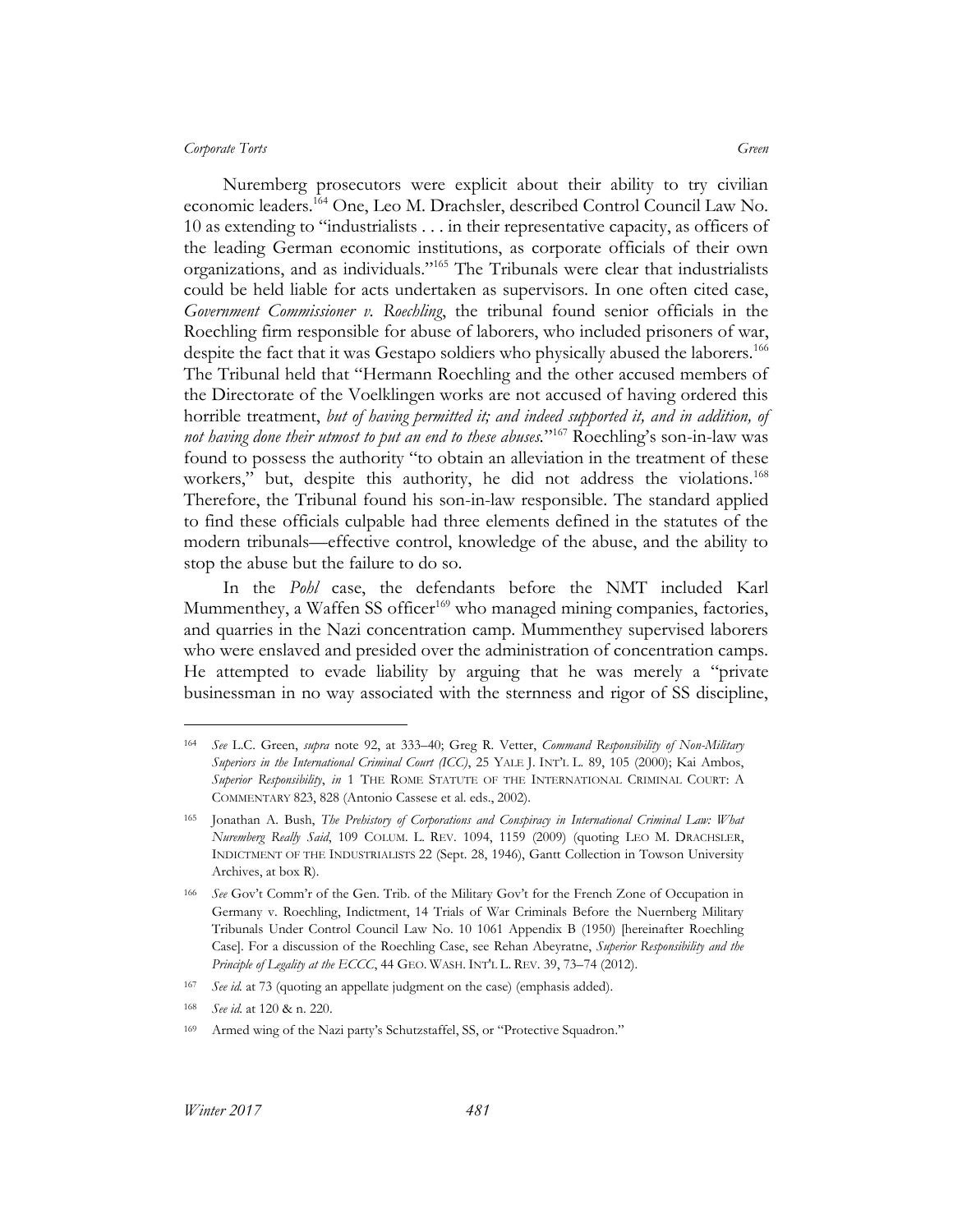Nuremberg prosecutors were explicit about their ability to try civilian economic leaders.[164] One, Leo M. Drachsler, described Control Council Law No. 10 as extending to "industrialists . . . in their representative capacity, as officers of the leading German economic institutions, as corporate officials of their own organizations, and as individuals."[165] The Tribunals were clear that industrialists could be held liable for acts undertaken as supervisors. In one often cited case, *Government Commissioner v. Roechling*, the tribunal found senior officials in the Roechling firm responsible for abuse of laborers, who included prisoners of war, despite the fact that it was Gestapo soldiers who physically abused the laborers.[166] The Tribunal held that "Hermann Roechling and the other accused members of the Directorate of the Voelklingen works are not accused of having ordered this horrible treatment, *but of having permitted it; and indeed supported it, and in addition, of not having done their utmost to put an end to these abuses*."[167] Roechling's son-in-law was found to possess the authority "to obtain an alleviation in the treatment of these workers," but, despite this authority, he did not address the violations.[168] Therefore, the Tribunal found his son-in-law responsible. The standard applied to find these officials culpable had three elements defined in the statutes of the modern tribunals—effective control, knowledge of the abuse, and the ability to stop the abuse but the failure to do so.

In the *Pohl* case, the defendants before the NMT included Karl Mummenthey, a Waffen SS officer[169] who managed mining companies, factories, and quarries in the Nazi concentration camp. Mummenthey supervised laborers who were enslaved and presided over the administration of concentration camps. He attempted to evade liability by arguing that he was merely a "private businessman in no way associated with the sternness and rigor of SS discipline,

---

[164] *See* L.C. Green, *supra* note 92, at 333–40; Greg R. Vetter, *Command Responsibility of Non-Military Superiors in the International Criminal Court (ICC)*, 25 YALE J. INT'L L. 89, 105 (2000); Kai Ambos, *Superior Responsibility*, *in* 1 THE ROME STATUTE OF THE INTERNATIONAL CRIMINAL COURT: A COMMENTARY 823, 828 (Antonio Cassese et al. eds., 2002).

[165] Jonathan A. Bush, *The Prehistory of Corporations and Conspiracy in International Criminal Law: What Nuremberg Really Said*, 109 COLUM. L. REV. 1094, 1159 (2009) (quoting LEO M. DRACHSLER, INDICTMENT OF THE INDUSTRIALISTS 22 (Sept. 28, 1946), Gantt Collection in Towson University Archives, at box R).

[166] *See* Gov't Comm'r of the Gen. Trib. of the Military Gov't for the French Zone of Occupation in Germany v. Roechling, Indictment, 14 Trials of War Criminals Before the Nuernberg Military Tribunals Under Control Council Law No. 10 1061 Appendix B (1950) [hereinafter Roechling Case]. For a discussion of the Roechling Case, see Rehan Abeyratne, *Superior Responsibility and the Principle of Legality at the ECCC*, 44 GEO. WASH. INT'L L. REV. 39, 73–74 (2012).

[167] *See id.* at 73 (quoting an appellate judgment on the case) (emphasis added).

[168] *See id.* at 120 & n. 220.

[169] Armed wing of the Nazi party's Schutzstaffel, SS, or "Protective Squadron."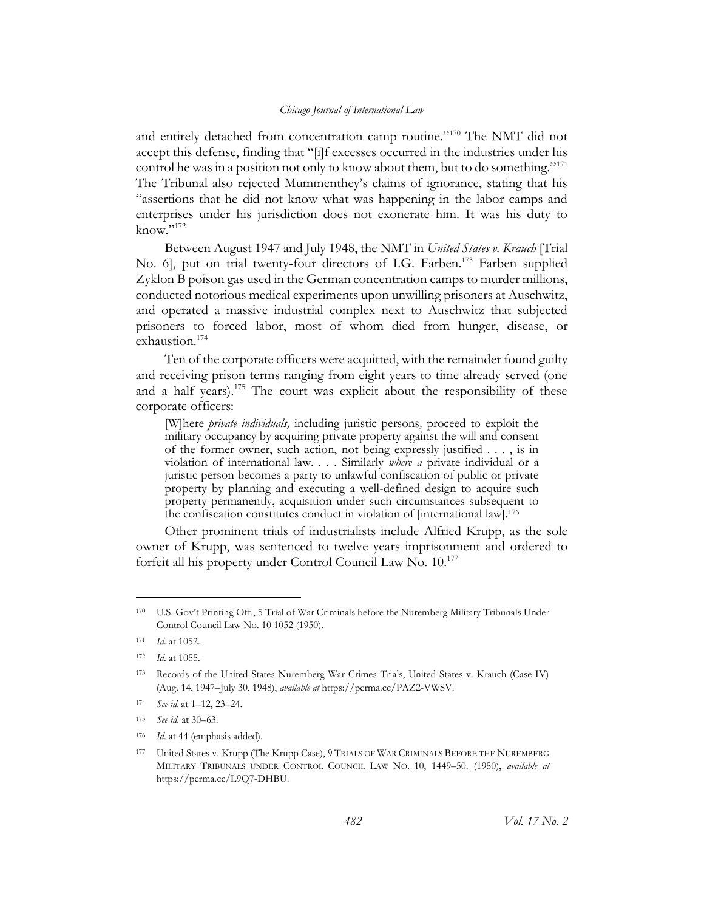and entirely detached from concentration camp routine."[170] The NMT did not accept this defense, finding that "[i]f excesses occurred in the industries under his control he was in a position not only to know about them, but to do something."[171] The Tribunal also rejected Mummenthey's claims of ignorance, stating that his "assertions that he did not know what was happening in the labor camps and enterprises under his jurisdiction does not exonerate him. It was his duty to know."[172]

Between August 1947 and July 1948, the NMT in *United States v. Krauch* [Trial No. 6], put on trial twenty-four directors of I.G. Farben.[173] Farben supplied Zyklon B poison gas used in the German concentration camps to murder millions, conducted notorious medical experiments upon unwilling prisoners at Auschwitz, and operated a massive industrial complex next to Auschwitz that subjected prisoners to forced labor, most of whom died from hunger, disease, or exhaustion.[174]

Ten of the corporate officers were acquitted, with the remainder found guilty and receiving prison terms ranging from eight years to time already served (one and a half years).[175] The court was explicit about the responsibility of these corporate officers:

> [W]here *private individuals,* including juristic persons*,* proceed to exploit the military occupancy by acquiring private property against the will and consent of the former owner, such action, not being expressly justified . . . , is in violation of international law. . . . Similarly *where a* private individual or a juristic person becomes a party to unlawful confiscation of public or private property by planning and executing a well-defined design to acquire such property permanently, acquisition under such circumstances subsequent to the confiscation constitutes conduct in violation of [international law].[176]

Other prominent trials of industrialists include Alfried Krupp, as the sole owner of Krupp, was sentenced to twelve years imprisonment and ordered to forfeit all his property under Control Council Law No. 10.[177]

---

[170] U.S. Gov't Printing Off., 5 Trial of War Criminals before the Nuremberg Military Tribunals Under Control Council Law No. 10 1052 (1950).

[171] *Id.* at 1052.

[172] *Id.* at 1055.

[173] Records of the United States Nuremberg War Crimes Trials, United States v. Krauch (Case IV) (Aug. 14, 1947–July 30, 1948), *available at* https://perma.cc/PAZ2-VWSV.

[174] *See id.* at 1–12, 23–24.

[175] *See id.* at 30–63.

[176] *Id.* at 44 (emphasis added).

[177] United States v. Krupp (The Krupp Case), 9 TRIALS OF WAR CRIMINALS BEFORE THE NUREMBERG MILITARY TRIBUNALS UNDER CONTROL COUNCIL LAW NO. 10, 1449–50. (1950), *available at* https://perma.cc/L9Q7-DHBU.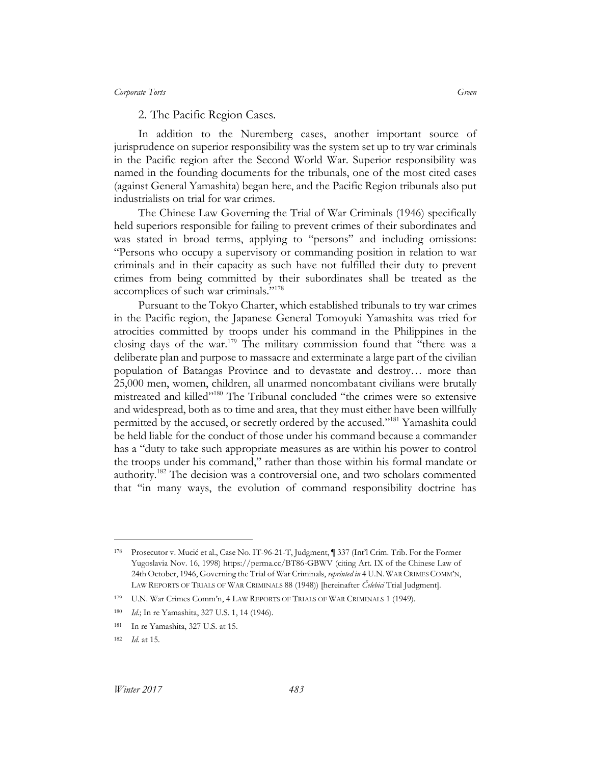### 2. The Pacific Region Cases.

In addition to the Nuremberg cases, another important source of jurisprudence on superior responsibility was the system set up to try war criminals in the Pacific region after the Second World War. Superior responsibility was named in the founding documents for the tribunals, one of the most cited cases (against General Yamashita) began here, and the Pacific Region tribunals also put industrialists on trial for war crimes.

The Chinese Law Governing the Trial of War Criminals (1946) specifically held superiors responsible for failing to prevent crimes of their subordinates and was stated in broad terms, applying to "persons" and including omissions: "Persons who occupy a supervisory or commanding position in relation to war criminals and in their capacity as such have not fulfilled their duty to prevent crimes from being committed by their subordinates shall be treated as the accomplices of such war criminals."[178]

Pursuant to the Tokyo Charter, which established tribunals to try war crimes in the Pacific region, the Japanese General Tomoyuki Yamashita was tried for atrocities committed by troops under his command in the Philippines in the closing days of the war.[179] The military commission found that "there was a deliberate plan and purpose to massacre and exterminate a large part of the civilian population of Batangas Province and to devastate and destroy… more than 25,000 men, women, children, all unarmed noncombatant civilians were brutally mistreated and killed"[180] The Tribunal concluded "the crimes were so extensive and widespread, both as to time and area, that they must either have been willfully permitted by the accused, or secretly ordered by the accused."[181] Yamashita could be held liable for the conduct of those under his command because a commander has a "duty to take such appropriate measures as are within his power to control the troops under his command," rather than those within his formal mandate or authority.[182] The decision was a controversial one, and two scholars commented that "in many ways, the evolution of command responsibility doctrine has

---

[178] Prosecutor v. Mucić et al., Case No. IT-96-21-T, Judgment, ¶ 337 (Int'l Crim. Trib. For the Former Yugoslavia Nov. 16, 1998) https://perma.cc/BT86-GBWV (citing Art. IX of the Chinese Law of 24th October, 1946, Governing the Trial of War Criminals, *reprinted in* 4 U.N. War Crimes Comm'n, Law Reports of Trials of War Criminals 88 (1948)) [hereinafter *Čelebici* Trial Judgment].

[179] U.N. War Crimes Comm'n, 4 Law Reports of Trials of War Criminals 1 (1949).

[180] *Id.*; In re Yamashita, 327 U.S. 1, 14 (1946).

[181] In re Yamashita, 327 U.S. at 15.

[182] *Id.* at 15.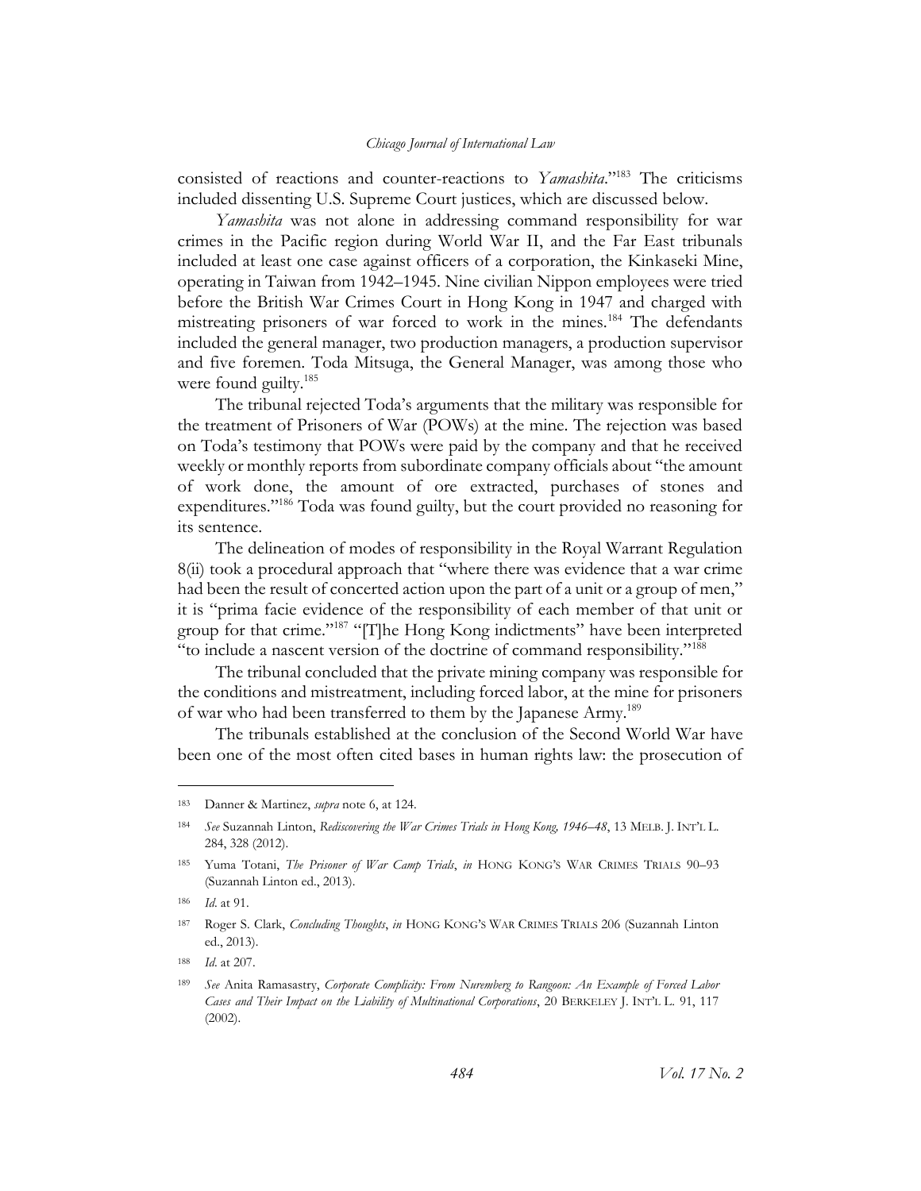consisted of reactions and counter-reactions to *Yamashita*."[183] The criticisms included dissenting U.S. Supreme Court justices, which are discussed below.

*Yamashita* was not alone in addressing command responsibility for war crimes in the Pacific region during World War II, and the Far East tribunals included at least one case against officers of a corporation, the Kinkaseki Mine, operating in Taiwan from 1942–1945. Nine civilian Nippon employees were tried before the British War Crimes Court in Hong Kong in 1947 and charged with mistreating prisoners of war forced to work in the mines.[184] The defendants included the general manager, two production managers, a production supervisor and five foremen. Toda Mitsuga, the General Manager, was among those who were found guilty.[185]

The tribunal rejected Toda's arguments that the military was responsible for the treatment of Prisoners of War (POWs) at the mine. The rejection was based on Toda's testimony that POWs were paid by the company and that he received weekly or monthly reports from subordinate company officials about "the amount of work done, the amount of ore extracted, purchases of stones and expenditures."[186] Toda was found guilty, but the court provided no reasoning for its sentence.

The delineation of modes of responsibility in the Royal Warrant Regulation 8(ii) took a procedural approach that "where there was evidence that a war crime had been the result of concerted action upon the part of a unit or a group of men," it is "prima facie evidence of the responsibility of each member of that unit or group for that crime."[187] "[T]he Hong Kong indictments" have been interpreted "to include a nascent version of the doctrine of command responsibility."[188]

The tribunal concluded that the private mining company was responsible for the conditions and mistreatment, including forced labor, at the mine for prisoners of war who had been transferred to them by the Japanese Army.[189]

The tribunals established at the conclusion of the Second World War have been one of the most often cited bases in human rights law: the prosecution of

---

183 Danner & Martinez, *supra* note 6, at 124.

184 *See* Suzannah Linton, *Rediscovering the War Crimes Trials in Hong Kong, 1946–48*, 13 MELB. J. INT'L L. 284, 328 (2012).

185 Yuma Totani, *The Prisoner of War Camp Trials*, *in* HONG KONG'S WAR CRIMES TRIALS 90–93 (Suzannah Linton ed., 2013).

186 *Id*. at 91.

187 Roger S. Clark, *Concluding Thoughts*, *in* HONG KONG'S WAR CRIMES TRIALS 206 (Suzannah Linton ed., 2013).

188 *Id*. at 207.

189 *See* Anita Ramasastry, *Corporate Complicity: From Nuremberg to Rangoon: An Example of Forced Labor Cases and Their Impact on the Liability of Multinational Corporations*, 20 BERKELEY J. INT'L L. 91, 117 (2002).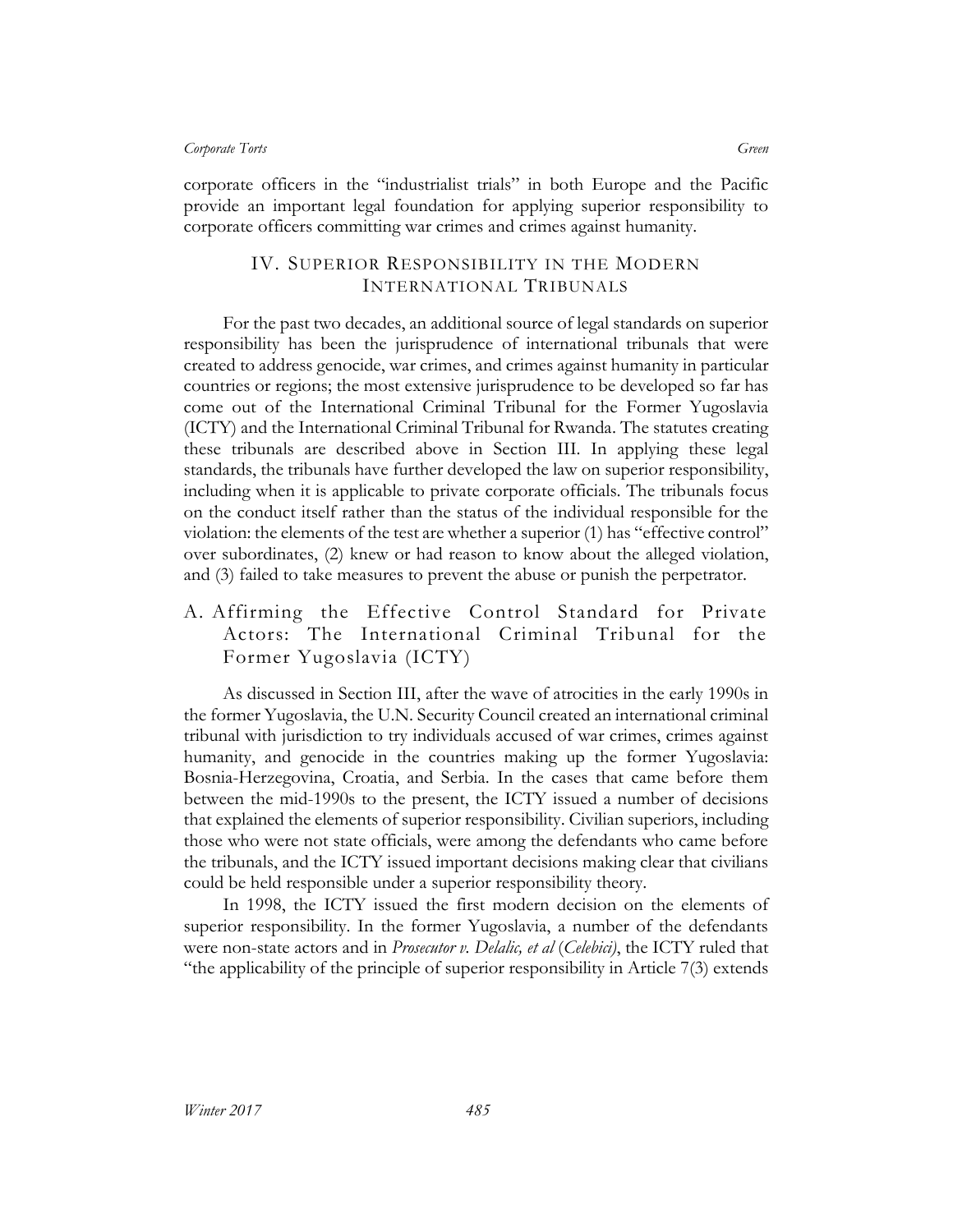corporate officers in the "industrialist trials" in both Europe and the Pacific provide an important legal foundation for applying superior responsibility to corporate officers committing war crimes and crimes against humanity.

## IV. Superior Responsibility in the Modern International Tribunals

For the past two decades, an additional source of legal standards on superior responsibility has been the jurisprudence of international tribunals that were created to address genocide, war crimes, and crimes against humanity in particular countries or regions; the most extensive jurisprudence to be developed so far has come out of the International Criminal Tribunal for the Former Yugoslavia (ICTY) and the International Criminal Tribunal for Rwanda. The statutes creating these tribunals are described above in Section III. In applying these legal standards, the tribunals have further developed the law on superior responsibility, including when it is applicable to private corporate officials. The tribunals focus on the conduct itself rather than the status of the individual responsible for the violation: the elements of the test are whether a superior (1) has "effective control" over subordinates, (2) knew or had reason to know about the alleged violation, and (3) failed to take measures to prevent the abuse or punish the perpetrator.

### A. Affirming the Effective Control Standard for Private Actors: The International Criminal Tribunal for the Former Yugoslavia (ICTY)

As discussed in Section III, after the wave of atrocities in the early 1990s in the former Yugoslavia, the U.N. Security Council created an international criminal tribunal with jurisdiction to try individuals accused of war crimes, crimes against humanity, and genocide in the countries making up the former Yugoslavia: Bosnia-Herzegovina, Croatia, and Serbia. In the cases that came before them between the mid-1990s to the present, the ICTY issued a number of decisions that explained the elements of superior responsibility. Civilian superiors, including those who were not state officials, were among the defendants who came before the tribunals, and the ICTY issued important decisions making clear that civilians could be held responsible under a superior responsibility theory.

In 1998, the ICTY issued the first modern decision on the elements of superior responsibility. In the former Yugoslavia, a number of the defendants were non-state actors and in *Prosecutor v. Delalic, et al* (*Celebici*), the ICTY ruled that "the applicability of the principle of superior responsibility in Article 7(3) extends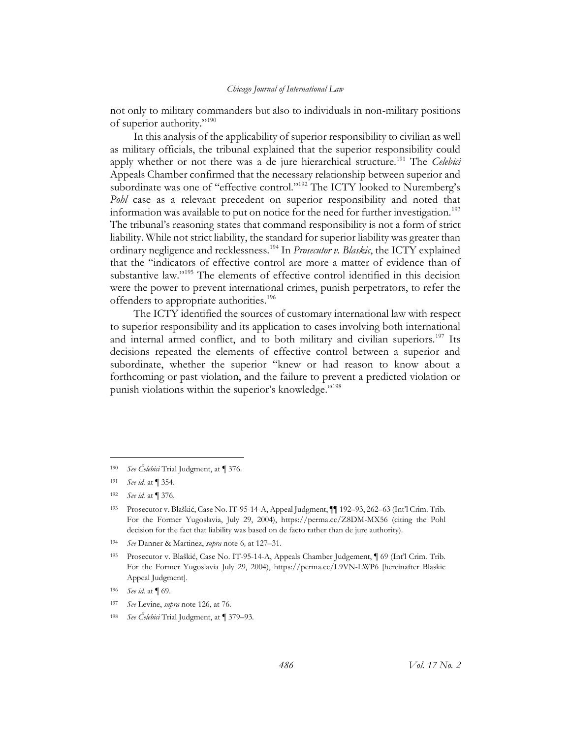not only to military commanders but also to individuals in non-military positions of superior authority."[190]

In this analysis of the applicability of superior responsibility to civilian as well as military officials, the tribunal explained that the superior responsibility could apply whether or not there was a de jure hierarchical structure.[191] The *Celebici* Appeals Chamber confirmed that the necessary relationship between superior and subordinate was one of "effective control."[192] The ICTY looked to Nuremberg's *Pohl* case as a relevant precedent on superior responsibility and noted that information was available to put on notice for the need for further investigation.[193] The tribunal's reasoning states that command responsibility is not a form of strict liability. While not strict liability, the standard for superior liability was greater than ordinary negligence and recklessness.[194] In *Prosecutor v. Blaskic*, the ICTY explained that the "indicators of effective control are more a matter of evidence than of substantive law."[195] The elements of effective control identified in this decision were the power to prevent international crimes, punish perpetrators, to refer the offenders to appropriate authorities.[196]

The ICTY identified the sources of customary international law with respect to superior responsibility and its application to cases involving both international and internal armed conflict, and to both military and civilian superiors.[197] Its decisions repeated the elements of effective control between a superior and subordinate, whether the superior "knew or had reason to know about a forthcoming or past violation, and the failure to prevent a predicted violation or punish violations within the superior's knowledge."[198]

---

[190] *See Čelebici* Trial Judgment, at ¶ 376.

[191] *See id.* at ¶ 354.

[192] *See id.* at ¶ 376.

[193] Prosecutor v. Blaškić, Case No. IT-95-14-A, Appeal Judgment, ¶¶ 192–93, 262–63 (Int'l Crim. Trib. For the Former Yugoslavia, July 29, 2004), https://perma.cc/Z8DM-MX56 (citing the Pohl decision for the fact that liability was based on de facto rather than de jure authority).

[194] *See* Danner & Martinez, *supra* note 6*,* at 127–31.

[195] Prosecutor v. Blaškić, Case No. IT-95-14-A, Appeals Chamber Judgement, ¶ 69 (Int'l Crim. Trib. For the Former Yugoslavia July 29, 2004), https://perma.cc/L9VN-LWP6 [hereinafter Blaskic Appeal Judgment].

[196] *See id.* at ¶ 69.

[197] *See* Levine, *supra* note 126, at 76.

[198] *See Čelebici* Trial Judgment, at ¶ 379–93.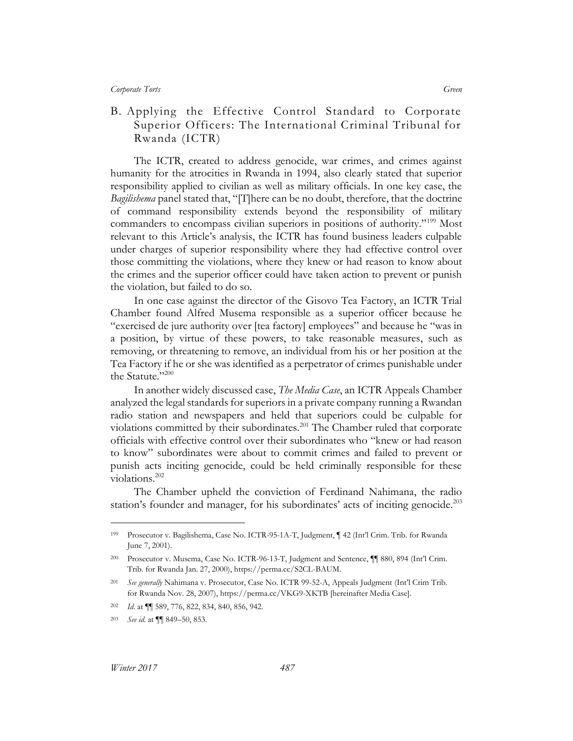## B. Applying the Effective Control Standard to Corporate Superior Officers: The International Criminal Tribunal for Rwanda (ICTR)

The ICTR, created to address genocide, war crimes, and crimes against humanity for the atrocities in Rwanda in 1994, also clearly stated that superior responsibility applied to civilian as well as military officials. In one key case, the *Bagilishema* panel stated that, "[T]here can be no doubt, therefore, that the doctrine of command responsibility extends beyond the responsibility of military commanders to encompass civilian superiors in positions of authority."[199] Most relevant to this Article's analysis, the ICTR has found business leaders culpable under charges of superior responsibility where they had effective control over those committing the violations, where they knew or had reason to know about the crimes and the superior officer could have taken action to prevent or punish the violation, but failed to do so.

In one case against the director of the Gisovo Tea Factory, an ICTR Trial Chamber found Alfred Musema responsible as a superior officer because he "exercised de jure authority over [tea factory] employees" and because he "was in a position, by virtue of these powers, to take reasonable measures, such as removing, or threatening to remove, an individual from his or her position at the Tea Factory if he or she was identified as a perpetrator of crimes punishable under the Statute."[200]

In another widely discussed case, *The Media Case*, an ICTR Appeals Chamber analyzed the legal standards for superiors in a private company running a Rwandan radio station and newspapers and held that superiors could be culpable for violations committed by their subordinates.[201] The Chamber ruled that corporate officials with effective control over their subordinates who "knew or had reason to know" subordinates were about to commit crimes and failed to prevent or punish acts inciting genocide, could be held criminally responsible for these violations.[202]

The Chamber upheld the conviction of Ferdinand Nahimana, the radio station's founder and manager, for his subordinates' acts of inciting genocide.[203]

---

[199] Prosecutor v. Bagilishema, Case No. ICTR-95-1A-T, Judgment, ¶ 42 (Int'l Crim. Trib. for Rwanda June 7, 2001).

[200] Prosecutor v. Musema, Case No. ICTR-96-13-T, Judgment and Sentence, ¶¶ 880, 894 (Int'l Crim. Trib. for Rwanda Jan. 27, 2000), https://perma.cc/S2CL-BAUM.

[201] *See generally* Nahimana v. Prosecutor, Case No. ICTR 99-52-A, Appeals Judgment (Int'l Crim Trib. for Rwanda Nov. 28, 2007), https://perma.cc/VKG9-XKTB [hereinafter Media Case].

[202] *Id.* at ¶¶ 589, 776, 822, 834, 840, 856, 942.

[203] *See id.* at ¶¶ 849–50, 853.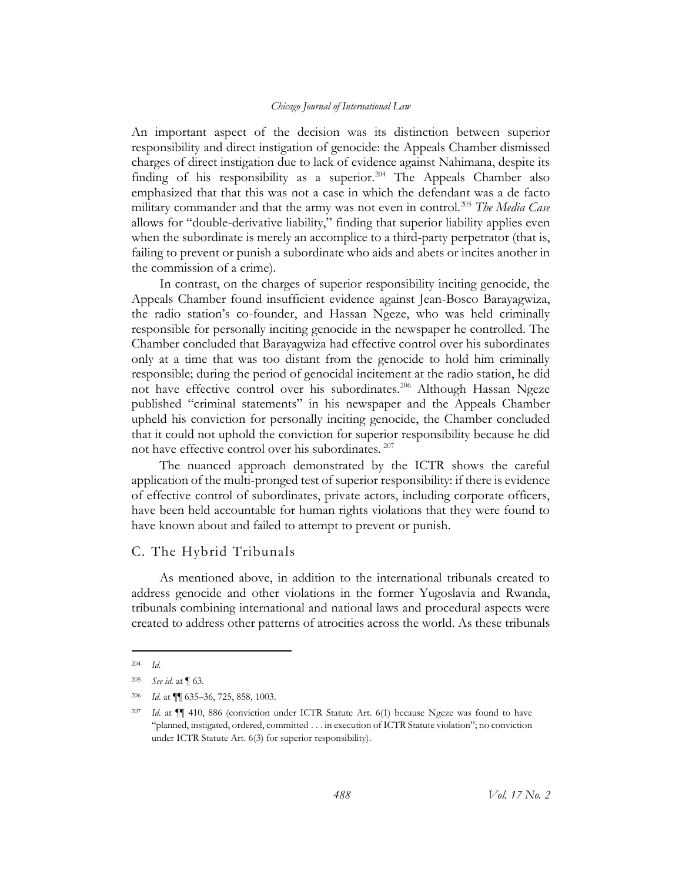An important aspect of the decision was its distinction between superior responsibility and direct instigation of genocide: the Appeals Chamber dismissed charges of direct instigation due to lack of evidence against Nahimana, despite its finding of his responsibility as a superior.[204] The Appeals Chamber also emphasized that that this was not a case in which the defendant was a de facto military commander and that the army was not even in control.[205] *The Media Case* allows for "double-derivative liability," finding that superior liability applies even when the subordinate is merely an accomplice to a third-party perpetrator (that is, failing to prevent or punish a subordinate who aids and abets or incites another in the commission of a crime).

In contrast, on the charges of superior responsibility inciting genocide, the Appeals Chamber found insufficient evidence against Jean-Bosco Barayagwiza, the radio station's co-founder, and Hassan Ngeze, who was held criminally responsible for personally inciting genocide in the newspaper he controlled. The Chamber concluded that Barayagwiza had effective control over his subordinates only at a time that was too distant from the genocide to hold him criminally responsible; during the period of genocidal incitement at the radio station, he did not have effective control over his subordinates.[206] Although Hassan Ngeze published "criminal statements" in his newspaper and the Appeals Chamber upheld his conviction for personally inciting genocide, the Chamber concluded that it could not uphold the conviction for superior responsibility because he did not have effective control over his subordinates.[207]

The nuanced approach demonstrated by the ICTR shows the careful application of the multi-pronged test of superior responsibility: if there is evidence of effective control of subordinates, private actors, including corporate officers, have been held accountable for human rights violations that they were found to have known about and failed to attempt to prevent or punish.

## C. The Hybrid Tribunals

As mentioned above, in addition to the international tribunals created to address genocide and other violations in the former Yugoslavia and Rwanda, tribunals combining international and national laws and procedural aspects were created to address other patterns of atrocities across the world. As these tribunals

---

[204] *Id.*

[205] *See id.* at ¶ 63.

[206] *Id.* at ¶¶ 635–36, 725, 858, 1003.

[207] *Id.* at ¶¶ 410, 886 (conviction under ICTR Statute Art. 6(1) because Ngeze was found to have "planned, instigated, ordered, committed . . . in execution of ICTR Statute violation"; no conviction under ICTR Statute Art. 6(3) for superior responsibility).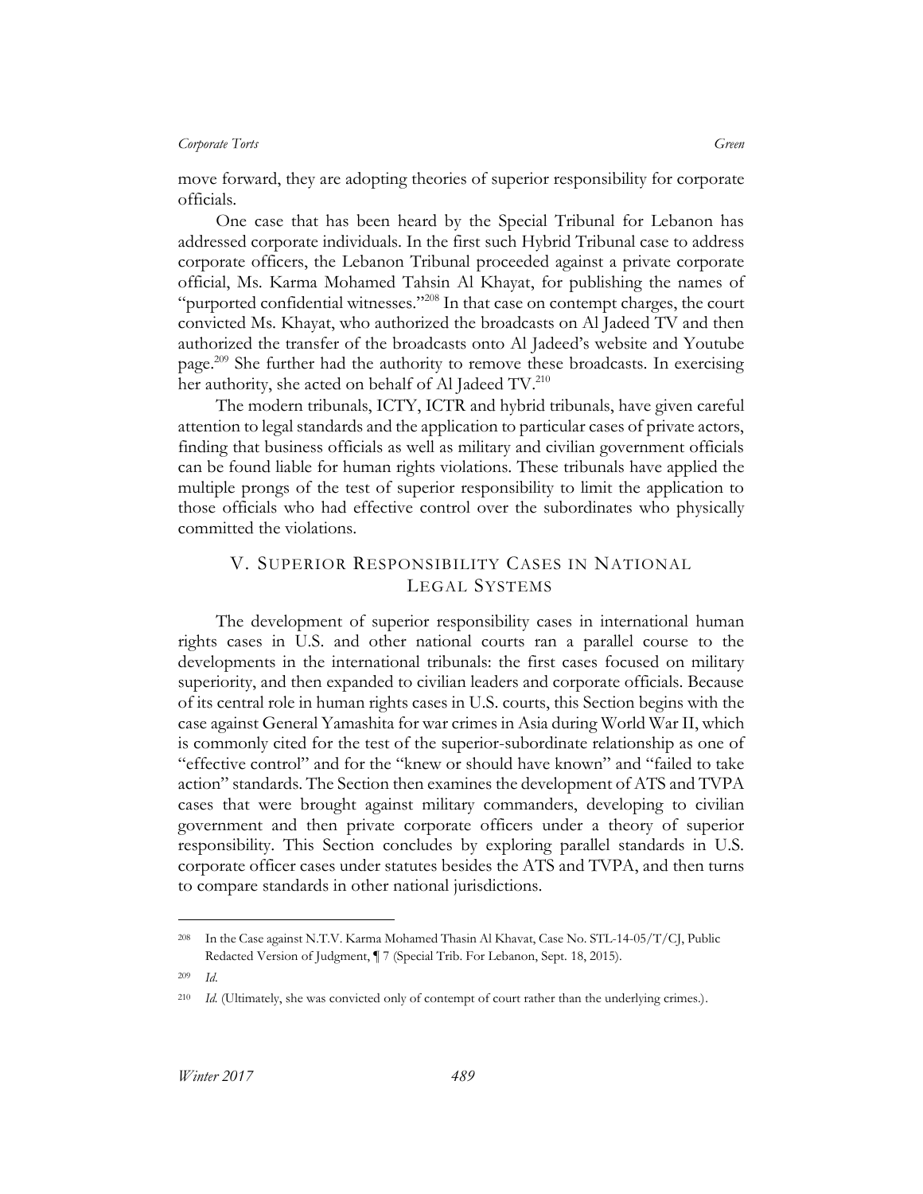move forward, they are adopting theories of superior responsibility for corporate officials.

One case that has been heard by the Special Tribunal for Lebanon has addressed corporate individuals. In the first such Hybrid Tribunal case to address corporate officers, the Lebanon Tribunal proceeded against a private corporate official, Ms. Karma Mohamed Tahsin Al Khayat, for publishing the names of "purported confidential witnesses."[208] In that case on contempt charges, the court convicted Ms. Khayat, who authorized the broadcasts on Al Jadeed TV and then authorized the transfer of the broadcasts onto Al Jadeed's website and Youtube page.[209] She further had the authority to remove these broadcasts. In exercising her authority, she acted on behalf of Al Jadeed TV.[210]

The modern tribunals, ICTY, ICTR and hybrid tribunals, have given careful attention to legal standards and the application to particular cases of private actors, finding that business officials as well as military and civilian government officials can be found liable for human rights violations. These tribunals have applied the multiple prongs of the test of superior responsibility to limit the application to those officials who had effective control over the subordinates who physically committed the violations.

## V. Superior Responsibility Cases in National Legal Systems

The development of superior responsibility cases in international human rights cases in U.S. and other national courts ran a parallel course to the developments in the international tribunals: the first cases focused on military superiority, and then expanded to civilian leaders and corporate officials. Because of its central role in human rights cases in U.S. courts, this Section begins with the case against General Yamashita for war crimes in Asia during World War II, which is commonly cited for the test of the superior-subordinate relationship as one of "effective control" and for the "knew or should have known" and "failed to take action" standards. The Section then examines the development of ATS and TVPA cases that were brought against military commanders, developing to civilian government and then private corporate officers under a theory of superior responsibility. This Section concludes by exploring parallel standards in U.S. corporate officer cases under statutes besides the ATS and TVPA, and then turns to compare standards in other national jurisdictions.

---

[208] In the Case against N.T.V. Karma Mohamed Thasin Al Khavat, Case No. STL-14-05/T/CJ, Public Redacted Version of Judgment, ¶ 7 (Special Trib. For Lebanon, Sept. 18, 2015).

[209] *Id.*

[210] *Id.* (Ultimately, she was convicted only of contempt of court rather than the underlying crimes.).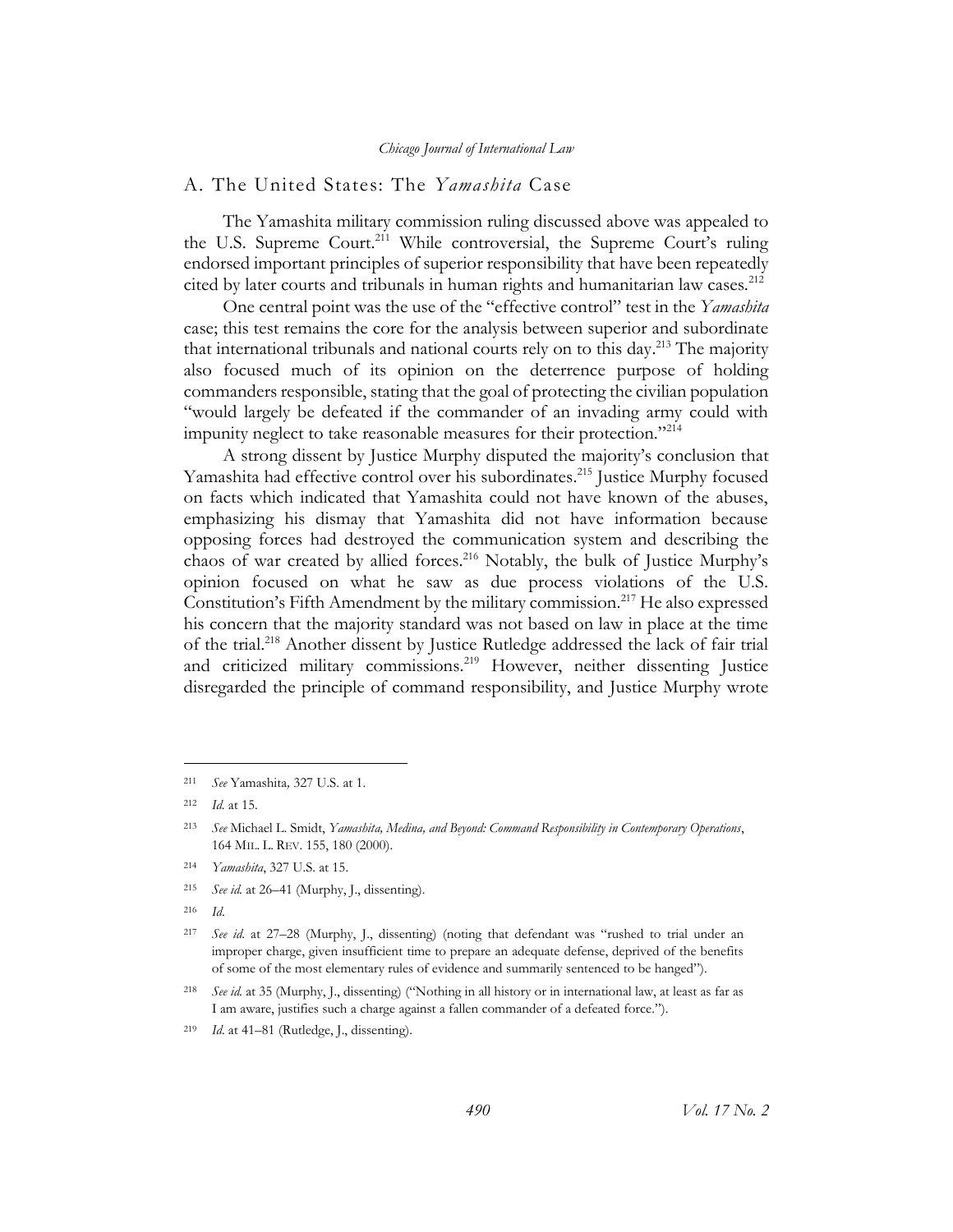## A. The United States: The *Yamashita* Case

The Yamashita military commission ruling discussed above was appealed to the U.S. Supreme Court.[211] While controversial, the Supreme Court's ruling endorsed important principles of superior responsibility that have been repeatedly cited by later courts and tribunals in human rights and humanitarian law cases.[212]

One central point was the use of the "effective control" test in the *Yamashita* case; this test remains the core for the analysis between superior and subordinate that international tribunals and national courts rely on to this day.[213] The majority also focused much of its opinion on the deterrence purpose of holding commanders responsible, stating that the goal of protecting the civilian population "would largely be defeated if the commander of an invading army could with impunity neglect to take reasonable measures for their protection."[214]

A strong dissent by Justice Murphy disputed the majority's conclusion that Yamashita had effective control over his subordinates.[215] Justice Murphy focused on facts which indicated that Yamashita could not have known of the abuses, emphasizing his dismay that Yamashita did not have information because opposing forces had destroyed the communication system and describing the chaos of war created by allied forces.[216] Notably, the bulk of Justice Murphy's opinion focused on what he saw as due process violations of the U.S. Constitution's Fifth Amendment by the military commission.[217] He also expressed his concern that the majority standard was not based on law in place at the time of the trial.[218] Another dissent by Justice Rutledge addressed the lack of fair trial and criticized military commissions.[219] However, neither dissenting Justice disregarded the principle of command responsibility, and Justice Murphy wrote

---

[211] *See* Yamashita*,* 327 U.S. at 1.

[212] *Id.* at 15.

[213] *See* Michael L. Smidt, *Yamashita, Medina, and Beyond: Command Responsibility in Contemporary Operations*, 164 MIL. L. REV. 155, 180 (2000).

[214] *Yamashita*, 327 U.S. at 15.

[215] *See id.* at 26–41 (Murphy, J., dissenting).

[216] *Id.*

[217] *See id.* at 27–28 (Murphy, J., dissenting) (noting that defendant was "rushed to trial under an improper charge, given insufficient time to prepare an adequate defense, deprived of the benefits of some of the most elementary rules of evidence and summarily sentenced to be hanged").

[218] *See id.* at 35 (Murphy, J., dissenting) ("Nothing in all history or in international law, at least as far as I am aware, justifies such a charge against a fallen commander of a defeated force.").

[219] *Id.* at 41–81 (Rutledge, J., dissenting).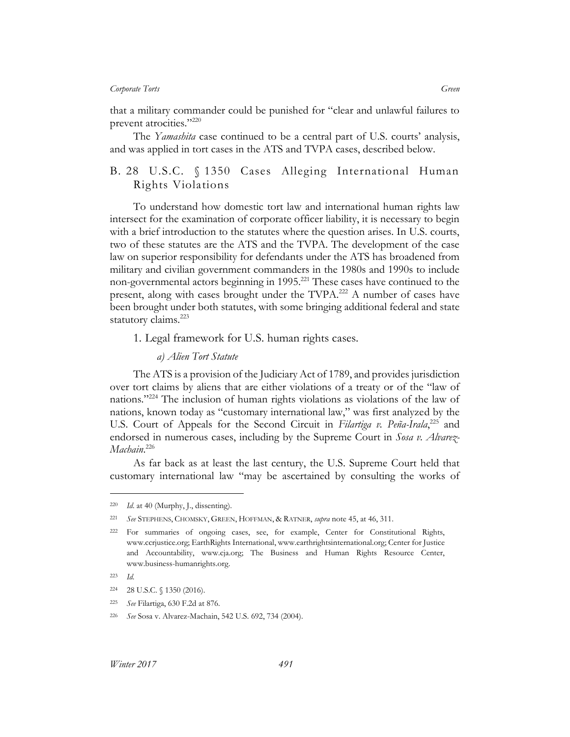that a military commander could be punished for "clear and unlawful failures to prevent atrocities."[220]

The *Yamashita* case continued to be a central part of U.S. courts' analysis, and was applied in tort cases in the ATS and TVPA cases, described below.

## B. 28 U.S.C. § 1350 Cases Alleging International Human Rights Violations

To understand how domestic tort law and international human rights law intersect for the examination of corporate officer liability, it is necessary to begin with a brief introduction to the statutes where the question arises. In U.S. courts, two of these statutes are the ATS and the TVPA. The development of the case law on superior responsibility for defendants under the ATS has broadened from military and civilian government commanders in the 1980s and 1990s to include non-governmental actors beginning in 1995.[221] These cases have continued to the present, along with cases brought under the TVPA.[222] A number of cases have been brought under both statutes, with some bringing additional federal and state statutory claims.[223]

### 1. Legal framework for U.S. human rights cases.

#### *a) Alien Tort Statute*

The ATS is a provision of the Judiciary Act of 1789, and provides jurisdiction over tort claims by aliens that are either violations of a treaty or of the "law of nations."[224] The inclusion of human rights violations as violations of the law of nations, known today as "customary international law," was first analyzed by the U.S. Court of Appeals for the Second Circuit in *Filartiga v. Peña-Irala*,[225] and endorsed in numerous cases, including by the Supreme Court in *Sosa v. Alvarez-Machain*.[226]

As far back as at least the last century, the U.S. Supreme Court held that customary international law "may be ascertained by consulting the works of

---

[220] *Id.* at 40 (Murphy, J., dissenting).

[221] *See* STEPHENS, CHOMSKY, GREEN, HOFFMAN, & RATNER, *supra* note 45, at 46, 311.

[222] For summaries of ongoing cases, see, for example, Center for Constitutional Rights, www.ccrjustice.org; EarthRights International, www.earthrightsinternational.org; Center for Justice and Accountability, www.cja.org; The Business and Human Rights Resource Center, www.business-humanrights.org.

[223] *Id.*

[224] 28 U.S.C. § 1350 (2016).

[225] *See* Filartiga, 630 F.2d at 876.

[226] *See* Sosa v. Alvarez-Machain, 542 U.S. 692, 734 (2004).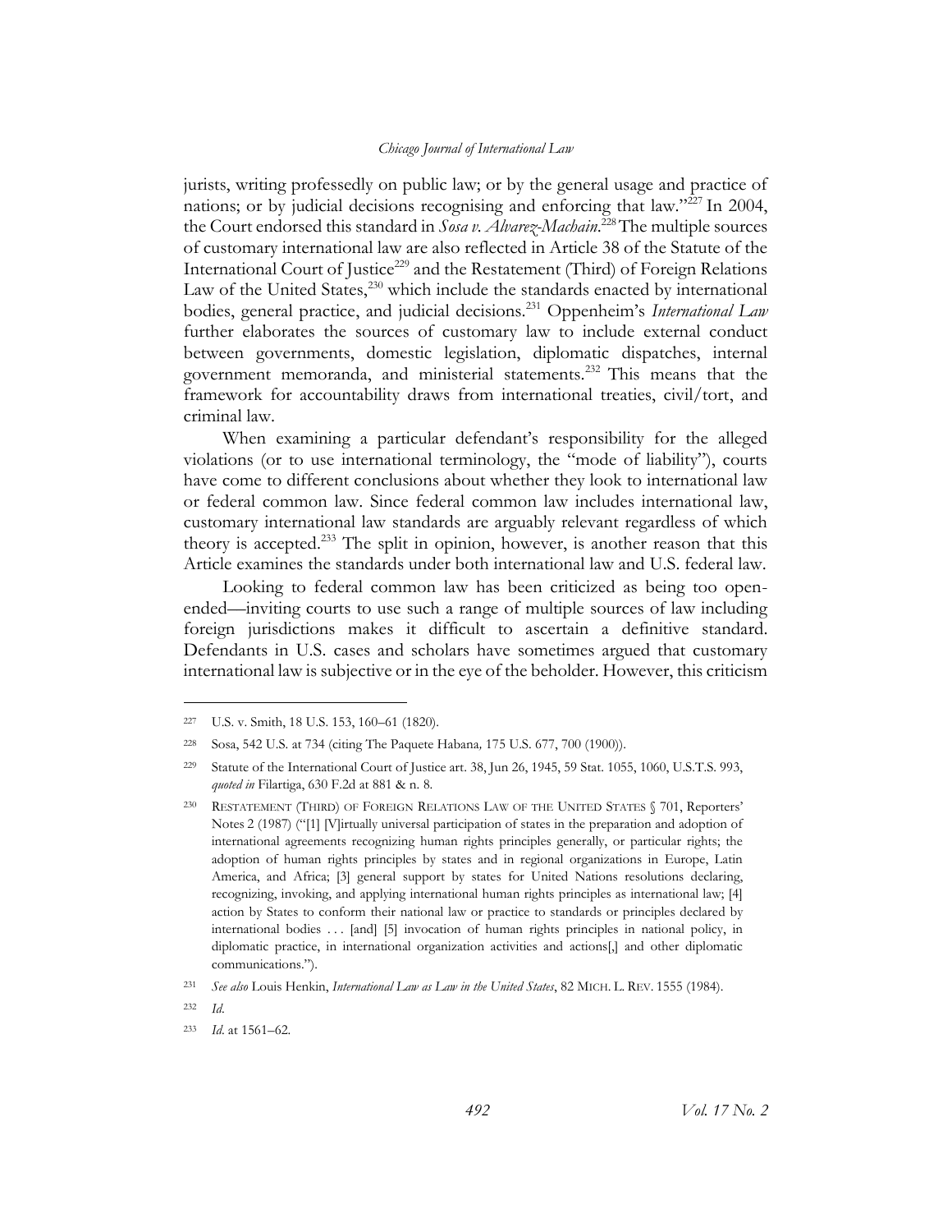jurists, writing professedly on public law; or by the general usage and practice of nations; or by judicial decisions recognising and enforcing that law."[227] In 2004, the Court endorsed this standard in *Sosa v. Alvarez-Machain*.[228] The multiple sources of customary international law are also reflected in Article 38 of the Statute of the International Court of Justice[229] and the Restatement (Third) of Foreign Relations Law of the United States,[230] which include the standards enacted by international bodies, general practice, and judicial decisions.[231] Oppenheim's *International Law* further elaborates the sources of customary law to include external conduct between governments, domestic legislation, diplomatic dispatches, internal government memoranda, and ministerial statements.[232] This means that the framework for accountability draws from international treaties, civil/tort, and criminal law.

When examining a particular defendant's responsibility for the alleged violations (or to use international terminology, the "mode of liability"), courts have come to different conclusions about whether they look to international law or federal common law. Since federal common law includes international law, customary international law standards are arguably relevant regardless of which theory is accepted.[233] The split in opinion, however, is another reason that this Article examines the standards under both international law and U.S. federal law.

Looking to federal common law has been criticized as being too open-ended—inviting courts to use such a range of multiple sources of law including foreign jurisdictions makes it difficult to ascertain a definitive standard. Defendants in U.S. cases and scholars have sometimes argued that customary international law is subjective or in the eye of the beholder. However, this criticism

---

[227] U.S. v. Smith, 18 U.S. 153, 160–61 (1820).

[228] Sosa, 542 U.S. at 734 (citing The Paquete Habana, 175 U.S. 677, 700 (1900)).

[229] Statute of the International Court of Justice art. 38, Jun 26, 1945, 59 Stat. 1055, 1060, U.S.T.S. 993, *quoted in* Filartiga, 630 F.2d at 881 & n. 8.

[230] RESTATEMENT (THIRD) OF FOREIGN RELATIONS LAW OF THE UNITED STATES § 701, Reporters' Notes 2 (1987) ("[1] [V]irtually universal participation of states in the preparation and adoption of international agreements recognizing human rights principles generally, or particular rights; the adoption of human rights principles by states and in regional organizations in Europe, Latin America, and Africa; [3] general support by states for United Nations resolutions declaring, recognizing, invoking, and applying international human rights principles as international law; [4] action by States to conform their national law or practice to standards or principles declared by international bodies . . . [and] [5] invocation of human rights principles in national policy, in diplomatic practice, in international organization activities and actions[,] and other diplomatic communications.").

[231] *See also* Louis Henkin, *International Law as Law in the United States*, 82 MICH. L. REV. 1555 (1984).

[232] *Id.*

[233] *Id.* at 1561–62.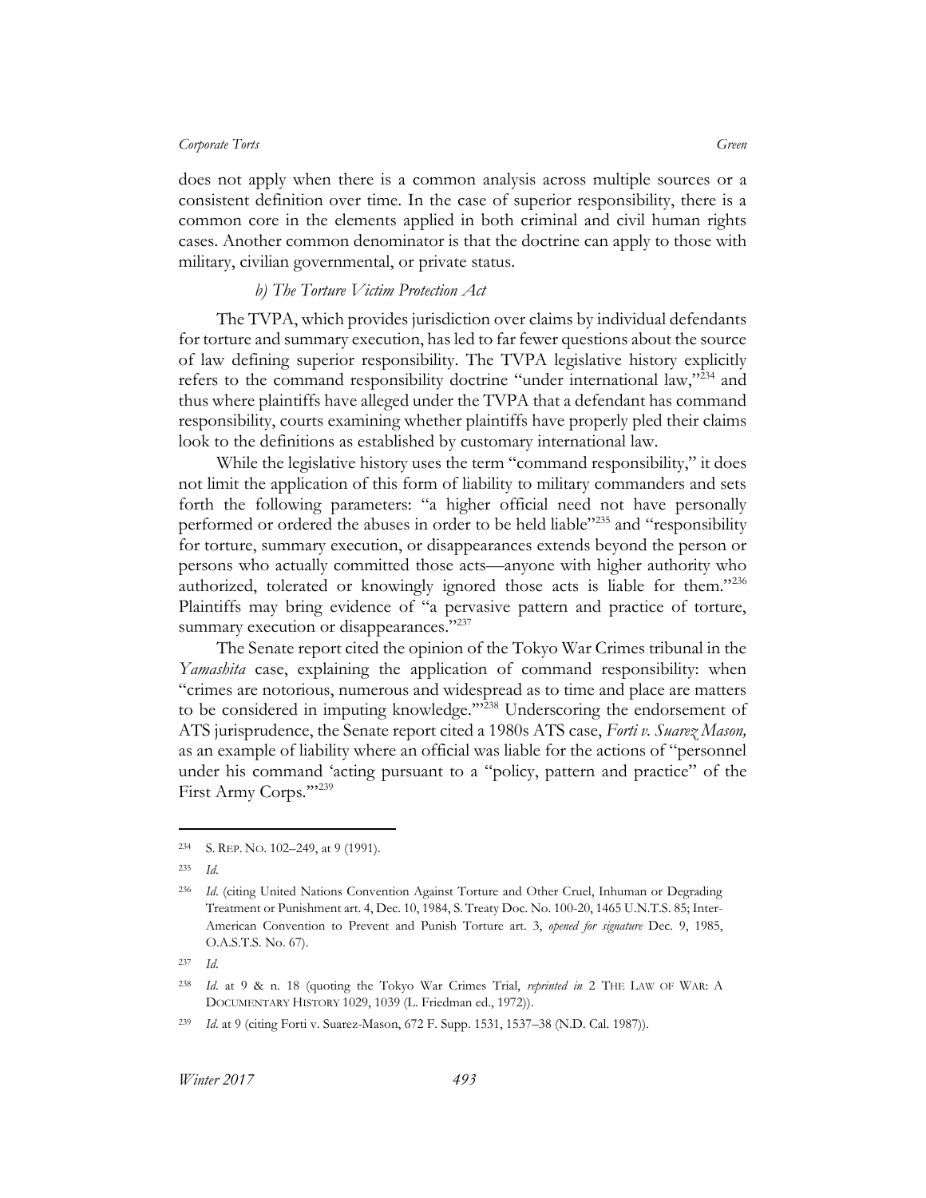does not apply when there is a common analysis across multiple sources or a consistent definition over time. In the case of superior responsibility, there is a common core in the elements applied in both criminal and civil human rights cases. Another common denominator is that the doctrine can apply to those with military, civilian governmental, or private status.

#### *b) The Torture Victim Protection Act*

The TVPA, which provides jurisdiction over claims by individual defendants for torture and summary execution, has led to far fewer questions about the source of law defining superior responsibility. The TVPA legislative history explicitly refers to the command responsibility doctrine "under international law,"[234] and thus where plaintiffs have alleged under the TVPA that a defendant has command responsibility, courts examining whether plaintiffs have properly pled their claims look to the definitions as established by customary international law.

While the legislative history uses the term "command responsibility," it does not limit the application of this form of liability to military commanders and sets forth the following parameters: "a higher official need not have personally performed or ordered the abuses in order to be held liable"[235] and "responsibility for torture, summary execution, or disappearances extends beyond the person or persons who actually committed those acts—anyone with higher authority who authorized, tolerated or knowingly ignored those acts is liable for them."[236] Plaintiffs may bring evidence of "a pervasive pattern and practice of torture, summary execution or disappearances."[237]

The Senate report cited the opinion of the Tokyo War Crimes tribunal in the *Yamashita* case, explaining the application of command responsibility: when "crimes are notorious, numerous and widespread as to time and place are matters to be considered in imputing knowledge.'"[238] Underscoring the endorsement of ATS jurisprudence, the Senate report cited a 1980s ATS case, *Forti v. Suarez Mason,* as an example of liability where an official was liable for the actions of "personnel under his command 'acting pursuant to a "policy, pattern and practice" of the First Army Corps.'"[239]

---

[234] S. REP. NO. 102–249, at 9 (1991).

[235] *Id.*

[236] *Id.* (citing United Nations Convention Against Torture and Other Cruel, Inhuman or Degrading Treatment or Punishment art. 4, Dec. 10, 1984, S. Treaty Doc. No. 100-20, 1465 U.N.T.S. 85; Inter-American Convention to Prevent and Punish Torture art. 3, *opened for signature* Dec. 9, 1985, O.A.S.T.S. No. 67).

[237] *Id.*

[238] *Id.* at 9 & n. 18 (quoting the Tokyo War Crimes Trial, *reprinted in* 2 THE LAW OF WAR: A DOCUMENTARY HISTORY 1029, 1039 (L. Friedman ed., 1972)).

[239] *Id.* at 9 (citing Forti v. Suarez-Mason, 672 F. Supp. 1531, 1537–38 (N.D. Cal. 1987)).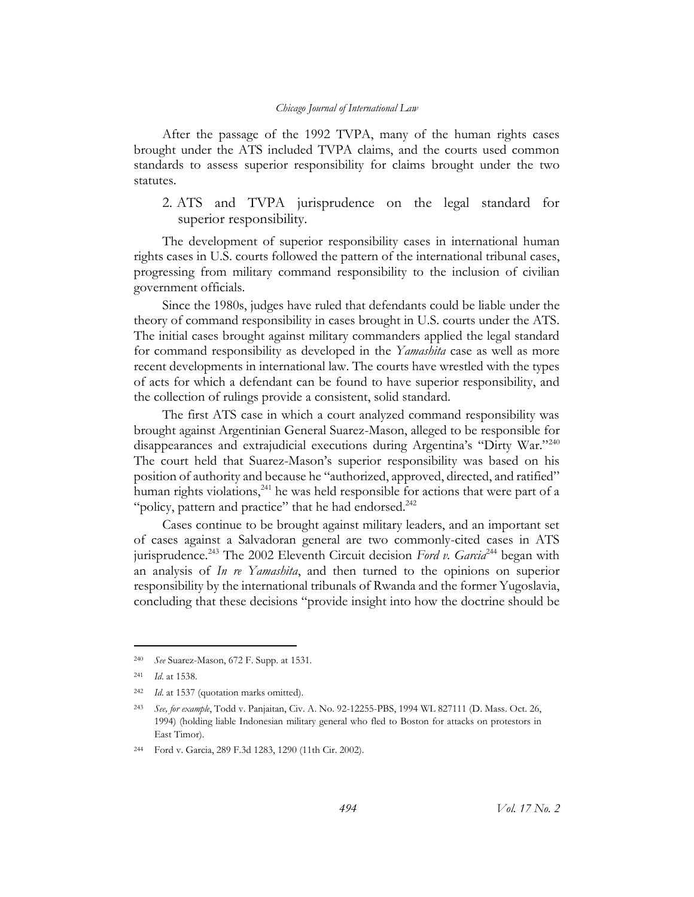After the passage of the 1992 TVPA, many of the human rights cases brought under the ATS included TVPA claims, and the courts used common standards to assess superior responsibility for claims brought under the two statutes.

### 2. ATS and TVPA jurisprudence on the legal standard for superior responsibility.

The development of superior responsibility cases in international human rights cases in U.S. courts followed the pattern of the international tribunal cases, progressing from military command responsibility to the inclusion of civilian government officials.

Since the 1980s, judges have ruled that defendants could be liable under the theory of command responsibility in cases brought in U.S. courts under the ATS. The initial cases brought against military commanders applied the legal standard for command responsibility as developed in the *Yamashita* case as well as more recent developments in international law. The courts have wrestled with the types of acts for which a defendant can be found to have superior responsibility, and the collection of rulings provide a consistent, solid standard.

The first ATS case in which a court analyzed command responsibility was brought against Argentinian General Suarez-Mason, alleged to be responsible for disappearances and extrajudicial executions during Argentina's "Dirty War."[240] The court held that Suarez-Mason's superior responsibility was based on his position of authority and because he "authorized, approved, directed, and ratified" human rights violations,[241] he was held responsible for actions that were part of a "policy, pattern and practice" that he had endorsed.[242]

Cases continue to be brought against military leaders, and an important set of cases against a Salvadoran general are two commonly-cited cases in ATS jurisprudence.[243] The 2002 Eleventh Circuit decision *Ford v. Garcia*[244] began with an analysis of *In re Yamashita*, and then turned to the opinions on superior responsibility by the international tribunals of Rwanda and the former Yugoslavia, concluding that these decisions "provide insight into how the doctrine should be

---

[240] *See* Suarez-Mason, 672 F. Supp. at 1531.

[241] *Id.* at 1538.

[242] *Id.* at 1537 (quotation marks omitted).

[243] *See, for example*, Todd v. Panjaitan, Civ. A. No. 92-12255-PBS, 1994 WL 827111 (D. Mass. Oct. 26, 1994) (holding liable Indonesian military general who fled to Boston for attacks on protestors in East Timor).

[244] Ford v. Garcia, 289 F.3d 1283, 1290 (11th Cir. 2002).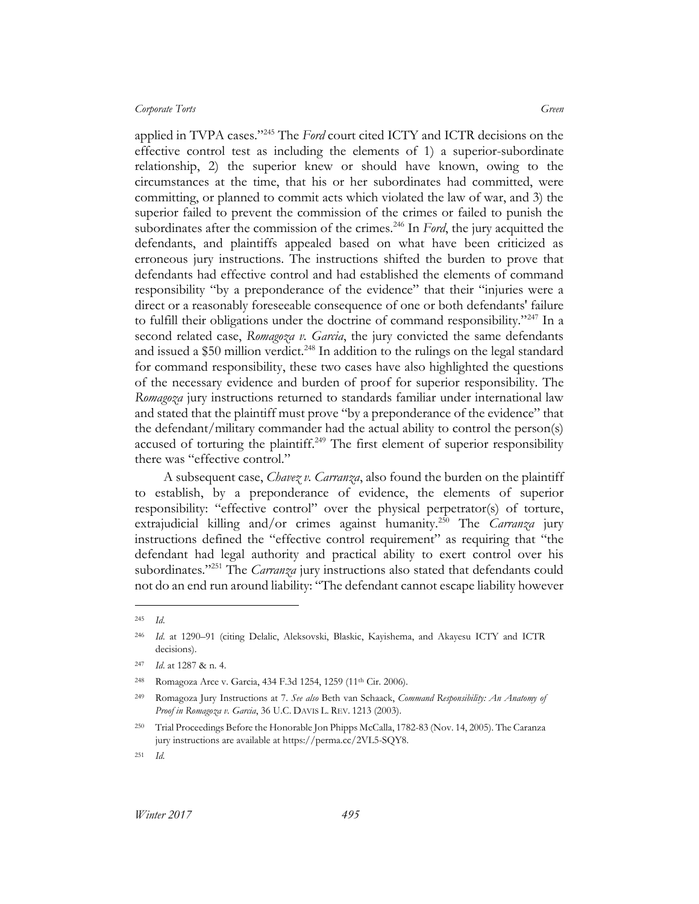applied in TVPA cases."[245] The *Ford* court cited ICTY and ICTR decisions on the effective control test as including the elements of 1) a superior-subordinate relationship, 2) the superior knew or should have known, owing to the circumstances at the time, that his or her subordinates had committed, were committing, or planned to commit acts which violated the law of war, and 3) the superior failed to prevent the commission of the crimes or failed to punish the subordinates after the commission of the crimes.[246] In *Ford*, the jury acquitted the defendants, and plaintiffs appealed based on what have been criticized as erroneous jury instructions. The instructions shifted the burden to prove that defendants had effective control and had established the elements of command responsibility "by a preponderance of the evidence" that their "injuries were a direct or a reasonably foreseeable consequence of one or both defendants' failure to fulfill their obligations under the doctrine of command responsibility."[247] In a second related case, *Romagoza v. Garcia*, the jury convicted the same defendants and issued a $50 million verdict.[248] In addition to the rulings on the legal standard for command responsibility, these two cases have also highlighted the questions of the necessary evidence and burden of proof for superior responsibility. The *Romagoza* jury instructions returned to standards familiar under international law and stated that the plaintiff must prove "by a preponderance of the evidence" that the defendant/military commander had the actual ability to control the person(s) accused of torturing the plaintiff.[249] The first element of superior responsibility there was "effective control."

A subsequent case, *Chavez v. Carranza*, also found the burden on the plaintiff to establish, by a preponderance of evidence, the elements of superior responsibility: "effective control" over the physical perpetrator(s) of torture, extrajudicial killing and/or crimes against humanity.[250] The *Carranza* jury instructions defined the "effective control requirement" as requiring that "the defendant had legal authority and practical ability to exert control over his subordinates."[251] The *Carranza* jury instructions also stated that defendants could not do an end run around liability: "The defendant cannot escape liability however

---

[245] *Id.*

[246] *Id.* at 1290–91 (citing Delalic, Aleksovski, Blaskic, Kayishema, and Akayesu ICTY and ICTR decisions).

[247] *Id.* at 1287 & n. 4.

[248] Romagoza Arce v. Garcia, 434 F.3d 1254, 1259 (11th Cir. 2006).

[249] Romagoza Jury Instructions at 7. *See also* Beth van Schaack, *Command Responsibility: An Anatomy of Proof in Romagoza v. Garcia*, 36 U.C. DAVIS L. REV. 1213 (2003).

[250] Trial Proceedings Before the Honorable Jon Phipps McCalla, 1782-83 (Nov. 14, 2005). The Caranza jury instructions are available at https://perma.cc/2VL5-SQY8.

[251] *Id.*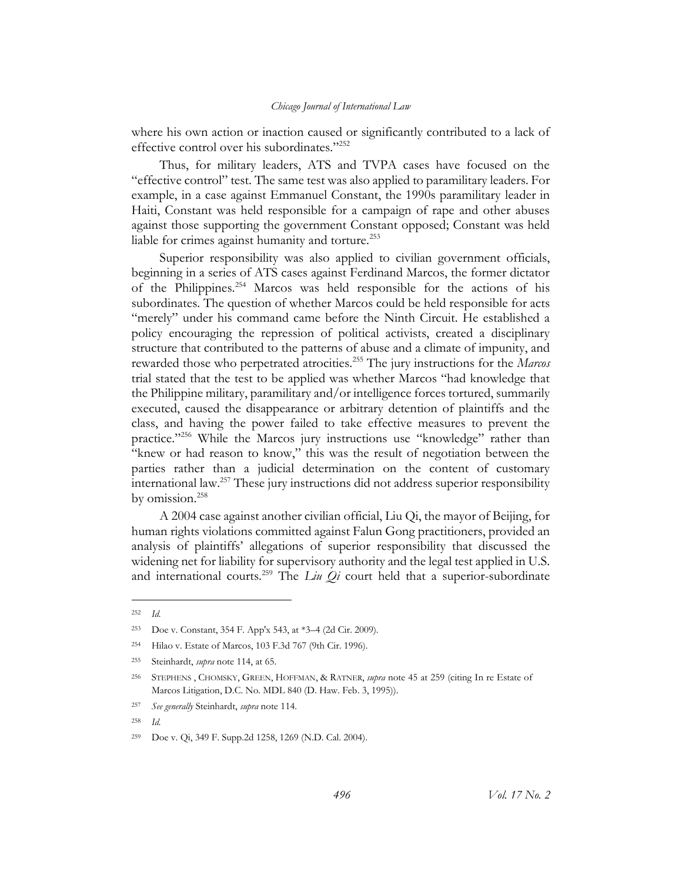where his own action or inaction caused or significantly contributed to a lack of effective control over his subordinates."[252]

Thus, for military leaders, ATS and TVPA cases have focused on the "effective control" test. The same test was also applied to paramilitary leaders. For example, in a case against Emmanuel Constant, the 1990s paramilitary leader in Haiti, Constant was held responsible for a campaign of rape and other abuses against those supporting the government Constant opposed; Constant was held liable for crimes against humanity and torture.[253]

Superior responsibility was also applied to civilian government officials, beginning in a series of ATS cases against Ferdinand Marcos, the former dictator of the Philippines.[254] Marcos was held responsible for the actions of his subordinates. The question of whether Marcos could be held responsible for acts "merely" under his command came before the Ninth Circuit. He established a policy encouraging the repression of political activists, created a disciplinary structure that contributed to the patterns of abuse and a climate of impunity, and rewarded those who perpetrated atrocities.[255] The jury instructions for the *Marcos* trial stated that the test to be applied was whether Marcos "had knowledge that the Philippine military, paramilitary and/or intelligence forces tortured, summarily executed, caused the disappearance or arbitrary detention of plaintiffs and the class, and having the power failed to take effective measures to prevent the practice."[256] While the Marcos jury instructions use "knowledge" rather than "knew or had reason to know," this was the result of negotiation between the parties rather than a judicial determination on the content of customary international law.[257] These jury instructions did not address superior responsibility by omission.[258]

A 2004 case against another civilian official, Liu Qi, the mayor of Beijing, for human rights violations committed against Falun Gong practitioners, provided an analysis of plaintiffs' allegations of superior responsibility that discussed the widening net for liability for supervisory authority and the legal test applied in U.S. and international courts.[259] The *Liu Qi* court held that a superior-subordinate

---

[252] *Id.*

[253] Doe v. Constant, 354 F. App'x 543, at *3–4 (2d Cir. 2009).

[254] Hilao v. Estate of Marcos, 103 F.3d 767 (9th Cir. 1996).

[255] Steinhardt, *supra* note 114, at 65.

[256] STEPHENS , CHOMSKY, GREEN, HOFFMAN, & RATNER, *supra* note 45 at 259 (citing In re Estate of Marcos Litigation, D.C. No. MDL 840 (D. Haw. Feb. 3, 1995)).

[257] *See generally* Steinhardt, *supra* note 114.

[258] *Id.*

[259] Doe v. Qi, 349 F. Supp.2d 1258, 1269 (N.D. Cal. 2004).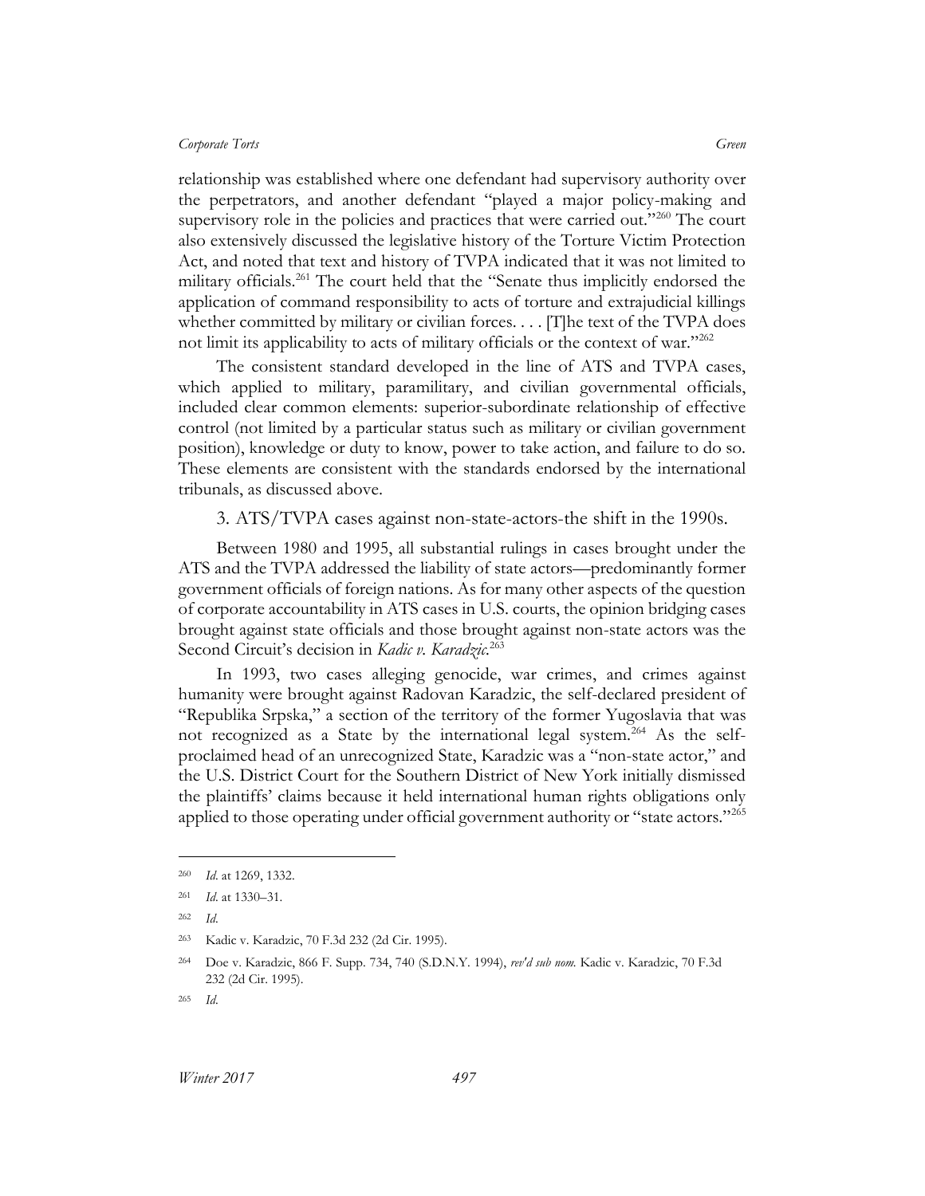relationship was established where one defendant had supervisory authority over the perpetrators, and another defendant "played a major policy-making and supervisory role in the policies and practices that were carried out."[260] The court also extensively discussed the legislative history of the Torture Victim Protection Act, and noted that text and history of TVPA indicated that it was not limited to military officials.[261] The court held that the "Senate thus implicitly endorsed the application of command responsibility to acts of torture and extrajudicial killings whether committed by military or civilian forces. . . . [T]he text of the TVPA does not limit its applicability to acts of military officials or the context of war."[262]

The consistent standard developed in the line of ATS and TVPA cases, which applied to military, paramilitary, and civilian governmental officials, included clear common elements: superior-subordinate relationship of effective control (not limited by a particular status such as military or civilian government position), knowledge or duty to know, power to take action, and failure to do so. These elements are consistent with the standards endorsed by the international tribunals, as discussed above.

### 3. ATS/TVPA cases against non-state-actors-the shift in the 1990s.

Between 1980 and 1995, all substantial rulings in cases brought under the ATS and the TVPA addressed the liability of state actors—predominantly former government officials of foreign nations. As for many other aspects of the question of corporate accountability in ATS cases in U.S. courts, the opinion bridging cases brought against state officials and those brought against non-state actors was the Second Circuit's decision in *Kadic v. Karadzic*.[263]

In 1993, two cases alleging genocide, war crimes, and crimes against humanity were brought against Radovan Karadzic, the self-declared president of "Republika Srpska," a section of the territory of the former Yugoslavia that was not recognized as a State by the international legal system.[264] As the self-proclaimed head of an unrecognized State, Karadzic was a "non-state actor," and the U.S. District Court for the Southern District of New York initially dismissed the plaintiffs' claims because it held international human rights obligations only applied to those operating under official government authority or "state actors."[265]

---

[260] *Id*. at 1269, 1332.

[261] *Id*. at 1330–31.

[262] *Id*.

[263] Kadic v. Karadzic, 70 F.3d 232 (2d Cir. 1995).

[264] Doe v. Karadzic, 866 F. Supp. 734, 740 (S.D.N.Y. 1994), *rev'd sub nom.* Kadic v. Karadzic, 70 F.3d 232 (2d Cir. 1995).

[265] *Id*.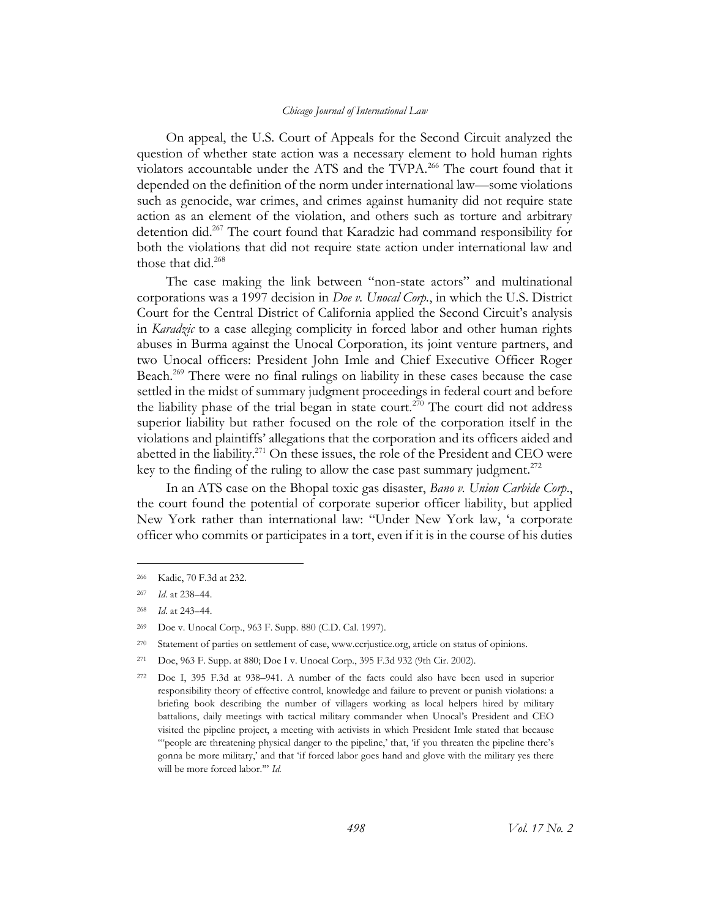On appeal, the U.S. Court of Appeals for the Second Circuit analyzed the question of whether state action was a necessary element to hold human rights violators accountable under the ATS and the TVPA.[266] The court found that it depended on the definition of the norm under international law—some violations such as genocide, war crimes, and crimes against humanity did not require state action as an element of the violation, and others such as torture and arbitrary detention did.[267] The court found that Karadzic had command responsibility for both the violations that did not require state action under international law and those that did.[268]

The case making the link between "non-state actors" and multinational corporations was a 1997 decision in *Doe v. Unocal Corp.*, in which the U.S. District Court for the Central District of California applied the Second Circuit's analysis in *Karadzic* to a case alleging complicity in forced labor and other human rights abuses in Burma against the Unocal Corporation, its joint venture partners, and two Unocal officers: President John Imle and Chief Executive Officer Roger Beach.[269] There were no final rulings on liability in these cases because the case settled in the midst of summary judgment proceedings in federal court and before the liability phase of the trial began in state court.[270] The court did not address superior liability but rather focused on the role of the corporation itself in the violations and plaintiffs' allegations that the corporation and its officers aided and abetted in the liability.[271] On these issues, the role of the President and CEO were key to the finding of the ruling to allow the case past summary judgment.[272]

In an ATS case on the Bhopal toxic gas disaster, *Bano v. Union Carbide Corp.*, the court found the potential of corporate superior officer liability, but applied New York rather than international law: "Under New York law, 'a corporate officer who commits or participates in a tort, even if it is in the course of his duties

---

[266] Kadic, 70 F.3d at 232.

[267] *Id.* at 238–44.

[268] *Id.* at 243–44.

[269] Doe v. Unocal Corp., 963 F. Supp. 880 (C.D. Cal. 1997).

[270] Statement of parties on settlement of case, www.ccrjustice.org, article on status of opinions.

[271] Doe, 963 F. Supp. at 880; Doe I v. Unocal Corp., 395 F.3d 932 (9th Cir. 2002).

[272] Doe I, 395 F.3d at 938–941. A number of the facts could also have been used in superior responsibility theory of effective control, knowledge and failure to prevent or punish violations: a briefing book describing the number of villagers working as local helpers hired by military battalions, daily meetings with tactical military commander when Unocal's President and CEO visited the pipeline project, a meeting with activists in which President Imle stated that because "'people are threatening physical danger to the pipeline,' that, 'if you threaten the pipeline there's gonna be more military,' and that 'if forced labor goes hand and glove with the military yes there will be more forced labor.'" *Id.*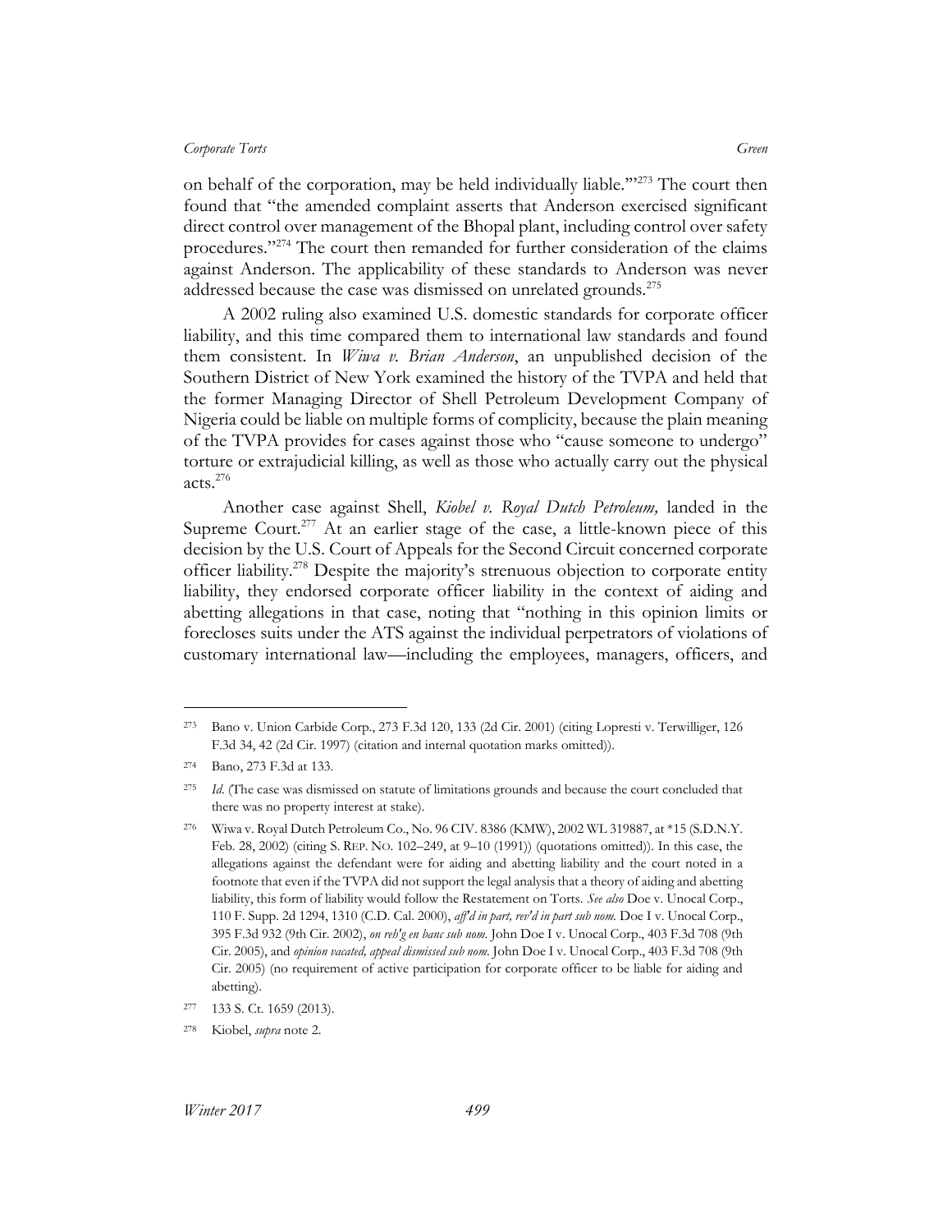on behalf of the corporation, may be held individually liable.'"[273] The court then found that "the amended complaint asserts that Anderson exercised significant direct control over management of the Bhopal plant, including control over safety procedures."[274] The court then remanded for further consideration of the claims against Anderson. The applicability of these standards to Anderson was never addressed because the case was dismissed on unrelated grounds.[275]

A 2002 ruling also examined U.S. domestic standards for corporate officer liability, and this time compared them to international law standards and found them consistent. In *Wiwa v. Brian Anderson*, an unpublished decision of the Southern District of New York examined the history of the TVPA and held that the former Managing Director of Shell Petroleum Development Company of Nigeria could be liable on multiple forms of complicity, because the plain meaning of the TVPA provides for cases against those who "cause someone to undergo" torture or extrajudicial killing, as well as those who actually carry out the physical acts.[276]

Another case against Shell, *Kiobel v. Royal Dutch Petroleum,* landed in the Supreme Court.[277] At an earlier stage of the case, a little-known piece of this decision by the U.S. Court of Appeals for the Second Circuit concerned corporate officer liability.[278] Despite the majority's strenuous objection to corporate entity liability, they endorsed corporate officer liability in the context of aiding and abetting allegations in that case, noting that "nothing in this opinion limits or forecloses suits under the ATS against the individual perpetrators of violations of customary international law—including the employees, managers, officers, and

---

[273] Bano v. Union Carbide Corp., 273 F.3d 120, 133 (2d Cir. 2001) (citing Lopresti v. Terwilliger, 126 F.3d 34, 42 (2d Cir. 1997) (citation and internal quotation marks omitted)).

[274] Bano, 273 F.3d at 133.

[275] *Id.* (The case was dismissed on statute of limitations grounds and because the court concluded that there was no property interest at stake).

[276] Wiwa v. Royal Dutch Petroleum Co., No. 96 CIV. 8386 (KMW), 2002 WL 319887, at \*15 (S.D.N.Y. Feb. 28, 2002) (citing S. REP. NO. 102–249, at 9–10 (1991)) (quotations omitted)). In this case, the allegations against the defendant were for aiding and abetting liability and the court noted in a footnote that even if the TVPA did not support the legal analysis that a theory of aiding and abetting liability, this form of liability would follow the Restatement on Torts. *See also* Doe v. Unocal Corp., 110 F. Supp. 2d 1294, 1310 (C.D. Cal. 2000), *aff'd in part, rev'd in part sub nom.* Doe I v. Unocal Corp., 395 F.3d 932 (9th Cir. 2002), *on reh'g en banc sub nom.* John Doe I v. Unocal Corp., 403 F.3d 708 (9th Cir. 2005), and *opinion vacated, appeal dismissed sub nom.* John Doe I v. Unocal Corp., 403 F.3d 708 (9th Cir. 2005) (no requirement of active participation for corporate officer to be liable for aiding and abetting).

[277] 133 S. Ct. 1659 (2013).

[278] Kiobel, *supra* note 2.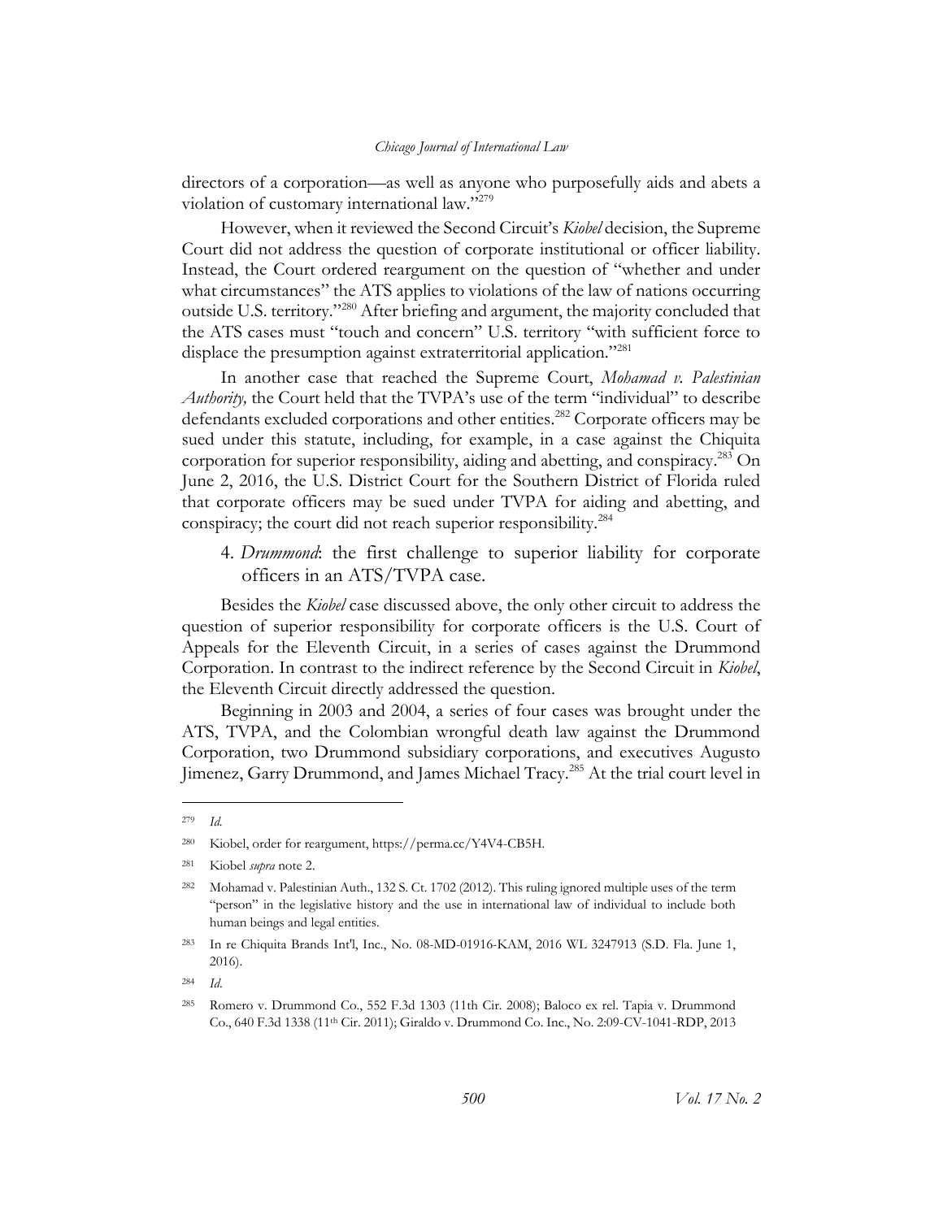directors of a corporation—as well as anyone who purposefully aids and abets a violation of customary international law."[279]

However, when it reviewed the Second Circuit's *Kiobel* decision, the Supreme Court did not address the question of corporate institutional or officer liability. Instead, the Court ordered reargument on the question of "whether and under what circumstances" the ATS applies to violations of the law of nations occurring outside U.S. territory."[280] After briefing and argument, the majority concluded that the ATS cases must "touch and concern" U.S. territory "with sufficient force to displace the presumption against extraterritorial application."[281]

In another case that reached the Supreme Court, *Mohamad v. Palestinian Authority,* the Court held that the TVPA's use of the term "individual" to describe defendants excluded corporations and other entities.[282] Corporate officers may be sued under this statute, including, for example, in a case against the Chiquita corporation for superior responsibility, aiding and abetting, and conspiracy.[283] On June 2, 2016, the U.S. District Court for the Southern District of Florida ruled that corporate officers may be sued under TVPA for aiding and abetting, and conspiracy; the court did not reach superior responsibility.[284]

### 4. *Drummond*: the first challenge to superior liability for corporate officers in an ATS/TVPA case.

Besides the *Kiobel* case discussed above, the only other circuit to address the question of superior responsibility for corporate officers is the U.S. Court of Appeals for the Eleventh Circuit, in a series of cases against the Drummond Corporation. In contrast to the indirect reference by the Second Circuit in *Kiobel*, the Eleventh Circuit directly addressed the question.

Beginning in 2003 and 2004, a series of four cases was brought under the ATS, TVPA, and the Colombian wrongful death law against the Drummond Corporation, two Drummond subsidiary corporations, and executives Augusto Jimenez, Garry Drummond, and James Michael Tracy.[285] At the trial court level in

---

[279] *Id.*

[280] Kiobel, order for reargument, https://perma.cc/Y4V4-CB5H.

[281] Kiobel *supra* note 2.

[282] Mohamad v. Palestinian Auth., 132 S. Ct. 1702 (2012). This ruling ignored multiple uses of the term "person" in the legislative history and the use in international law of individual to include both human beings and legal entities.

[283] In re Chiquita Brands Int'l, Inc., No. 08-MD-01916-KAM, 2016 WL 3247913 (S.D. Fla. June 1, 2016).

[284] *Id.*

[285] Romero v. Drummond Co., 552 F.3d 1303 (11th Cir. 2008); Baloco ex rel. Tapia v. Drummond Co., 640 F.3d 1338 (11th Cir. 2011); Giraldo v. Drummond Co. Inc., No. 2:09-CV-1041-RDP, 2013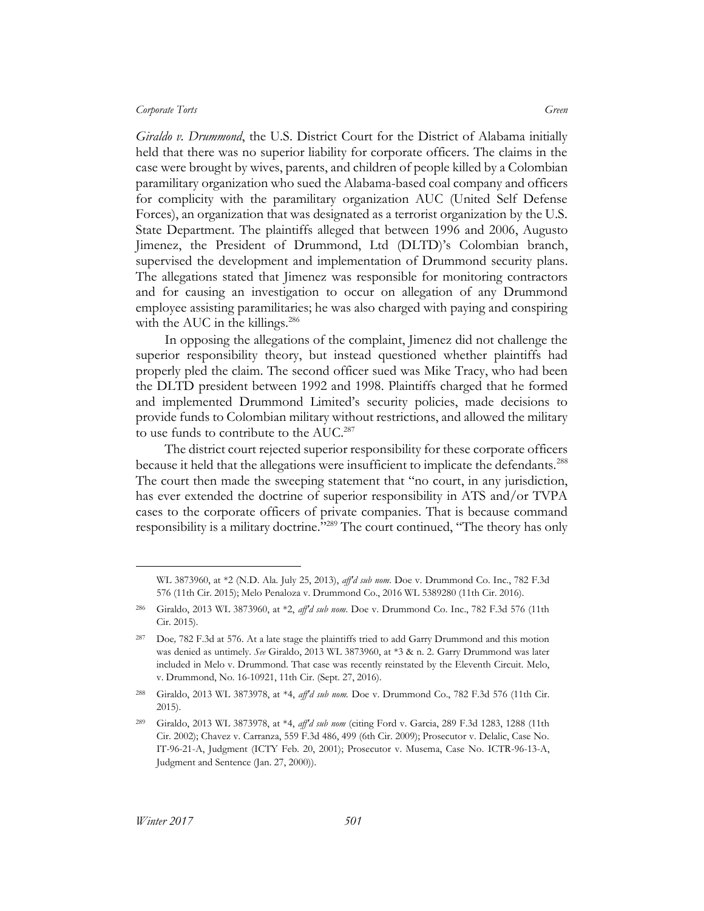*Giraldo v. Drummond*, the U.S. District Court for the District of Alabama initially held that there was no superior liability for corporate officers. The claims in the case were brought by wives, parents, and children of people killed by a Colombian paramilitary organization who sued the Alabama-based coal company and officers for complicity with the paramilitary organization AUC (United Self Defense Forces), an organization that was designated as a terrorist organization by the U.S. State Department. The plaintiffs alleged that between 1996 and 2006, Augusto Jimenez, the President of Drummond, Ltd (DLTD)'s Colombian branch, supervised the development and implementation of Drummond security plans. The allegations stated that Jimenez was responsible for monitoring contractors and for causing an investigation to occur on allegation of any Drummond employee assisting paramilitaries; he was also charged with paying and conspiring with the AUC in the killings.[286]

In opposing the allegations of the complaint, Jimenez did not challenge the superior responsibility theory, but instead questioned whether plaintiffs had properly pled the claim. The second officer sued was Mike Tracy, who had been the DLTD president between 1992 and 1998. Plaintiffs charged that he formed and implemented Drummond Limited's security policies, made decisions to provide funds to Colombian military without restrictions, and allowed the military to use funds to contribute to the AUC.[287]

The district court rejected superior responsibility for these corporate officers because it held that the allegations were insufficient to implicate the defendants.[288] The court then made the sweeping statement that "no court, in any jurisdiction, has ever extended the doctrine of superior responsibility in ATS and/or TVPA cases to the corporate officers of private companies. That is because command responsibility is a military doctrine."[289] The court continued, "The theory has only

---

WL 3873960, at *2 (N.D. Ala. July 25, 2013), *aff'd sub nom*. Doe v. Drummond Co. Inc., 782 F.3d 576 (11th Cir. 2015); Melo Penaloza v. Drummond Co., 2016 WL 5389280 (11th Cir. 2016).

[286] Giraldo, 2013 WL 3873960, at *2, *aff'd sub nom*. Doe v. Drummond Co. Inc., 782 F.3d 576 (11th Cir. 2015).

[287] Doe*,* 782 F.3d at 576. At a late stage the plaintiffs tried to add Garry Drummond and this motion was denied as untimely. *See* Giraldo, 2013 WL 3873960, at *3 & n. 2. Garry Drummond was later included in Melo v. Drummond. That case was recently reinstated by the Eleventh Circuit. Melo, v. Drummond, No. 16-10921, 11th Cir. (Sept. 27, 2016).

[288] Giraldo, 2013 WL 3873978, at *4, *aff'd sub nom.* Doe v. Drummond Co., 782 F.3d 576 (11th Cir. 2015).

[289] Giraldo, 2013 WL 3873978, at *4, *aff'd sub nom* (citing Ford v. Garcia, 289 F.3d 1283, 1288 (11th Cir. 2002); Chavez v. Carranza, 559 F.3d 486, 499 (6th Cir. 2009); Prosecutor v. Delalic, Case No. IT-96-21-A, Judgment (ICTY Feb. 20, 2001); Prosecutor v. Musema, Case No. ICTR-96-13-A, Judgment and Sentence (Jan. 27, 2000)).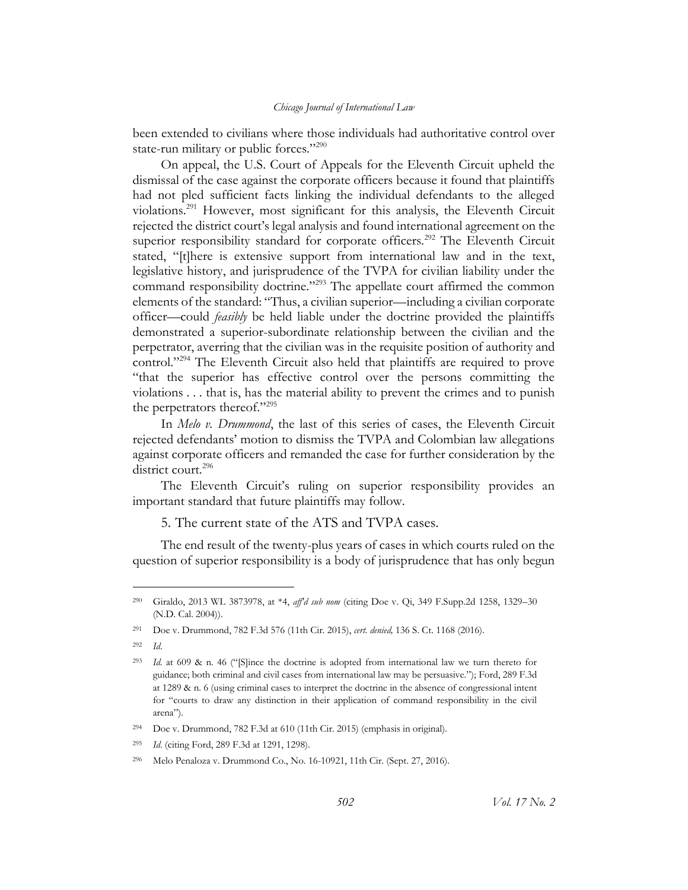been extended to civilians where those individuals had authoritative control over state-run military or public forces."[290]

On appeal, the U.S. Court of Appeals for the Eleventh Circuit upheld the dismissal of the case against the corporate officers because it found that plaintiffs had not pled sufficient facts linking the individual defendants to the alleged violations.[291] However, most significant for this analysis, the Eleventh Circuit rejected the district court's legal analysis and found international agreement on the superior responsibility standard for corporate officers.[292] The Eleventh Circuit stated, "[t]here is extensive support from international law and in the text, legislative history, and jurisprudence of the TVPA for civilian liability under the command responsibility doctrine."[293] The appellate court affirmed the common elements of the standard: "Thus, a civilian superior—including a civilian corporate officer—could *feasibly* be held liable under the doctrine provided the plaintiffs demonstrated a superior-subordinate relationship between the civilian and the perpetrator, averring that the civilian was in the requisite position of authority and control."[294] The Eleventh Circuit also held that plaintiffs are required to prove "that the superior has effective control over the persons committing the violations . . . that is, has the material ability to prevent the crimes and to punish the perpetrators thereof."[295]

In *Melo v. Drummond*, the last of this series of cases, the Eleventh Circuit rejected defendants' motion to dismiss the TVPA and Colombian law allegations against corporate officers and remanded the case for further consideration by the district court.[296]

The Eleventh Circuit's ruling on superior responsibility provides an important standard that future plaintiffs may follow.

### 5. The current state of the ATS and TVPA cases.

The end result of the twenty-plus years of cases in which courts ruled on the question of superior responsibility is a body of jurisprudence that has only begun

---

[290] Giraldo, 2013 WL 3873978, at *4, *aff'd sub nom* (citing Doe v. Qi, 349 F.Supp.2d 1258, 1329–30 (N.D. Cal. 2004)).

[291] Doe v. Drummond, 782 F.3d 576 (11th Cir. 2015), *cert. denied,* 136 S. Ct. 1168 (2016).

[292] *Id.*

[293] *Id.* at 609 & n. 46 ("[S]ince the doctrine is adopted from international law we turn thereto for guidance; both criminal and civil cases from international law may be persuasive."); Ford, 289 F.3d at 1289 & n. 6 (using criminal cases to interpret the doctrine in the absence of congressional intent for "courts to draw any distinction in their application of command responsibility in the civil arena").

[294] Doe v. Drummond, 782 F.3d at 610 (11th Cir. 2015) (emphasis in original).

[295] *Id.* (citing Ford, 289 F.3d at 1291, 1298).

[296] Melo Penaloza v. Drummond Co., No. 16-10921, 11th Cir. (Sept. 27, 2016).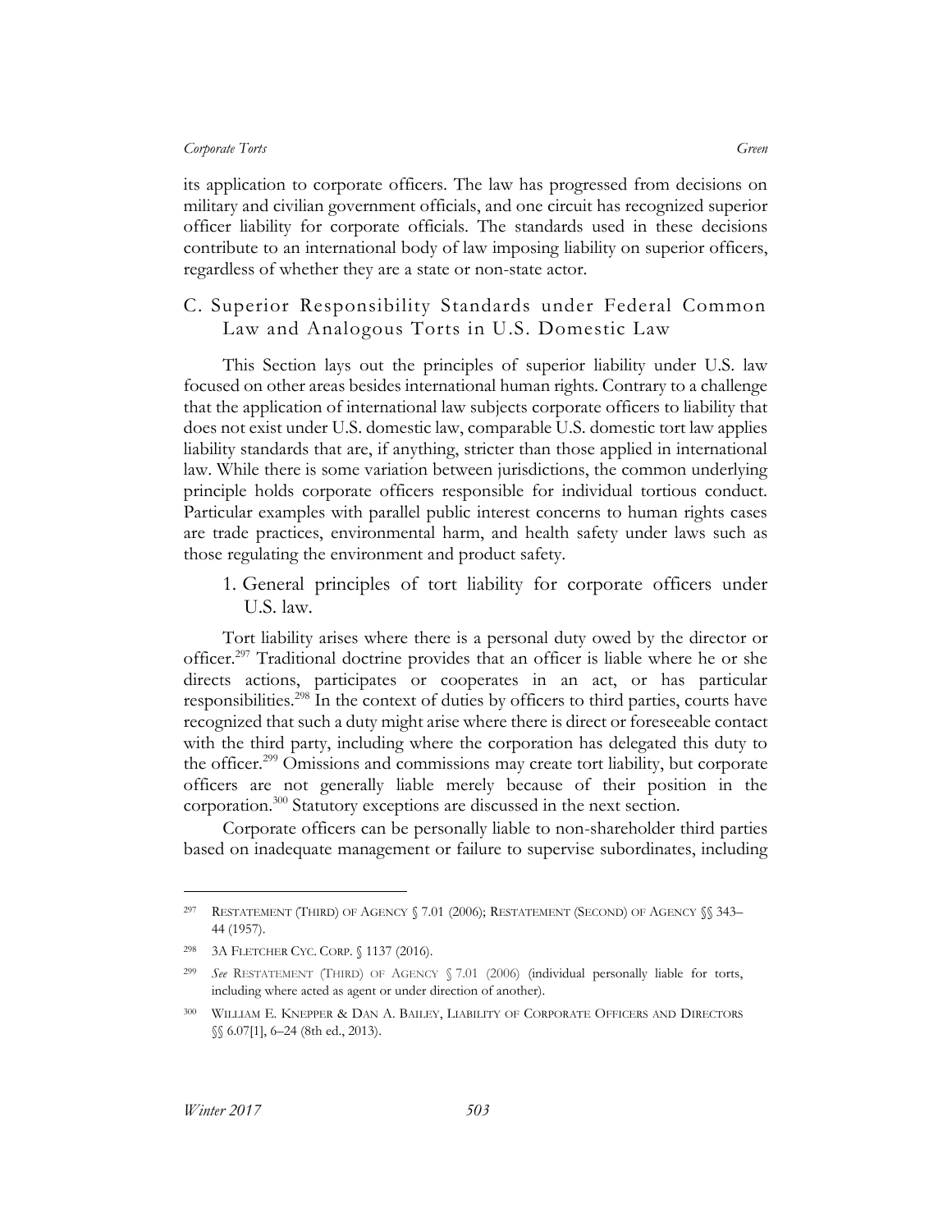its application to corporate officers. The law has progressed from decisions on military and civilian government officials, and one circuit has recognized superior officer liability for corporate officials. The standards used in these decisions contribute to an international body of law imposing liability on superior officers, regardless of whether they are a state or non-state actor.

## C. Superior Responsibility Standards under Federal Common Law and Analogous Torts in U.S. Domestic Law

This Section lays out the principles of superior liability under U.S. law focused on other areas besides international human rights. Contrary to a challenge that the application of international law subjects corporate officers to liability that does not exist under U.S. domestic law, comparable U.S. domestic tort law applies liability standards that are, if anything, stricter than those applied in international law. While there is some variation between jurisdictions, the common underlying principle holds corporate officers responsible for individual tortious conduct. Particular examples with parallel public interest concerns to human rights cases are trade practices, environmental harm, and health safety under laws such as those regulating the environment and product safety.

### 1. General principles of tort liability for corporate officers under U.S. law.

Tort liability arises where there is a personal duty owed by the director or officer.[297] Traditional doctrine provides that an officer is liable where he or she directs actions, participates or cooperates in an act, or has particular responsibilities.[298] In the context of duties by officers to third parties, courts have recognized that such a duty might arise where there is direct or foreseeable contact with the third party, including where the corporation has delegated this duty to the officer.[299] Omissions and commissions may create tort liability, but corporate officers are not generally liable merely because of their position in the corporation.[300] Statutory exceptions are discussed in the next section.

Corporate officers can be personally liable to non-shareholder third parties based on inadequate management or failure to supervise subordinates, including

---

297 RESTATEMENT (THIRD) OF AGENCY § 7.01 (2006); RESTATEMENT (SECOND) OF AGENCY §§ 343–44 (1957).

298 3A FLETCHER CYC. CORP. § 1137 (2016).

299 *See* RESTATEMENT (THIRD) OF AGENCY § 7.01 (2006) (individual personally liable for torts, including where acted as agent or under direction of another).

300 WILLIAM E. KNEPPER & DAN A. BAILEY, LIABILITY OF CORPORATE OFFICERS AND DIRECTORS §§ 6.07[1], 6–24 (8th ed., 2013).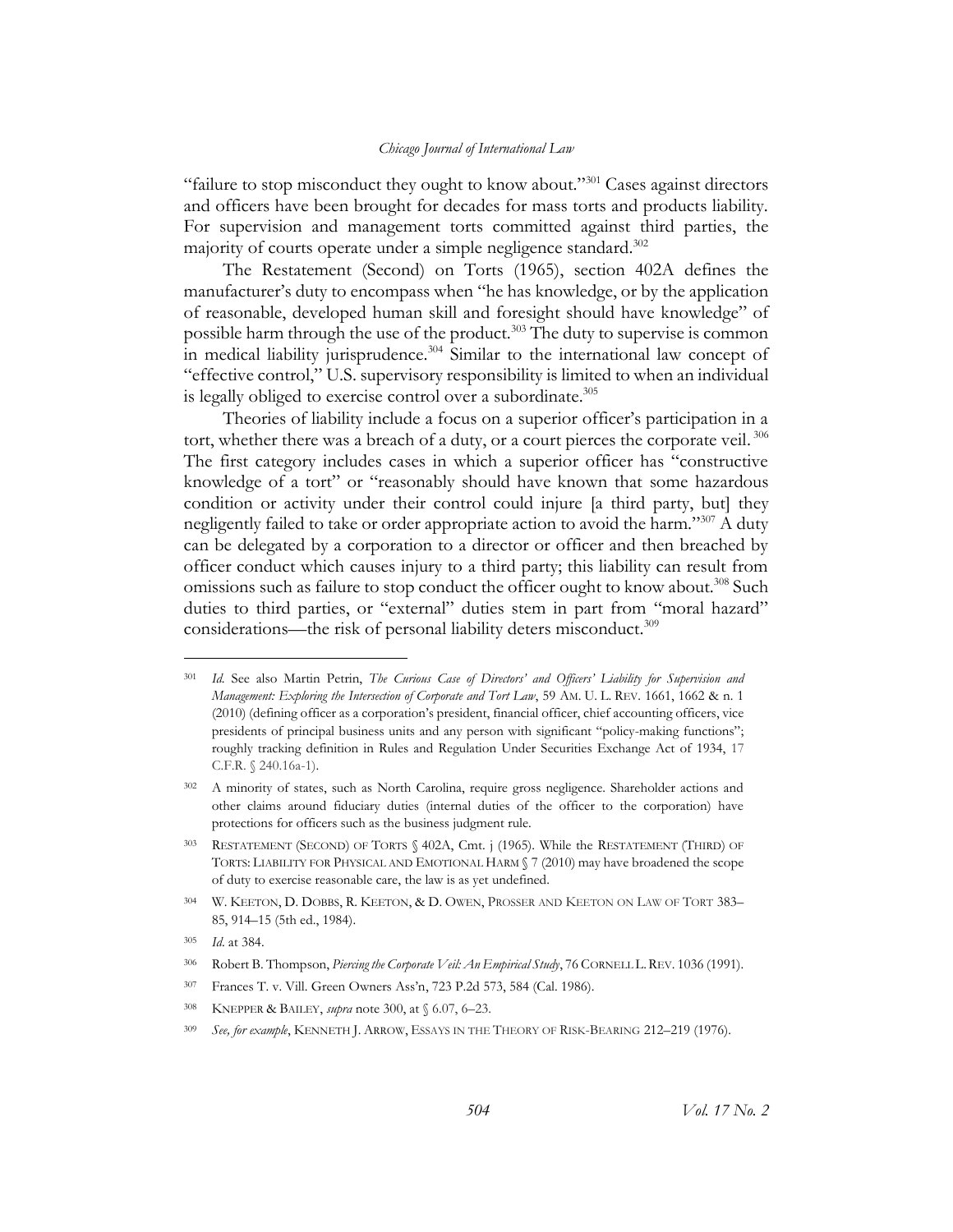"failure to stop misconduct they ought to know about."[301] Cases against directors and officers have been brought for decades for mass torts and products liability. For supervision and management torts committed against third parties, the majority of courts operate under a simple negligence standard.[302]

The Restatement (Second) on Torts (1965), section 402A defines the manufacturer's duty to encompass when "he has knowledge, or by the application of reasonable, developed human skill and foresight should have knowledge" of possible harm through the use of the product.[303] The duty to supervise is common in medical liability jurisprudence.[304] Similar to the international law concept of "effective control," U.S. supervisory responsibility is limited to when an individual is legally obliged to exercise control over a subordinate.[305]

Theories of liability include a focus on a superior officer's participation in a tort, whether there was a breach of a duty, or a court pierces the corporate veil.[306] The first category includes cases in which a superior officer has "constructive knowledge of a tort" or "reasonably should have known that some hazardous condition or activity under their control could injure [a third party, but] they negligently failed to take or order appropriate action to avoid the harm."[307] A duty can be delegated by a corporation to a director or officer and then breached by officer conduct which causes injury to a third party; this liability can result from omissions such as failure to stop conduct the officer ought to know about.[308] Such duties to third parties, or "external" duties stem in part from "moral hazard" considerations—the risk of personal liability deters misconduct.[309]

---

[301] *Id.* See also Martin Petrin, *The Curious Case of Directors' and Officers' Liability for Supervision and Management: Exploring the Intersection of Corporate and Tort Law*, 59 AM. U. L. REV. 1661, 1662 & n. 1 (2010) (defining officer as a corporation's president, financial officer, chief accounting officers, vice presidents of principal business units and any person with significant "policy-making functions"; roughly tracking definition in Rules and Regulation Under Securities Exchange Act of 1934, 17 C.F.R. § 240.16a-1).

[302] A minority of states, such as North Carolina, require gross negligence. Shareholder actions and other claims around fiduciary duties (internal duties of the officer to the corporation) have protections for officers such as the business judgment rule.

[303] RESTATEMENT (SECOND) OF TORTS § 402A, Cmt. j (1965). While the RESTATEMENT (THIRD) OF TORTS: LIABILITY FOR PHYSICAL AND EMOTIONAL HARM § 7 (2010) may have broadened the scope of duty to exercise reasonable care, the law is as yet undefined.

[304] W. KEETON, D. DOBBS, R. KEETON, & D. OWEN, PROSSER AND KEETON ON LAW OF TORT 383–85, 914–15 (5th ed., 1984).

[305] *Id.* at 384.

[306] Robert B. Thompson, *Piercing the Corporate Veil: An Empirical Study*, 76 CORNELL L. REV. 1036 (1991).

[307] Frances T. v. Vill. Green Owners Ass'n, 723 P.2d 573, 584 (Cal. 1986).

[308] KNEPPER & BAILEY, *supra* note 300, at § 6.07, 6–23.

[309] *See, for example*, KENNETH J. ARROW, ESSAYS IN THE THEORY OF RISK-BEARING 212–219 (1976).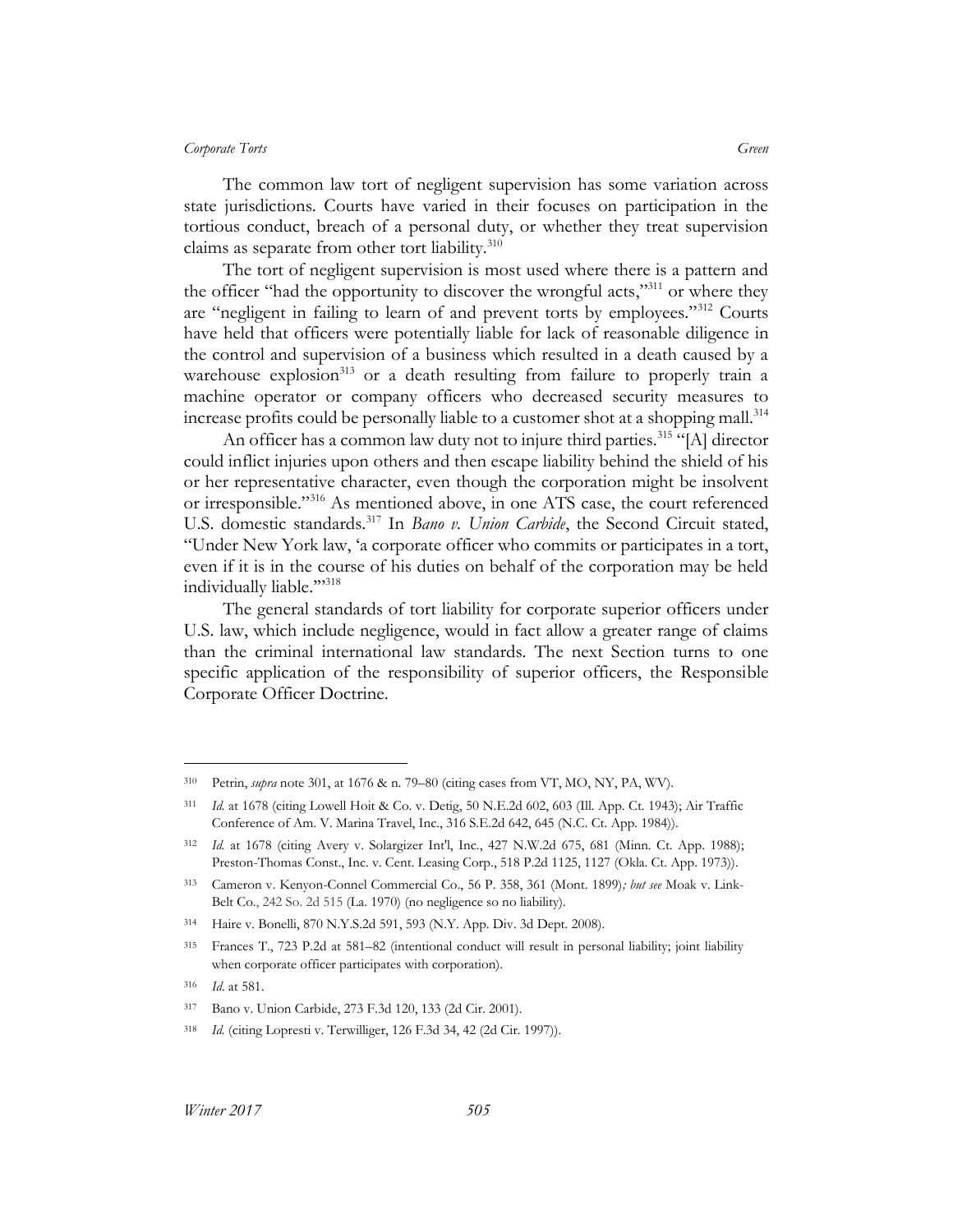The common law tort of negligent supervision has some variation across state jurisdictions. Courts have varied in their focuses on participation in the tortious conduct, breach of a personal duty, or whether they treat supervision claims as separate from other tort liability.[310]

The tort of negligent supervision is most used where there is a pattern and the officer "had the opportunity to discover the wrongful acts,"[311] or where they are "negligent in failing to learn of and prevent torts by employees."[312] Courts have held that officers were potentially liable for lack of reasonable diligence in the control and supervision of a business which resulted in a death caused by a warehouse explosion[313] or a death resulting from failure to properly train a machine operator or company officers who decreased security measures to increase profits could be personally liable to a customer shot at a shopping mall.[314]

An officer has a common law duty not to injure third parties.[315] "[A] director could inflict injuries upon others and then escape liability behind the shield of his or her representative character, even though the corporation might be insolvent or irresponsible."[316] As mentioned above, in one ATS case, the court referenced U.S. domestic standards.[317] In *Bano v. Union Carbide*, the Second Circuit stated, "Under New York law, 'a corporate officer who commits or participates in a tort, even if it is in the course of his duties on behalf of the corporation may be held individually liable.'"[318]

The general standards of tort liability for corporate superior officers under U.S. law, which include negligence, would in fact allow a greater range of claims than the criminal international law standards. The next Section turns to one specific application of the responsibility of superior officers, the Responsible Corporate Officer Doctrine.

---

310 Petrin, *supra* note 301, at 1676 & n. 79–80 (citing cases from VT, MO, NY, PA, WV).

311 *Id.* at 1678 (citing Lowell Hoit & Co. v. Detig, 50 N.E.2d 602, 603 (Ill. App. Ct. 1943); Air Traffic Conference of Am. V. Marina Travel, Inc., 316 S.E.2d 642, 645 (N.C. Ct. App. 1984)).

312 *Id.* at 1678 (citing Avery v. Solargizer Int'l, Inc., 427 N.W.2d 675, 681 (Minn. Ct. App. 1988); Preston-Thomas Const., Inc. v. Cent. Leasing Corp., 518 P.2d 1125, 1127 (Okla. Ct. App. 1973)).

313 Cameron v. Kenyon-Connel Commercial Co., 56 P. 358, 361 (Mont. 1899)*; but see* Moak v. Link-Belt Co., 242 So. 2d 515 (La. 1970) (no negligence so no liability).

314 Haire v. Bonelli, 870 N.Y.S.2d 591, 593 (N.Y. App. Div. 3d Dept. 2008).

315 Frances T., 723 P.2d at 581–82 (intentional conduct will result in personal liability; joint liability when corporate officer participates with corporation).

316 *Id.* at 581.

317 Bano v. Union Carbide, 273 F.3d 120, 133 (2d Cir. 2001).

318 *Id.* (citing Lopresti v. Terwilliger, 126 F.3d 34, 42 (2d Cir. 1997)).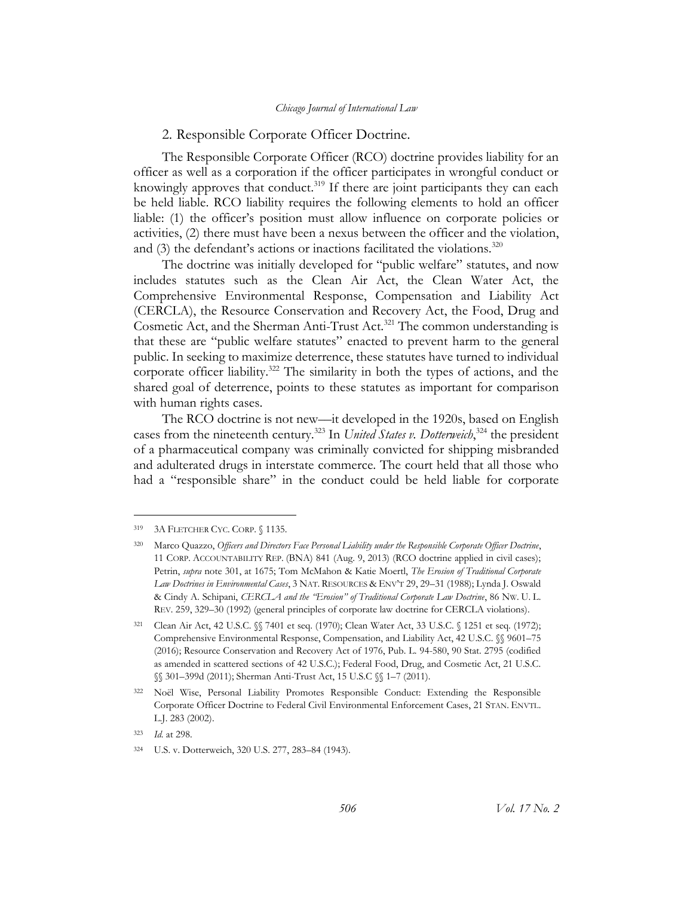### 2. Responsible Corporate Officer Doctrine.

The Responsible Corporate Officer (RCO) doctrine provides liability for an officer as well as a corporation if the officer participates in wrongful conduct or knowingly approves that conduct.[319] If there are joint participants they can each be held liable. RCO liability requires the following elements to hold an officer liable: (1) the officer's position must allow influence on corporate policies or activities, (2) there must have been a nexus between the officer and the violation, and (3) the defendant's actions or inactions facilitated the violations.[320]

The doctrine was initially developed for "public welfare" statutes, and now includes statutes such as the Clean Air Act, the Clean Water Act, the Comprehensive Environmental Response, Compensation and Liability Act (CERCLA), the Resource Conservation and Recovery Act, the Food, Drug and Cosmetic Act, and the Sherman Anti-Trust Act.[321] The common understanding is that these are "public welfare statutes" enacted to prevent harm to the general public. In seeking to maximize deterrence, these statutes have turned to individual corporate officer liability.[322] The similarity in both the types of actions, and the shared goal of deterrence, points to these statutes as important for comparison with human rights cases.

The RCO doctrine is not new—it developed in the 1920s, based on English cases from the nineteenth century.[323] In *United States v. Dotterweich*,[324] the president of a pharmaceutical company was criminally convicted for shipping misbranded and adulterated drugs in interstate commerce. The court held that all those who had a "responsible share" in the conduct could be held liable for corporate

---

[319] 3A FLETCHER CYC. CORP. § 1135.

[320] Marco Quazzo, *Officers and Directors Face Personal Liability under the Responsible Corporate Officer Doctrine*, 11 CORP. ACCOUNTABILITY REP. (BNA) 841 (Aug. 9, 2013) (RCO doctrine applied in civil cases); Petrin, *supra* note 301, at 1675; Tom McMahon & Katie Moertl, *The Erosion of Traditional Corporate Law Doctrines in Environmental Cases*, 3 NAT. RESOURCES & ENV'T 29, 29–31 (1988); Lynda J. Oswald & Cindy A. Schipani, *CERCLA and the "Erosion" of Traditional Corporate Law Doctrine*, 86 NW. U. L. REV. 259, 329–30 (1992) (general principles of corporate law doctrine for CERCLA violations).

[321] Clean Air Act, 42 U.S.C. §§ 7401 et seq. (1970); Clean Water Act, 33 U.S.C. § 1251 et seq. (1972); Comprehensive Environmental Response, Compensation, and Liability Act, 42 U.S.C. §§ 9601–75 (2016); Resource Conservation and Recovery Act of 1976, Pub. L. 94-580, 90 Stat. 2795 (codified as amended in scattered sections of 42 U.S.C.); Federal Food, Drug, and Cosmetic Act, 21 U.S.C. §§ 301–399d (2011); Sherman Anti-Trust Act, 15 U.S.C §§ 1–7 (2011).

[322] Noël Wise, Personal Liability Promotes Responsible Conduct: Extending the Responsible Corporate Officer Doctrine to Federal Civil Environmental Enforcement Cases, 21 STAN. ENVTL. L.J. 283 (2002).

[323] *Id.* at 298.

[324] U.S. v. Dotterweich, 320 U.S. 277, 283–84 (1943).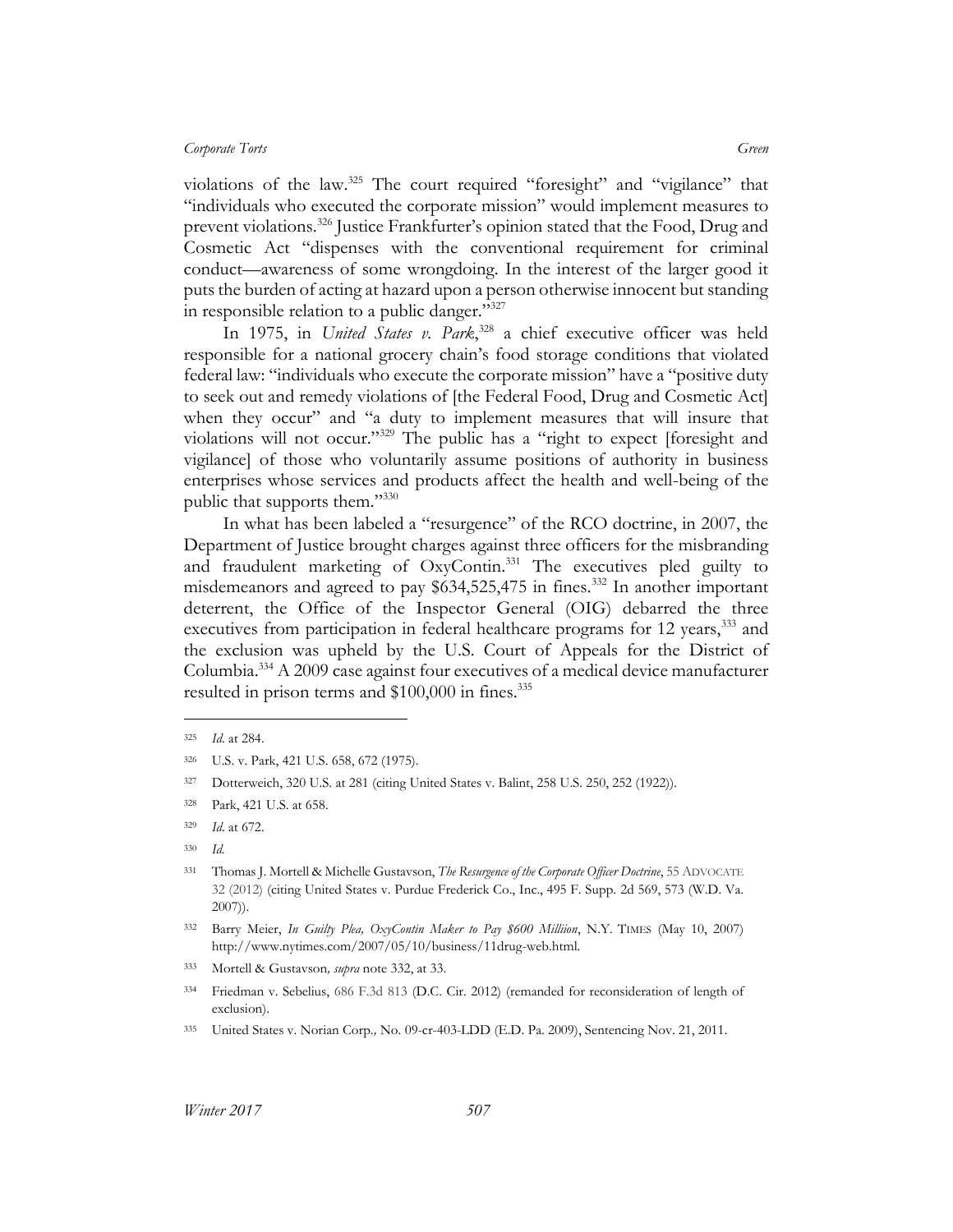violations of the law.[325] The court required "foresight" and "vigilance" that "individuals who executed the corporate mission" would implement measures to prevent violations.[326] Justice Frankfurter's opinion stated that the Food, Drug and Cosmetic Act "dispenses with the conventional requirement for criminal conduct—awareness of some wrongdoing. In the interest of the larger good it puts the burden of acting at hazard upon a person otherwise innocent but standing in responsible relation to a public danger."[327]

In 1975, in *United States v. Park*,[328] a chief executive officer was held responsible for a national grocery chain's food storage conditions that violated federal law: "individuals who execute the corporate mission" have a "positive duty to seek out and remedy violations of [the Federal Food, Drug and Cosmetic Act] when they occur" and "a duty to implement measures that will insure that violations will not occur."[329] The public has a "right to expect [foresight and vigilance] of those who voluntarily assume positions of authority in business enterprises whose services and products affect the health and well-being of the public that supports them."[330]

In what has been labeled a "resurgence" of the RCO doctrine, in 2007, the Department of Justice brought charges against three officers for the misbranding and fraudulent marketing of OxyContin.[331] The executives pled guilty to misdemeanors and agreed to pay $634,525,475 in fines.[332] In another important deterrent, the Office of the Inspector General (OIG) debarred the three executives from participation in federal healthcare programs for 12 years,[333] and the exclusion was upheld by the U.S. Court of Appeals for the District of Columbia.[334] A 2009 case against four executives of a medical device manufacturer resulted in prison terms and $100,000 in fines.[335]

---

325 *Id*. at 284.

326 U.S. v. Park, 421 U.S. 658, 672 (1975).

327 Dotterweich, 320 U.S. at 281 (citing United States v. Balint, 258 U.S. 250, 252 (1922)).

328 Park, 421 U.S. at 658.

329 *Id*. at 672.

330 *Id*.

331 Thomas J. Mortell & Michelle Gustavson, *The Resurgence of the Corporate Officer Doctrine*, 55 ADVOCATE 32 (2012) (citing United States v. Purdue Frederick Co., Inc., 495 F. Supp. 2d 569, 573 (W.D. Va. 2007)).

332 Barry Meier, *In Guilty Plea, OxyContin Maker to Pay $600 Milliion*, N.Y. TIMES (May 10, 2007) http://www.nytimes.com/2007/05/10/business/11drug-web.html.

333 Mortell & Gustavson*, supra* note 332, at 33.

334 Friedman v. Sebelius, 686 F.3d 813 (D.C. Cir. 2012) (remanded for reconsideration of length of exclusion).

335 United States v. Norian Corp*.,* No. 09-cr-403-LDD (E.D. Pa. 2009), Sentencing Nov. 21, 2011.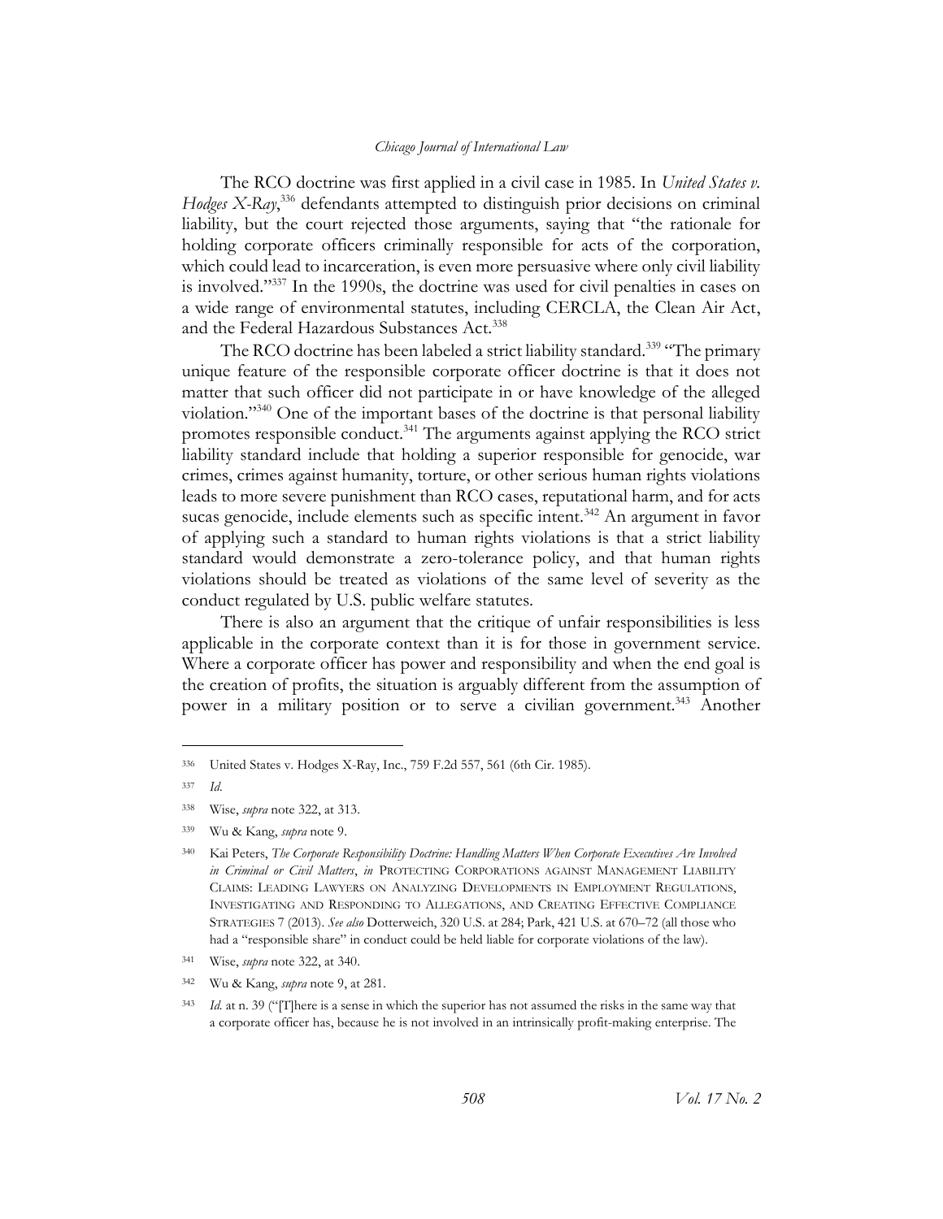The RCO doctrine was first applied in a civil case in 1985. In *United States v. Hodges X-Ray*,[336] defendants attempted to distinguish prior decisions on criminal liability, but the court rejected those arguments, saying that "the rationale for holding corporate officers criminally responsible for acts of the corporation, which could lead to incarceration, is even more persuasive where only civil liability is involved."[337] In the 1990s, the doctrine was used for civil penalties in cases on a wide range of environmental statutes, including CERCLA, the Clean Air Act, and the Federal Hazardous Substances Act.[338]

The RCO doctrine has been labeled a strict liability standard.[339] "The primary unique feature of the responsible corporate officer doctrine is that it does not matter that such officer did not participate in or have knowledge of the alleged violation."[340] One of the important bases of the doctrine is that personal liability promotes responsible conduct.[341] The arguments against applying the RCO strict liability standard include that holding a superior responsible for genocide, war crimes, crimes against humanity, torture, or other serious human rights violations leads to more severe punishment than RCO cases, reputational harm, and for acts sucas genocide, include elements such as specific intent.[342] An argument in favor of applying such a standard to human rights violations is that a strict liability standard would demonstrate a zero-tolerance policy, and that human rights violations should be treated as violations of the same level of severity as the conduct regulated by U.S. public welfare statutes.

There is also an argument that the critique of unfair responsibilities is less applicable in the corporate context than it is for those in government service. Where a corporate officer has power and responsibility and when the end goal is the creation of profits, the situation is arguably different from the assumption of power in a military position or to serve a civilian government.[343] Another

---

336 United States v. Hodges X-Ray, Inc., 759 F.2d 557, 561 (6th Cir. 1985).

337 *Id.*

338 Wise, *supra* note 322, at 313.

339 Wu & Kang, *supra* note 9.

340 Kai Peters, *The Corporate Responsibility Doctrine: Handling Matters When Corporate Executives Are Involved in Criminal or Civil Matters*, *in* PROTECTING CORPORATIONS AGAINST MANAGEMENT LIABILITY CLAIMS: LEADING LAWYERS ON ANALYZING DEVELOPMENTS IN EMPLOYMENT REGULATIONS, INVESTIGATING AND RESPONDING TO ALLEGATIONS, AND CREATING EFFECTIVE COMPLIANCE STRATEGIES 7 (2013). *See also* Dotterweich, 320 U.S. at 284; Park, 421 U.S. at 670–72 (all those who had a "responsible share" in conduct could be held liable for corporate violations of the law).

341 Wise, *supra* note 322, at 340.

342 Wu & Kang, *supra* note 9, at 281.

343 *Id.* at n. 39 ("[T]here is a sense in which the superior has not assumed the risks in the same way that a corporate officer has, because he is not involved in an intrinsically profit-making enterprise. The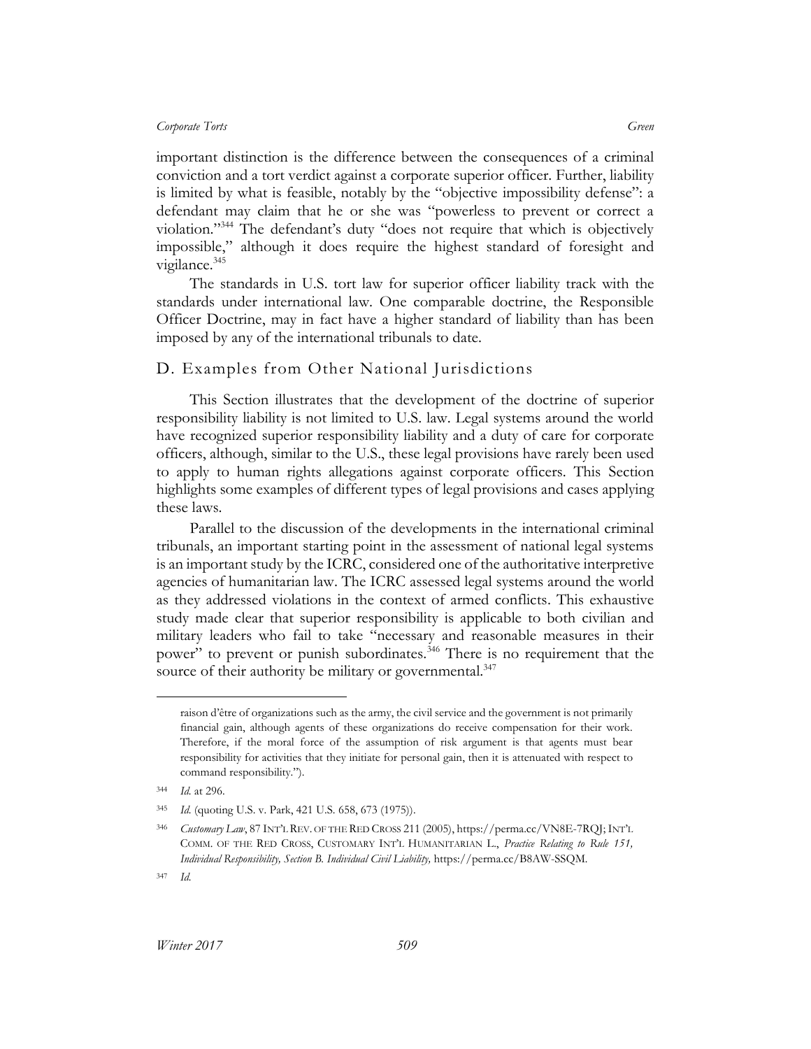important distinction is the difference between the consequences of a criminal conviction and a tort verdict against a corporate superior officer. Further, liability is limited by what is feasible, notably by the "objective impossibility defense": a defendant may claim that he or she was "powerless to prevent or correct a violation."[344] The defendant's duty "does not require that which is objectively impossible," although it does require the highest standard of foresight and vigilance.[345]

The standards in U.S. tort law for superior officer liability track with the standards under international law. One comparable doctrine, the Responsible Officer Doctrine, may in fact have a higher standard of liability than has been imposed by any of the international tribunals to date.

## D. Examples from Other National Jurisdictions

This Section illustrates that the development of the doctrine of superior responsibility liability is not limited to U.S. law. Legal systems around the world have recognized superior responsibility liability and a duty of care for corporate officers, although, similar to the U.S., these legal provisions have rarely been used to apply to human rights allegations against corporate officers. This Section highlights some examples of different types of legal provisions and cases applying these laws.

Parallel to the discussion of the developments in the international criminal tribunals, an important starting point in the assessment of national legal systems is an important study by the ICRC, considered one of the authoritative interpretive agencies of humanitarian law. The ICRC assessed legal systems around the world as they addressed violations in the context of armed conflicts. This exhaustive study made clear that superior responsibility is applicable to both civilian and military leaders who fail to take "necessary and reasonable measures in their power" to prevent or punish subordinates.[346] There is no requirement that the source of their authority be military or governmental.[347]

---

raison d'être of organizations such as the army, the civil service and the government is not primarily financial gain, although agents of these organizations do receive compensation for their work. Therefore, if the moral force of the assumption of risk argument is that agents must bear responsibility for activities that they initiate for personal gain, then it is attenuated with respect to command responsibility.").

[344] *Id.* at 296.

[345] *Id.* (quoting U.S. v. Park, 421 U.S. 658, 673 (1975)).

[346] *Customary Law*, 87 INT'L REV. OF THE RED CROSS 211 (2005), https://perma.cc/VN8E-7RQJ; INT'L COMM. OF THE RED CROSS, CUSTOMARY INT'L HUMANITARIAN L., *Practice Relating to Rule 151, Individual Responsibility, Section B. Individual Civil Liability,* https://perma.cc/B8AW-SSQM.

[347] *Id.*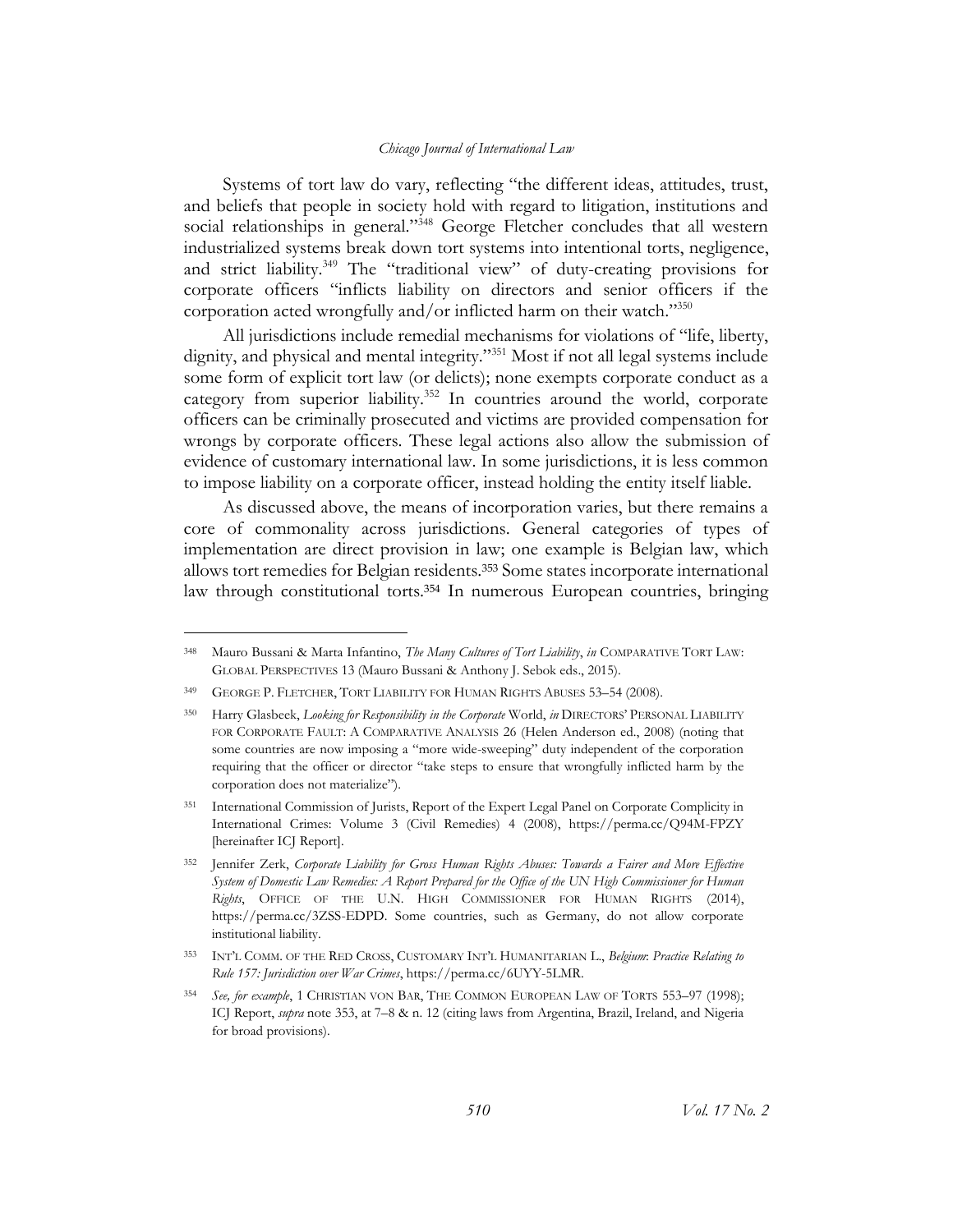Systems of tort law do vary, reflecting "the different ideas, attitudes, trust, and beliefs that people in society hold with regard to litigation, institutions and social relationships in general."[348] George Fletcher concludes that all western industrialized systems break down tort systems into intentional torts, negligence, and strict liability.[349] The "traditional view" of duty-creating provisions for corporate officers "inflicts liability on directors and senior officers if the corporation acted wrongfully and/or inflicted harm on their watch."[350]

All jurisdictions include remedial mechanisms for violations of "life, liberty, dignity, and physical and mental integrity."[351] Most if not all legal systems include some form of explicit tort law (or delicts); none exempts corporate conduct as a category from superior liability.[352] In countries around the world, corporate officers can be criminally prosecuted and victims are provided compensation for wrongs by corporate officers. These legal actions also allow the submission of evidence of customary international law. In some jurisdictions, it is less common to impose liability on a corporate officer, instead holding the entity itself liable.

As discussed above, the means of incorporation varies, but there remains a core of commonality across jurisdictions. General categories of types of implementation are direct provision in law; one example is Belgian law, which allows tort remedies for Belgian residents.[353] Some states incorporate international law through constitutional torts.[354] In numerous European countries, bringing

---

[348] Mauro Bussani & Marta Infantino, *The Many Cultures of Tort Liability*, *in* COMPARATIVE TORT LAW: GLOBAL PERSPECTIVES 13 (Mauro Bussani & Anthony J. Sebok eds., 2015).

[349] GEORGE P. FLETCHER, TORT LIABILITY FOR HUMAN RIGHTS ABUSES 53–54 (2008).

[350] Harry Glasbeek, *Looking for Responsibility in the Corporate* World, *in* DIRECTORS' PERSONAL LIABILITY FOR CORPORATE FAULT: A COMPARATIVE ANALYSIS 26 (Helen Anderson ed., 2008) (noting that some countries are now imposing a "more wide-sweeping" duty independent of the corporation requiring that the officer or director "take steps to ensure that wrongfully inflicted harm by the corporation does not materialize").

[351] International Commission of Jurists, Report of the Expert Legal Panel on Corporate Complicity in International Crimes: Volume 3 (Civil Remedies) 4 (2008), https://perma.cc/Q94M-FPZY [hereinafter ICJ Report].

[352] Jennifer Zerk, *Corporate Liability for Gross Human Rights Abuses: Towards a Fairer and More Effective System of Domestic Law Remedies: A Report Prepared for the Office of the UN High Commissioner for Human Rights*, OFFICE OF THE U.N. HIGH COMMISSIONER FOR HUMAN RIGHTS (2014), https://perma.cc/3ZSS-EDPD. Some countries, such as Germany, do not allow corporate institutional liability.

[353] INT'L COMM. OF THE RED CROSS, CUSTOMARY INT'L HUMANITARIAN L., *Belgium*: *Practice Relating to Rule 157: Jurisdiction over War Crimes*, https://perma.cc/6UYY-5LMR.

[354] *See, for example*, 1 CHRISTIAN VON BAR, THE COMMON EUROPEAN LAW OF TORTS 553–97 (1998); ICJ Report, *supra* note 353, at 7–8 & n. 12 (citing laws from Argentina, Brazil, Ireland, and Nigeria for broad provisions).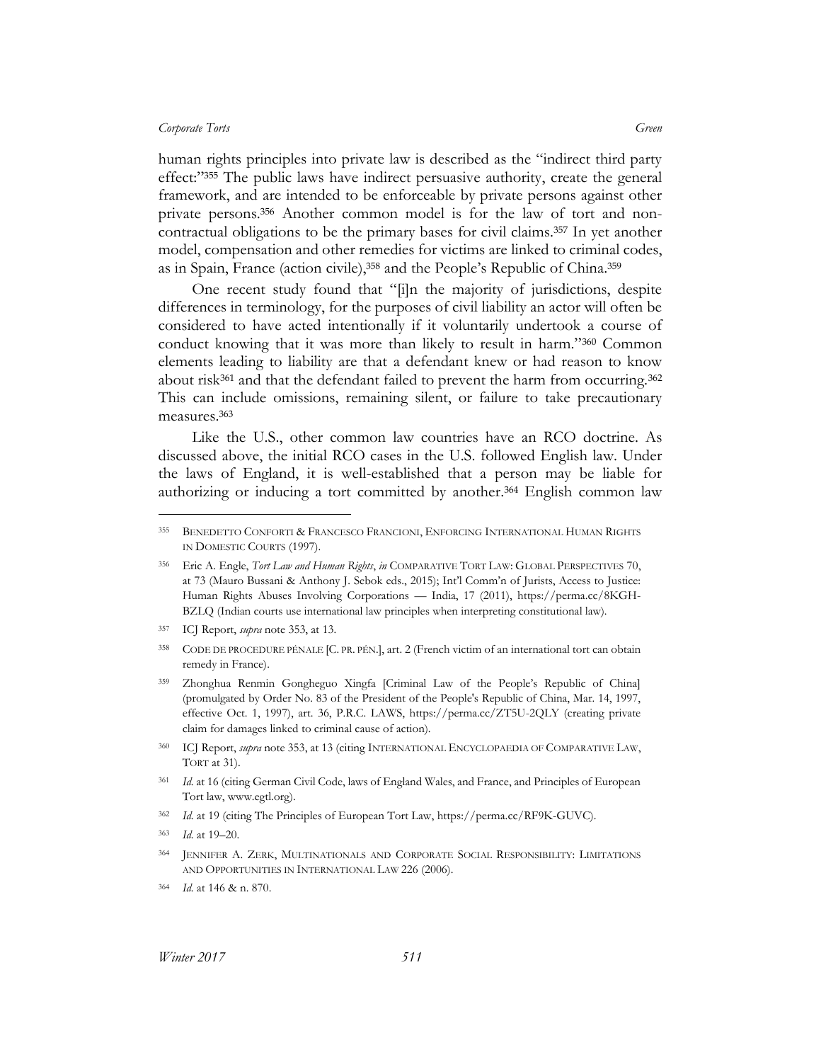human rights principles into private law is described as the "indirect third party effect:"[355] The public laws have indirect persuasive authority, create the general framework, and are intended to be enforceable by private persons against other private persons.[356] Another common model is for the law of tort and non-contractual obligations to be the primary bases for civil claims.[357] In yet another model, compensation and other remedies for victims are linked to criminal codes, as in Spain, France (action civile),[358] and the People's Republic of China.[359]

One recent study found that "[i]n the majority of jurisdictions, despite differences in terminology, for the purposes of civil liability an actor will often be considered to have acted intentionally if it voluntarily undertook a course of conduct knowing that it was more than likely to result in harm."[360] Common elements leading to liability are that a defendant knew or had reason to know about risk[361] and that the defendant failed to prevent the harm from occurring.[362] This can include omissions, remaining silent, or failure to take precautionary measures.[363]

Like the U.S., other common law countries have an RCO doctrine. As discussed above, the initial RCO cases in the U.S. followed English law. Under the laws of England, it is well-established that a person may be liable for authorizing or inducing a tort committed by another.[364] English common law

---

[355] BENEDETTO CONFORTI & FRANCESCO FRANCIONI, ENFORCING INTERNATIONAL HUMAN RIGHTS IN DOMESTIC COURTS (1997).

[356] Eric A. Engle, *Tort Law and Human Rights*, *in* COMPARATIVE TORT LAW: GLOBAL PERSPECTIVES 70, at 73 (Mauro Bussani & Anthony J. Sebok eds., 2015); Int'l Comm'n of Jurists, Access to Justice: Human Rights Abuses Involving Corporations — India, 17 (2011), https://perma.cc/8KGH-BZLQ (Indian courts use international law principles when interpreting constitutional law).

[357] ICJ Report, *supra* note 353, at 13.

[358] CODE DE PROCEDURE PÉNALE [C. PR. PÉN.], art. 2 (French victim of an international tort can obtain remedy in France).

[359] Zhonghua Renmin Gongheguo Xingfa [Criminal Law of the People's Republic of China] (promulgated by Order No. 83 of the President of the People's Republic of China, Mar. 14, 1997, effective Oct. 1, 1997), art. 36, P.R.C. LAWS, https://perma.cc/ZT5U-2QLY (creating private claim for damages linked to criminal cause of action).

[360] ICJ Report, *supra* note 353, at 13 (citing INTERNATIONAL ENCYCLOPAEDIA OF COMPARATIVE LAW, TORT at 31).

[361] *Id.* at 16 (citing German Civil Code, laws of England Wales, and France, and Principles of European Tort law, www.egtl.org).

[362] *Id.* at 19 (citing The Principles of European Tort Law, https://perma.cc/RF9K-GUVC).

[363] *Id.* at 19–20.

[364] JENNIFER A. ZERK, MULTINATIONALS AND CORPORATE SOCIAL RESPONSIBILITY: LIMITATIONS AND OPPORTUNITIES IN INTERNATIONAL LAW 226 (2006).

[364] *Id.* at 146 & n. 870.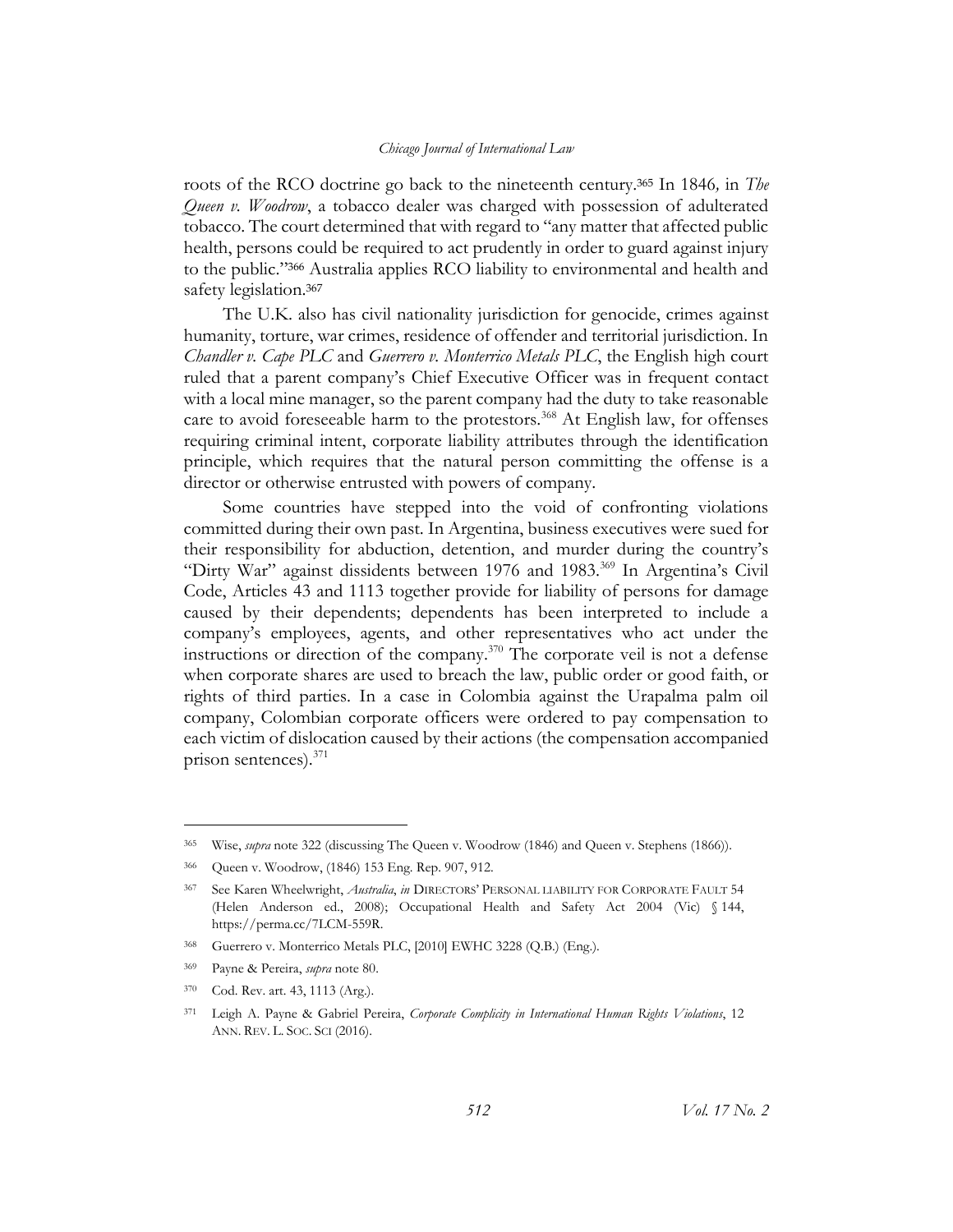roots of the RCO doctrine go back to the nineteenth century.[365] In 1846, in *The Queen v. Woodrow*, a tobacco dealer was charged with possession of adulterated tobacco. The court determined that with regard to "any matter that affected public health, persons could be required to act prudently in order to guard against injury to the public."[366] Australia applies RCO liability to environmental and health and safety legislation.[367]

The U.K. also has civil nationality jurisdiction for genocide, crimes against humanity, torture, war crimes, residence of offender and territorial jurisdiction. In *Chandler v. Cape PLC* and *Guerrero v. Monterrico Metals PLC*, the English high court ruled that a parent company's Chief Executive Officer was in frequent contact with a local mine manager, so the parent company had the duty to take reasonable care to avoid foreseeable harm to the protestors.[368] At English law, for offenses requiring criminal intent, corporate liability attributes through the identification principle, which requires that the natural person committing the offense is a director or otherwise entrusted with powers of company.

Some countries have stepped into the void of confronting violations committed during their own past. In Argentina, business executives were sued for their responsibility for abduction, detention, and murder during the country's "Dirty War" against dissidents between 1976 and 1983.[369] In Argentina's Civil Code, Articles 43 and 1113 together provide for liability of persons for damage caused by their dependents; dependents has been interpreted to include a company's employees, agents, and other representatives who act under the instructions or direction of the company.[370] The corporate veil is not a defense when corporate shares are used to breach the law, public order or good faith, or rights of third parties. In a case in Colombia against the Urapalma palm oil company, Colombian corporate officers were ordered to pay compensation to each victim of dislocation caused by their actions (the compensation accompanied prison sentences).[371]

---

[365] Wise, *supra* note 322 (discussing The Queen v. Woodrow (1846) and Queen v. Stephens (1866)).

[366] Queen v. Woodrow, (1846) 153 Eng. Rep. 907, 912.

[367] See Karen Wheelwright, *Australia*, *in* DIRECTORS' PERSONAL LIABILITY FOR CORPORATE FAULT 54 (Helen Anderson ed., 2008); Occupational Health and Safety Act 2004 (Vic) § 144, https://perma.cc/7LCM-559R.

[368] Guerrero v. Monterrico Metals PLC, [2010] EWHC 3228 (Q.B.) (Eng.).

[369] Payne & Pereira, *supra* note 80.

[370] Cod. Rev. art. 43, 1113 (Arg.).

[371] Leigh A. Payne & Gabriel Pereira, *Corporate Complicity in International Human Rights Violations*, 12 ANN. REV. L. SOC. SCI (2016).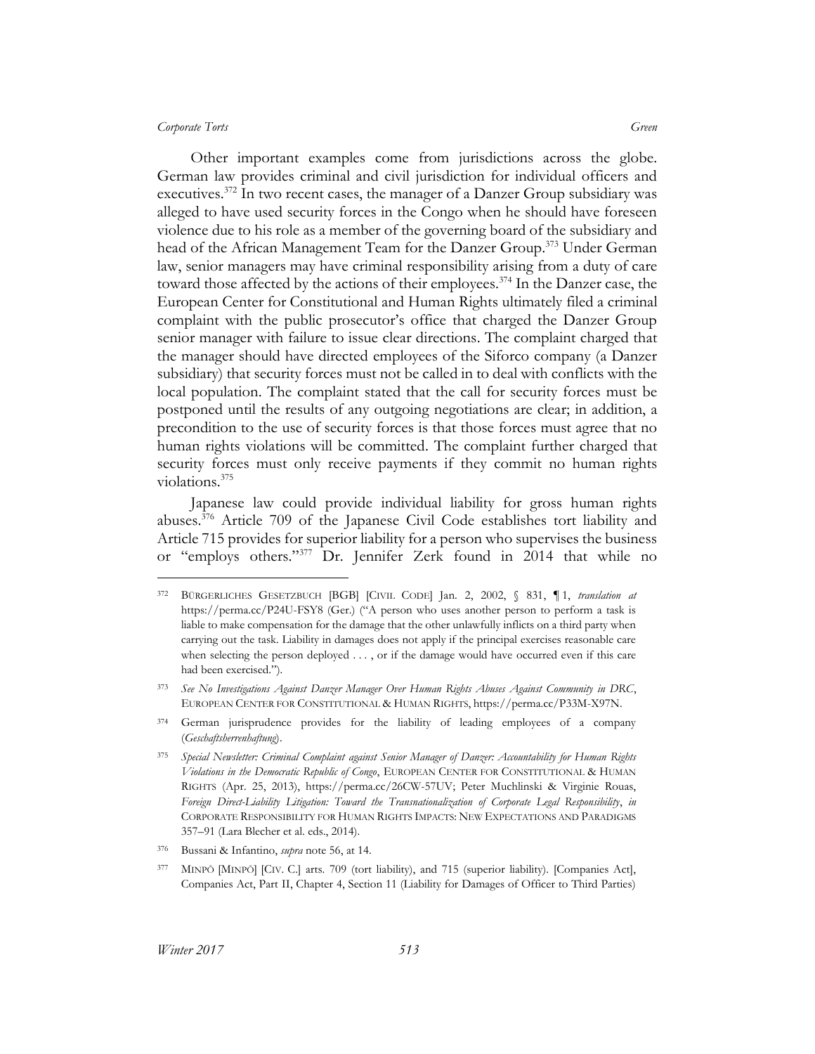Other important examples come from jurisdictions across the globe. German law provides criminal and civil jurisdiction for individual officers and executives.[372] In two recent cases, the manager of a Danzer Group subsidiary was alleged to have used security forces in the Congo when he should have foreseen violence due to his role as a member of the governing board of the subsidiary and head of the African Management Team for the Danzer Group.[373] Under German law, senior managers may have criminal responsibility arising from a duty of care toward those affected by the actions of their employees.[374] In the Danzer case, the European Center for Constitutional and Human Rights ultimately filed a criminal complaint with the public prosecutor's office that charged the Danzer Group senior manager with failure to issue clear directions. The complaint charged that the manager should have directed employees of the Siforco company (a Danzer subsidiary) that security forces must not be called in to deal with conflicts with the local population. The complaint stated that the call for security forces must be postponed until the results of any outgoing negotiations are clear; in addition, a precondition to the use of security forces is that those forces must agree that no human rights violations will be committed. The complaint further charged that security forces must only receive payments if they commit no human rights violations.[375]

Japanese law could provide individual liability for gross human rights abuses.[376] Article 709 of the Japanese Civil Code establishes tort liability and Article 715 provides for superior liability for a person who supervises the business or "employs others."[377] Dr. Jennifer Zerk found in 2014 that while no

---

[372] BÜRGERLICHES GESETZBUCH [BGB] [CIVIL CODE] Jan. 2, 2002, § 831, ¶ 1, *translation at* https://perma.cc/P24U-FSY8 (Ger.) ("A person who uses another person to perform a task is liable to make compensation for the damage that the other unlawfully inflicts on a third party when carrying out the task. Liability in damages does not apply if the principal exercises reasonable care when selecting the person deployed . . . , or if the damage would have occurred even if this care had been exercised.").

[373] *See No Investigations Against Danzer Manager Over Human Rights Abuses Against Community in DRC*, EUROPEAN CENTER FOR CONSTITUTIONAL & HUMAN RIGHTS, https://perma.cc/P33M-X97N.

[374] German jurisprudence provides for the liability of leading employees of a company (*Geschaftsherrenhaftung*).

[375] *Special Newsletter: Criminal Complaint against Senior Manager of Danzer: Accountability for Human Rights Violations in the Democratic Republic of Congo*, EUROPEAN CENTER FOR CONSTITUTIONAL & HUMAN RIGHTS (Apr. 25, 2013), https://perma.cc/26CW-57UV; Peter Muchlinski & Virginie Rouas, *Foreign Direct-Liability Litigation: Toward the Transnationalization of Corporate Legal Responsibility*, *in* CORPORATE RESPONSIBILITY FOR HUMAN RIGHTS IMPACTS: NEW EXPECTATIONS AND PARADIGMS 357–91 (Lara Blecher et al. eds., 2014).

[376] Bussani & Infantino, *supra* note 56, at 14.

[377] MINPŌ [MINPŌ] [CIV. C.] arts. 709 (tort liability), and 715 (superior liability). [Companies Act], Companies Act, Part II, Chapter 4, Section 11 (Liability for Damages of Officer to Third Parties)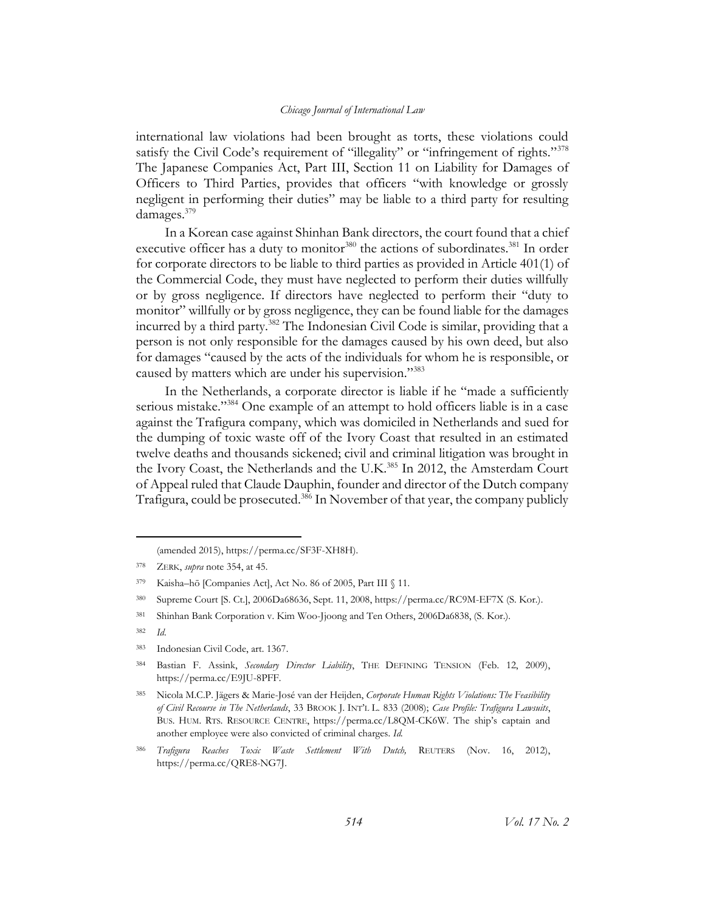international law violations had been brought as torts, these violations could satisfy the Civil Code's requirement of "illegality" or "infringement of rights."[378] The Japanese Companies Act, Part III, Section 11 on Liability for Damages of Officers to Third Parties, provides that officers "with knowledge or grossly negligent in performing their duties" may be liable to a third party for resulting damages.[379]

In a Korean case against Shinhan Bank directors, the court found that a chief executive officer has a duty to monitor[380] the actions of subordinates.[381] In order for corporate directors to be liable to third parties as provided in Article 401(1) of the Commercial Code, they must have neglected to perform their duties willfully or by gross negligence. If directors have neglected to perform their "duty to monitor" willfully or by gross negligence, they can be found liable for the damages incurred by a third party.[382] The Indonesian Civil Code is similar, providing that a person is not only responsible for the damages caused by his own deed, but also for damages "caused by the acts of the individuals for whom he is responsible, or caused by matters which are under his supervision."[383]

In the Netherlands, a corporate director is liable if he "made a sufficiently serious mistake."[384] One example of an attempt to hold officers liable is in a case against the Trafigura company, which was domiciled in Netherlands and sued for the dumping of toxic waste off of the Ivory Coast that resulted in an estimated twelve deaths and thousands sickened; civil and criminal litigation was brought in the Ivory Coast, the Netherlands and the U.K.[385] In 2012, the Amsterdam Court of Appeal ruled that Claude Dauphin, founder and director of the Dutch company Trafigura, could be prosecuted.[386] In November of that year, the company publicly

---

(amended 2015), https://perma.cc/SF3F-XH8H).

[378] ZERK, *supra* note 354, at 45.

[379] Kaisha–hō [Companies Act], Act No. 86 of 2005, Part III § 11.

[380] Supreme Court [S. Ct.], 2006Da68636, Sept. 11, 2008, https://perma.cc/RC9M-EF7X (S. Kor.).

[381] Shinhan Bank Corporation v. Kim Woo-Jjoong and Ten Others, 2006Da6838, (S. Kor.).

[382] *Id.*

[383] Indonesian Civil Code, art. 1367.

[384] Bastian F. Assink, *Secondary Director Liability*, THE DEFINING TENSION (Feb. 12, 2009), https://perma.cc/E9JU-8PFF.

[385] Nicola M.C.P. Jägers & Marie-José van der Heijden, *Corporate Human Rights Violations: The Feasibility of Civil Recourse in The Netherlands*, 33 BROOK J. INT'L L. 833 (2008); *Case Profile: Trafigura Lawsuits*, BUS. HUM. RTS. RESOURCE CENTRE, https://perma.cc/L8QM-CK6W. The ship's captain and another employee were also convicted of criminal charges. *Id.*

[386] *Trafigura Reaches Toxic Waste Settlement With Dutch,* REUTERS (Nov. 16, 2012), https://perma.cc/QRE8-NG7J.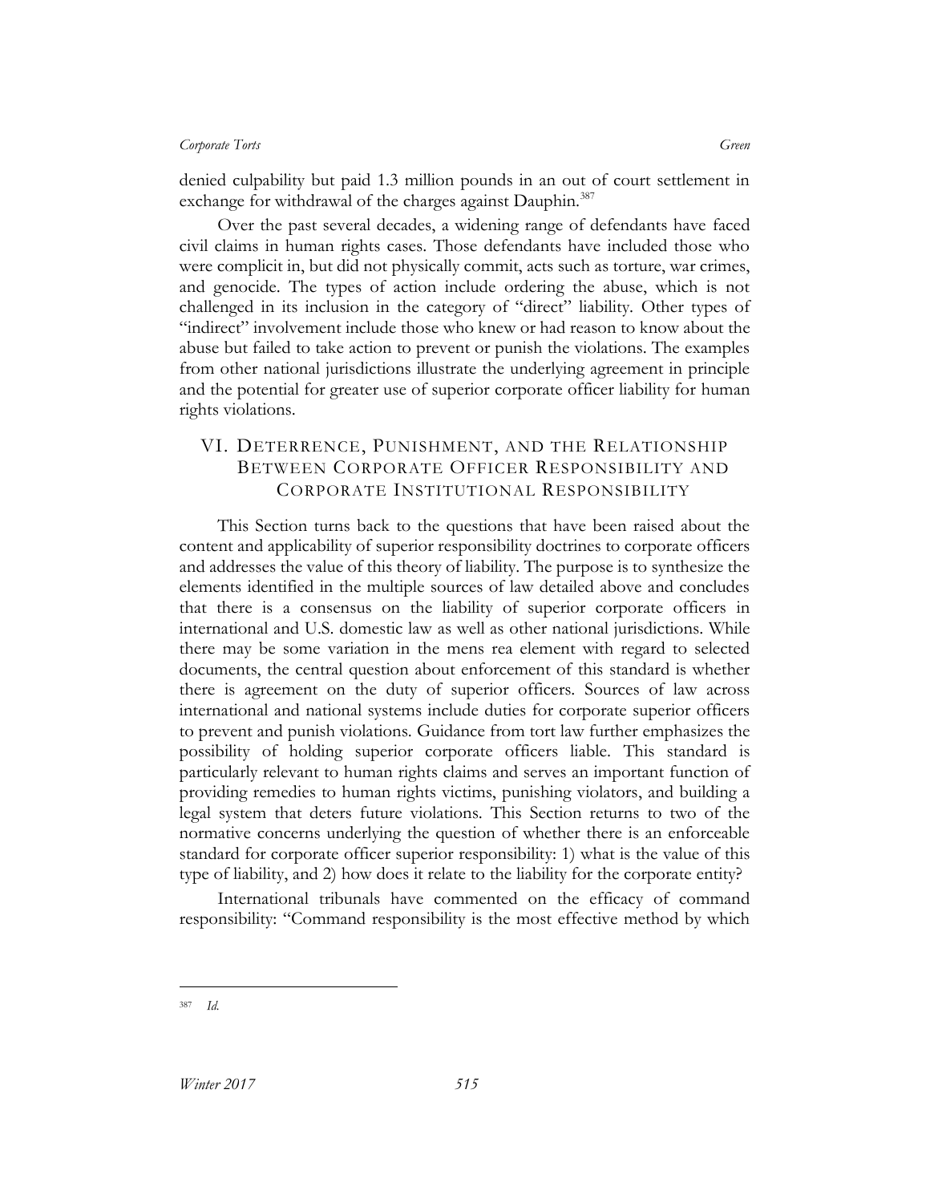denied culpability but paid 1.3 million pounds in an out of court settlement in exchange for withdrawal of the charges against Dauphin.[387]

Over the past several decades, a widening range of defendants have faced civil claims in human rights cases. Those defendants have included those who were complicit in, but did not physically commit, acts such as torture, war crimes, and genocide. The types of action include ordering the abuse, which is not challenged in its inclusion in the category of "direct" liability. Other types of "indirect" involvement include those who knew or had reason to know about the abuse but failed to take action to prevent or punish the violations. The examples from other national jurisdictions illustrate the underlying agreement in principle and the potential for greater use of superior corporate officer liability for human rights violations.

## VI. Deterrence, Punishment, and the Relationship Between Corporate Officer Responsibility and Corporate Institutional Responsibility

This Section turns back to the questions that have been raised about the content and applicability of superior responsibility doctrines to corporate officers and addresses the value of this theory of liability. The purpose is to synthesize the elements identified in the multiple sources of law detailed above and concludes that there is a consensus on the liability of superior corporate officers in international and U.S. domestic law as well as other national jurisdictions. While there may be some variation in the mens rea element with regard to selected documents, the central question about enforcement of this standard is whether there is agreement on the duty of superior officers. Sources of law across international and national systems include duties for corporate superior officers to prevent and punish violations. Guidance from tort law further emphasizes the possibility of holding superior corporate officers liable. This standard is particularly relevant to human rights claims and serves an important function of providing remedies to human rights victims, punishing violators, and building a legal system that deters future violations. This Section returns to two of the normative concerns underlying the question of whether there is an enforceable standard for corporate officer superior responsibility: 1) what is the value of this type of liability, and 2) how does it relate to the liability for the corporate entity?

International tribunals have commented on the efficacy of command responsibility: "Command responsibility is the most effective method by which

[387] *Id.*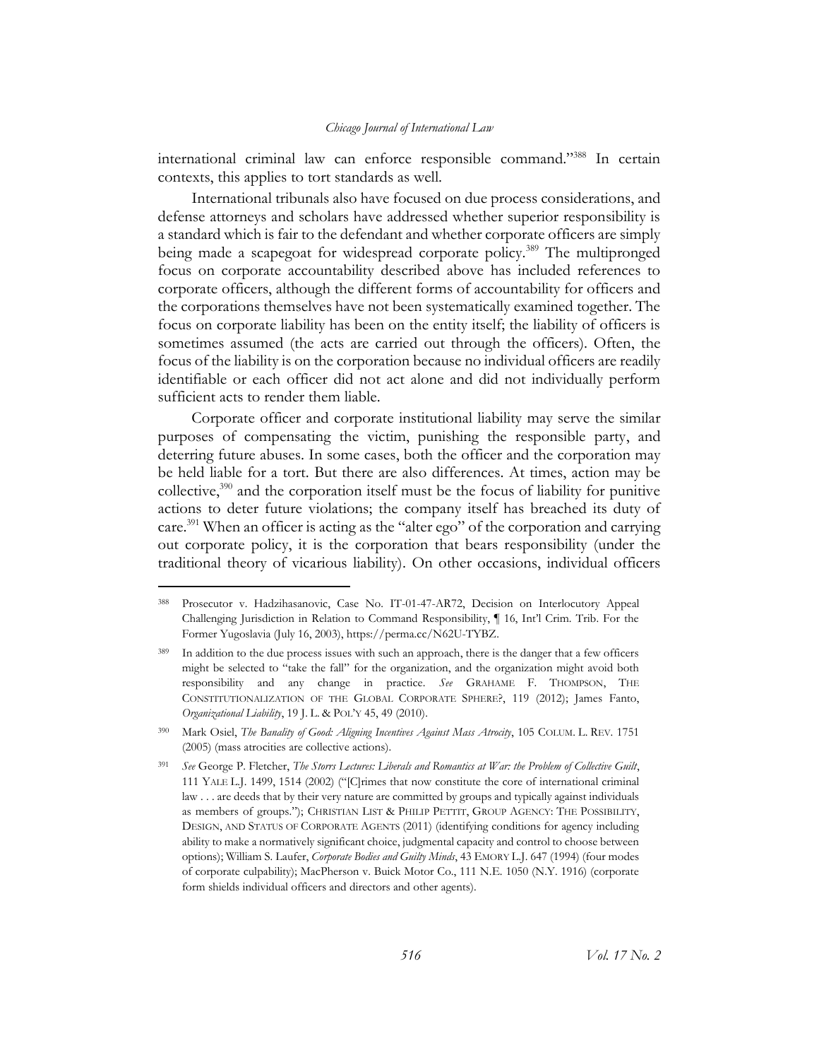international criminal law can enforce responsible command."[388] In certain contexts, this applies to tort standards as well.

International tribunals also have focused on due process considerations, and defense attorneys and scholars have addressed whether superior responsibility is a standard which is fair to the defendant and whether corporate officers are simply being made a scapegoat for widespread corporate policy.[389] The multipronged focus on corporate accountability described above has included references to corporate officers, although the different forms of accountability for officers and the corporations themselves have not been systematically examined together. The focus on corporate liability has been on the entity itself; the liability of officers is sometimes assumed (the acts are carried out through the officers). Often, the focus of the liability is on the corporation because no individual officers are readily identifiable or each officer did not act alone and did not individually perform sufficient acts to render them liable.

Corporate officer and corporate institutional liability may serve the similar purposes of compensating the victim, punishing the responsible party, and deterring future abuses. In some cases, both the officer and the corporation may be held liable for a tort. But there are also differences. At times, action may be collective,[390] and the corporation itself must be the focus of liability for punitive actions to deter future violations; the company itself has breached its duty of care.[391] When an officer is acting as the "alter ego" of the corporation and carrying out corporate policy, it is the corporation that bears responsibility (under the traditional theory of vicarious liability). On other occasions, individual officers

---

[388] Prosecutor v. Hadzihasanovic, Case No. IT-01-47-AR72, Decision on Interlocutory Appeal Challenging Jurisdiction in Relation to Command Responsibility, ¶ 16, Int'l Crim. Trib. For the Former Yugoslavia (July 16, 2003), https://perma.cc/N62U-TYBZ.

[389] In addition to the due process issues with such an approach, there is the danger that a few officers might be selected to "take the fall" for the organization, and the organization might avoid both responsibility and any change in practice. *See* GRAHAME F. THOMPSON, THE CONSTITUTIONALIZATION OF THE GLOBAL CORPORATE SPHERE?, 119 (2012); James Fanto, *Organizational Liability*, 19 J. L. & POL'Y 45, 49 (2010).

[390] Mark Osiel, *The Banality of Good: Aligning Incentives Against Mass Atrocity*, 105 COLUM. L. REV. 1751 (2005) (mass atrocities are collective actions).

[391] *See* George P. Fletcher, *The Storrs Lectures: Liberals and Romantics at War: the Problem of Collective Guilt*, 111 YALE L.J. 1499, 1514 (2002) ("[C]rimes that now constitute the core of international criminal law . . . are deeds that by their very nature are committed by groups and typically against individuals as members of groups."); CHRISTIAN LIST & PHILIP PETTIT, GROUP AGENCY: THE POSSIBILITY, DESIGN, AND STATUS OF CORPORATE AGENTS (2011) (identifying conditions for agency including ability to make a normatively significant choice, judgmental capacity and control to choose between options); William S. Laufer, *Corporate Bodies and Guilty Minds*, 43 EMORY L.J. 647 (1994) (four modes of corporate culpability); MacPherson v. Buick Motor Co., 111 N.E. 1050 (N.Y. 1916) (corporate form shields individual officers and directors and other agents).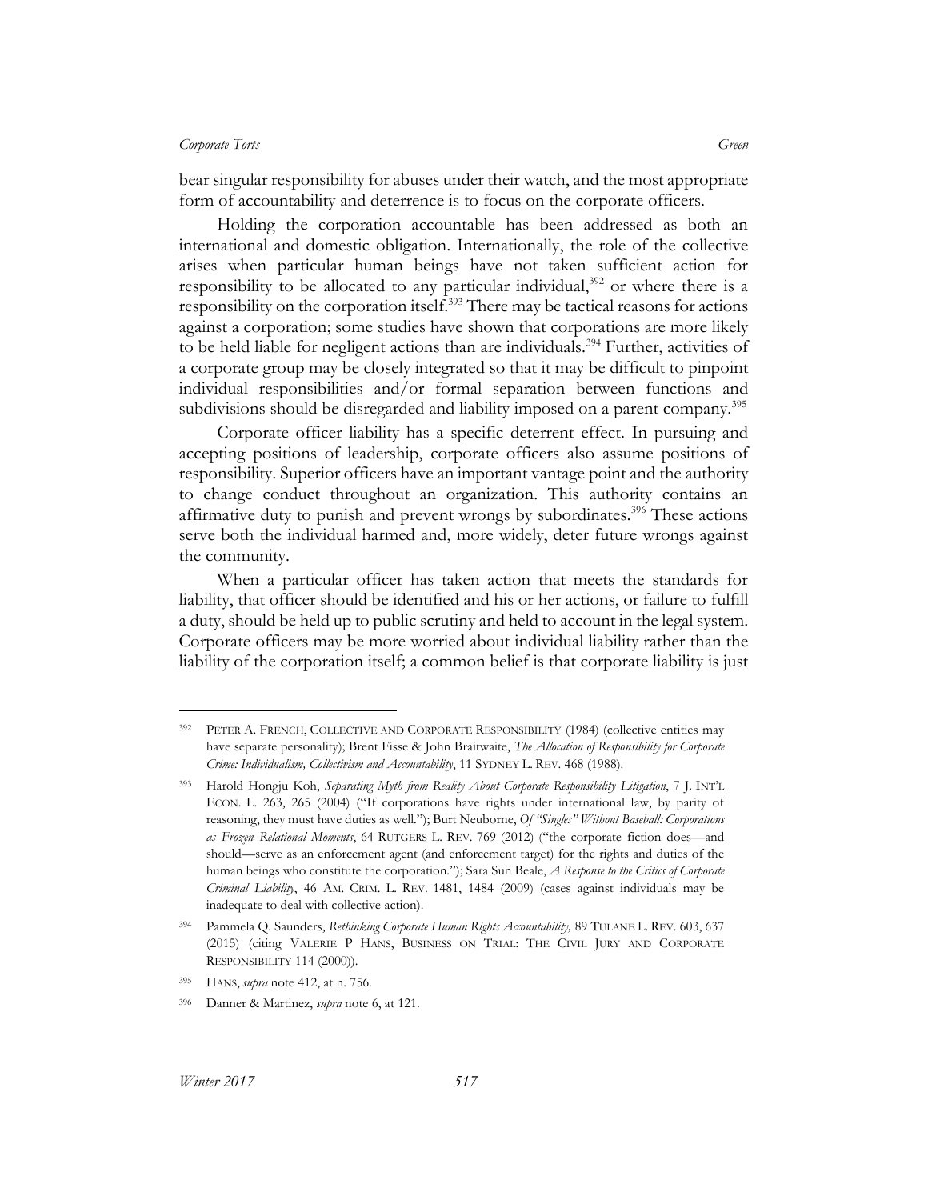bear singular responsibility for abuses under their watch, and the most appropriate form of accountability and deterrence is to focus on the corporate officers.

Holding the corporation accountable has been addressed as both an international and domestic obligation. Internationally, the role of the collective arises when particular human beings have not taken sufficient action for responsibility to be allocated to any particular individual,[392] or where there is a responsibility on the corporation itself.[393] There may be tactical reasons for actions against a corporation; some studies have shown that corporations are more likely to be held liable for negligent actions than are individuals.[394] Further, activities of a corporate group may be closely integrated so that it may be difficult to pinpoint individual responsibilities and/or formal separation between functions and subdivisions should be disregarded and liability imposed on a parent company.[395]

Corporate officer liability has a specific deterrent effect. In pursuing and accepting positions of leadership, corporate officers also assume positions of responsibility. Superior officers have an important vantage point and the authority to change conduct throughout an organization. This authority contains an affirmative duty to punish and prevent wrongs by subordinates.[396] These actions serve both the individual harmed and, more widely, deter future wrongs against the community.

When a particular officer has taken action that meets the standards for liability, that officer should be identified and his or her actions, or failure to fulfill a duty, should be held up to public scrutiny and held to account in the legal system. Corporate officers may be more worried about individual liability rather than the liability of the corporation itself; a common belief is that corporate liability is just

---

[392] PETER A. FRENCH, COLLECTIVE AND CORPORATE RESPONSIBILITY (1984) (collective entities may have separate personality); Brent Fisse & John Braitwaite, *The Allocation of Responsibility for Corporate Crime: Individualism, Collectivism and Accountability*, 11 SYDNEY L. REV. 468 (1988).

[393] Harold Hongju Koh, *Separating Myth from Reality About Corporate Responsibility Litigation*, 7 J. INT'L ECON. L. 263, 265 (2004) ("If corporations have rights under international law, by parity of reasoning, they must have duties as well."); Burt Neuborne, *Of "Singles" Without Baseball: Corporations as Frozen Relational Moments*, 64 RUTGERS L. REV. 769 (2012) ("the corporate fiction does—and should—serve as an enforcement agent (and enforcement target) for the rights and duties of the human beings who constitute the corporation."); Sara Sun Beale, *A Response to the Critics of Corporate Criminal Liability*, 46 AM. CRIM. L. REV. 1481, 1484 (2009) (cases against individuals may be inadequate to deal with collective action).

[394] Pammela Q. Saunders, *Rethinking Corporate Human Rights Accountability,* 89 TULANE L. REV. 603, 637 (2015) (citing VALERIE P HANS, BUSINESS ON TRIAL: THE CIVIL JURY AND CORPORATE RESPONSIBILITY 114 (2000)).

[395] HANS, *supra* note 412, at n. 756.

[396] Danner & Martinez, *supra* note 6, at 121.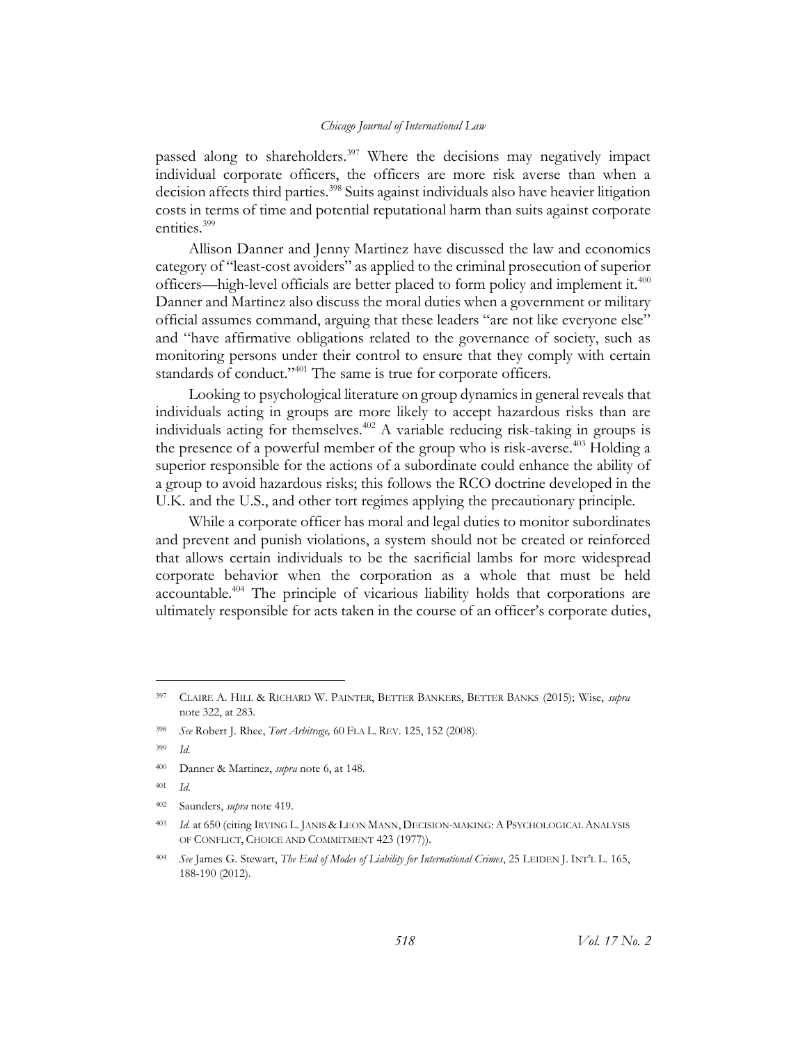passed along to shareholders.[397] Where the decisions may negatively impact individual corporate officers, the officers are more risk averse than when a decision affects third parties.[398] Suits against individuals also have heavier litigation costs in terms of time and potential reputational harm than suits against corporate entities.[399]

Allison Danner and Jenny Martinez have discussed the law and economics category of "least-cost avoiders" as applied to the criminal prosecution of superior officers—high-level officials are better placed to form policy and implement it.[400] Danner and Martinez also discuss the moral duties when a government or military official assumes command, arguing that these leaders "are not like everyone else" and "have affirmative obligations related to the governance of society, such as monitoring persons under their control to ensure that they comply with certain standards of conduct."[401] The same is true for corporate officers.

Looking to psychological literature on group dynamics in general reveals that individuals acting in groups are more likely to accept hazardous risks than are individuals acting for themselves.[402] A variable reducing risk-taking in groups is the presence of a powerful member of the group who is risk-averse.[403] Holding a superior responsible for the actions of a subordinate could enhance the ability of a group to avoid hazardous risks; this follows the RCO doctrine developed in the U.K. and the U.S., and other tort regimes applying the precautionary principle.

While a corporate officer has moral and legal duties to monitor subordinates and prevent and punish violations, a system should not be created or reinforced that allows certain individuals to be the sacrificial lambs for more widespread corporate behavior when the corporation as a whole that must be held accountable.[404] The principle of vicarious liability holds that corporations are ultimately responsible for acts taken in the course of an officer's corporate duties,

---

[397] CLAIRE A. HILL & RICHARD W. PAINTER, BETTER BANKERS, BETTER BANKS (2015); Wise, *supra* note 322, at 283.

[398] *See* Robert J. Rhee, *Tort Arbitrage,* 60 FLA L. REV. 125, 152 (2008).

[399] *Id.*

[400] Danner & Martinez, *supra* note 6, at 148.

[401] *Id.*

[402] Saunders, *supra* note 419.

[403] *Id.* at 650 (citing IRVING L. JANIS & LEON MANN, DECISION-MAKING: A PSYCHOLOGICAL ANALYSIS OF CONFLICT, CHOICE AND COMMITMENT 423 (1977)).

[404] *See* James G. Stewart, *The End of Modes of Liability for International Crimes*, 25 LEIDEN J. INT'L L. 165, 188-190 (2012).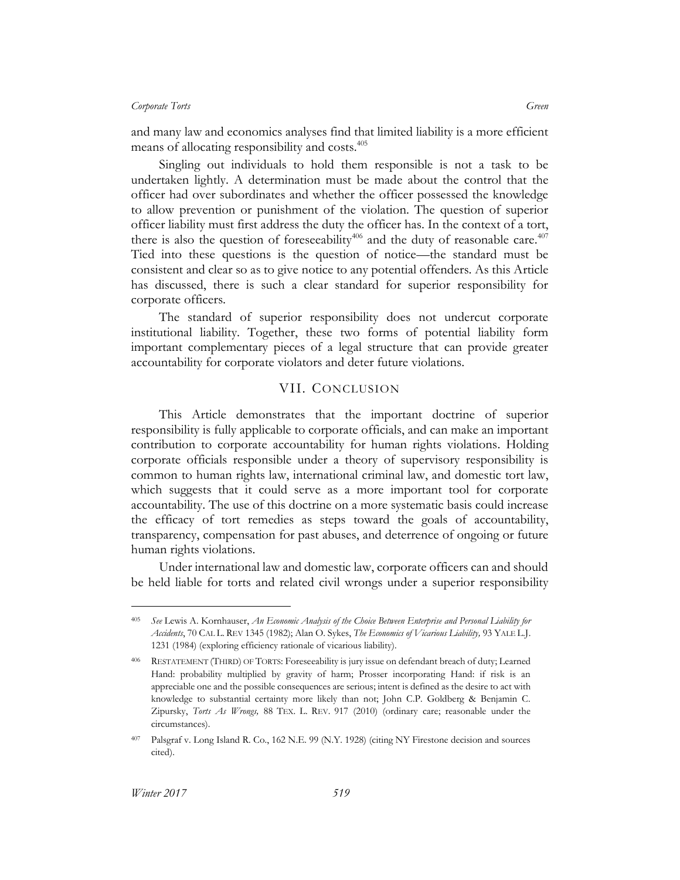and many law and economics analyses find that limited liability is a more efficient means of allocating responsibility and costs.[405]

Singling out individuals to hold them responsible is not a task to be undertaken lightly. A determination must be made about the control that the officer had over subordinates and whether the officer possessed the knowledge to allow prevention or punishment of the violation. The question of superior officer liability must first address the duty the officer has. In the context of a tort, there is also the question of foreseeability[406] and the duty of reasonable care.[407] Tied into these questions is the question of notice—the standard must be consistent and clear so as to give notice to any potential offenders. As this Article has discussed, there is such a clear standard for superior responsibility for corporate officers.

The standard of superior responsibility does not undercut corporate institutional liability. Together, these two forms of potential liability form important complementary pieces of a legal structure that can provide greater accountability for corporate violators and deter future violations.

## VII. Conclusion

This Article demonstrates that the important doctrine of superior responsibility is fully applicable to corporate officials, and can make an important contribution to corporate accountability for human rights violations. Holding corporate officials responsible under a theory of supervisory responsibility is common to human rights law, international criminal law, and domestic tort law, which suggests that it could serve as a more important tool for corporate accountability. The use of this doctrine on a more systematic basis could increase the efficacy of tort remedies as steps toward the goals of accountability, transparency, compensation for past abuses, and deterrence of ongoing or future human rights violations.

Under international law and domestic law, corporate officers can and should be held liable for torts and related civil wrongs under a superior responsibility

---

405 *See* Lewis A. Kornhauser, *An Economic Analysis of the Choice Between Enterprise and Personal Liability for Accidents*, 70 CAL L. REV 1345 (1982); Alan O. Sykes, *The Economics of Vicarious Liability,* 93 YALE L.J. 1231 (1984) (exploring efficiency rationale of vicarious liability).

406 RESTATEMENT (THIRD) OF TORTS: Foreseeability is jury issue on defendant breach of duty; Learned Hand: probability multiplied by gravity of harm; Prosser incorporating Hand: if risk is an appreciable one and the possible consequences are serious; intent is defined as the desire to act with knowledge to substantial certainty more likely than not; John C.P. Goldberg & Benjamin C. Zipursky, *Torts As Wrongs,* 88 TEX. L. REV. 917 (2010) (ordinary care; reasonable under the circumstances).

407 Palsgraf v. Long Island R. Co., 162 N.E. 99 (N.Y. 1928) (citing NY Firestone decision and sources cited).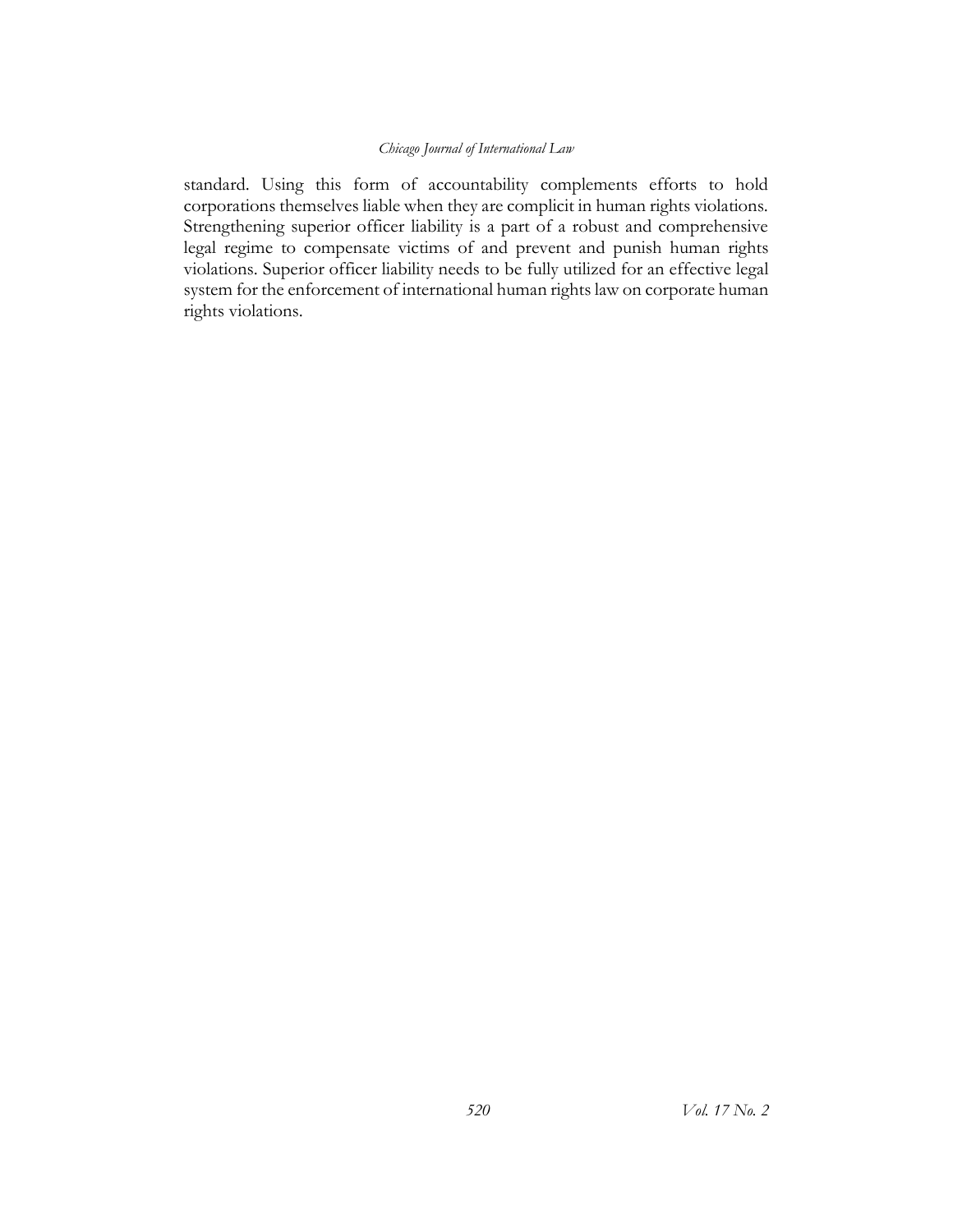standard. Using this form of accountability complements efforts to hold corporations themselves liable when they are complicit in human rights violations. Strengthening superior officer liability is a part of a robust and comprehensive legal regime to compensate victims of and prevent and punish human rights violations. Superior officer liability needs to be fully utilized for an effective legal system for the enforcement of international human rights law on corporate human rights violations.